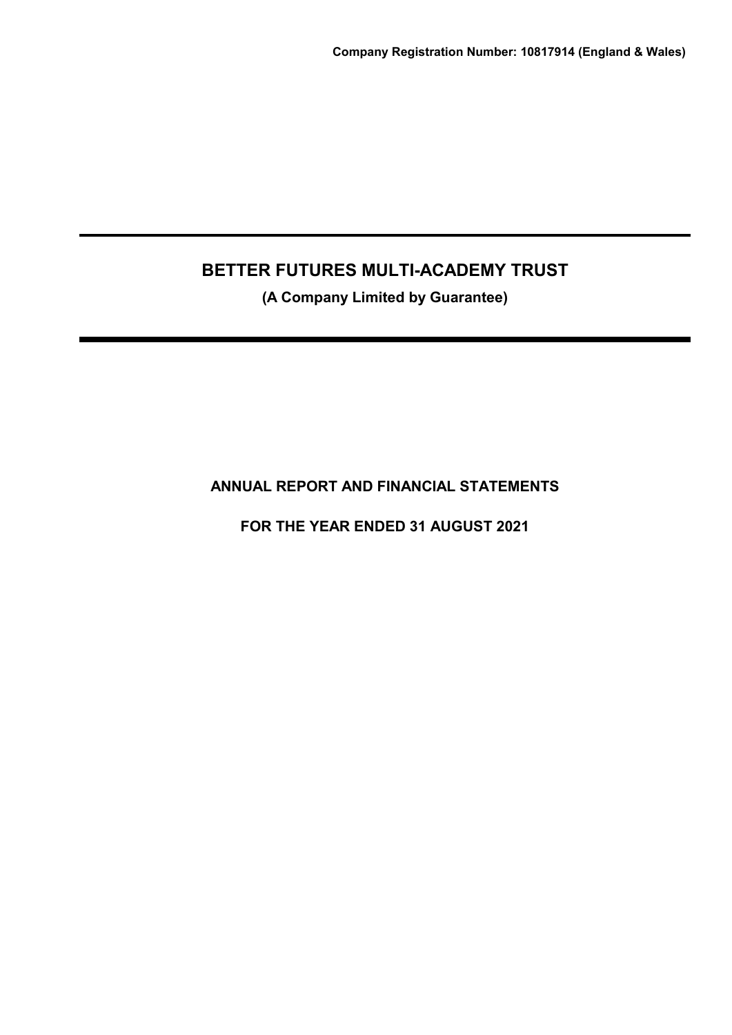**Company Registration Number: 10817914 (England & Wales)**

# BETTER FUTURES MULTI-ACADEMY TRUST

**(A Company Limited by Guarantee)**

## ANNUAL REPORT AND FINANCIAL STATEMENTS

## FOR THE YEAR ENDED 31 AUGUST 2021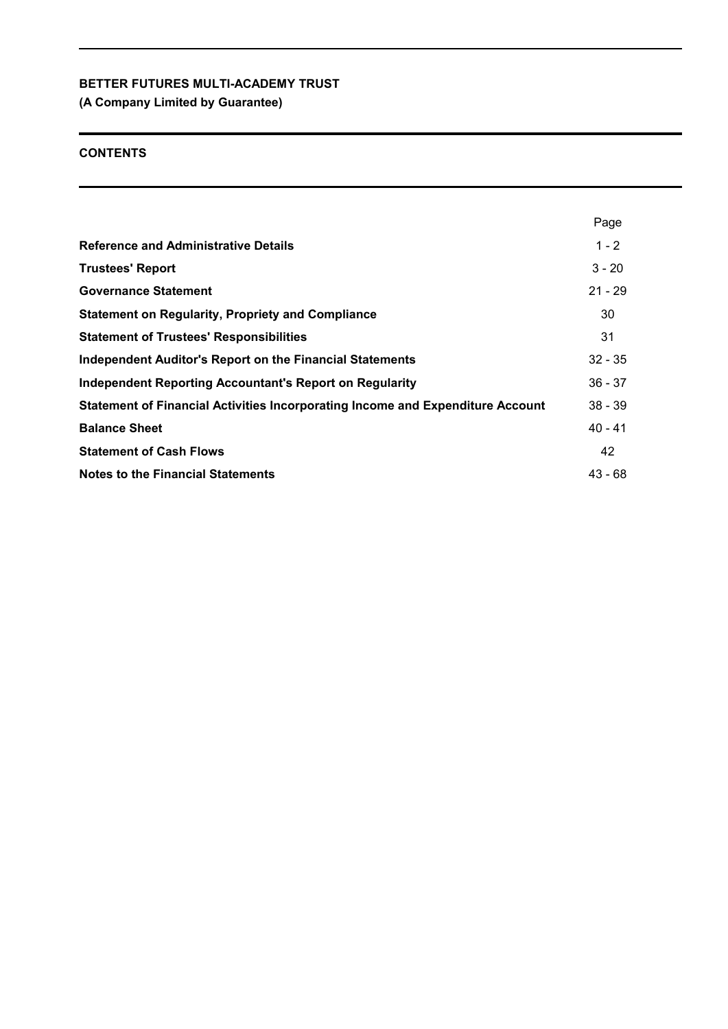**BETTER FUTURES MULTI-ACADEMY TRUST**
**(A Company Limited by Guarantee)**

## CONTENTS

| | Page |
|---|---|
| **Reference and Administrative Details** | 1 - 2 |
| **Trustees' Report** | 3 - 20 |
| **Governance Statement** | 21 - 29 |
| **Statement on Regularity, Propriety and Compliance** | 30 |
| **Statement of Trustees' Responsibilities** | 31 |
| **Independent Auditor's Report on the Financial Statements** | 32 - 35 |
| **Independent Reporting Accountant's Report on Regularity** | 36 - 37 |
| **Statement of Financial Activities Incorporating Income and Expenditure Account** | 38 - 39 |
| **Balance Sheet** | 40 - 41 |
| **Statement of Cash Flows** | 42 |
| **Notes to the Financial Statements** | 43 - 68 |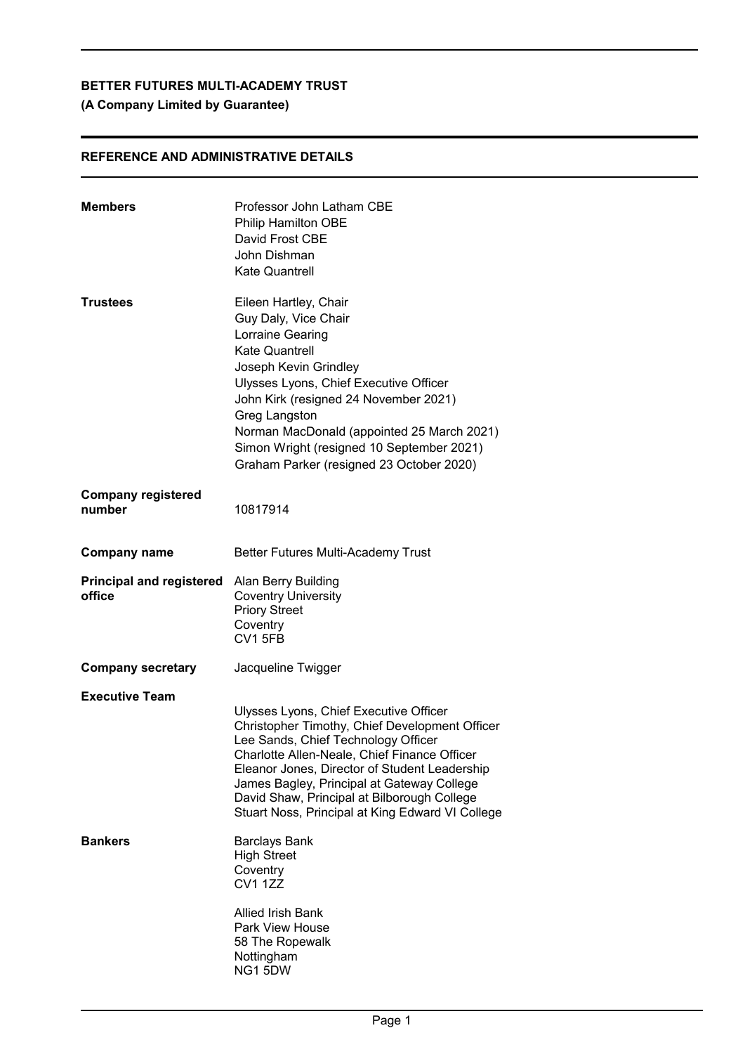**BETTER FUTURES MULTI-ACADEMY TRUST**
**(A Company Limited by Guarantee)**

## REFERENCE AND ADMINISTRATIVE DETAILS

| | |
|---|---|
| **Members** | Professor John Latham CBE<br>Philip Hamilton OBE<br>David Frost CBE<br>John Dishman<br>Kate Quantrell |
| **Trustees** | Eileen Hartley, Chair<br>Guy Daly, Vice Chair<br>Lorraine Gearing<br>Kate Quantrell<br>Joseph Kevin Grindley<br>Ulysses Lyons, Chief Executive Officer<br>John Kirk (resigned 24 November 2021)<br>Greg Langston<br>Norman MacDonald (appointed 25 March 2021)<br>Simon Wright (resigned 10 September 2021)<br>Graham Parker (resigned 23 October 2020) |
| **Company registered number** | 10817914 |
| **Company name** | Better Futures Multi-Academy Trust |
| **Principal and registered office** | Alan Berry Building<br>Coventry University<br>Priory Street<br>Coventry<br>CV1 5FB |
| **Company secretary** | Jacqueline Twigger |
| **Executive Team** | Ulysses Lyons, Chief Executive Officer<br>Christopher Timothy, Chief Development Officer<br>Lee Sands, Chief Technology Officer<br>Charlotte Allen-Neale, Chief Finance Officer<br>Eleanor Jones, Director of Student Leadership<br>James Bagley, Principal at Gateway College<br>David Shaw, Principal at Bilborough College<br>Stuart Noss, Principal at King Edward VI College |
| **Bankers** | Barclays Bank<br>High Street<br>Coventry<br>CV1 1ZZ<br><br>Allied Irish Bank<br>Park View House<br>58 The Ropewalk<br>Nottingham<br>NG1 5DW |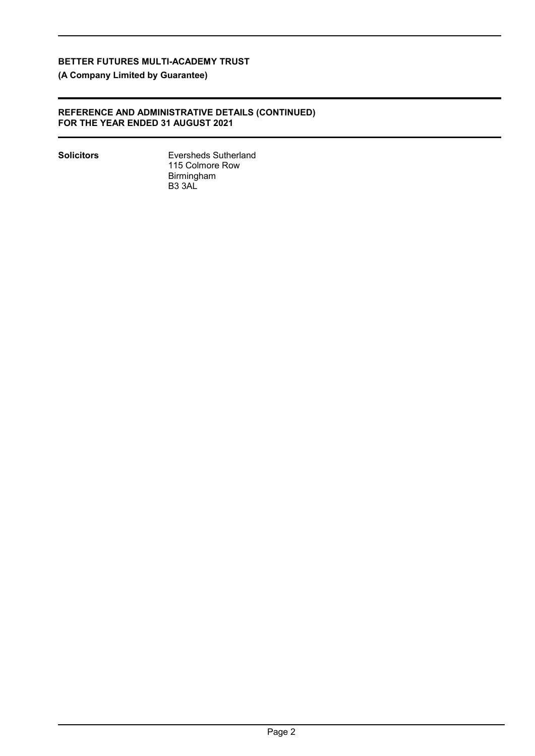**BETTER FUTURES MULTI-ACADEMY TRUST**

**(A Company Limited by Guarantee)**

**REFERENCE AND ADMINISTRATIVE DETAILS (CONTINUED)**
**FOR THE YEAR ENDED 31 AUGUST 2021**

| | |
|---|---|
| **Solicitors** | Eversheds Sutherland<br>115 Colmore Row<br>Birmingham<br>B3 3AL |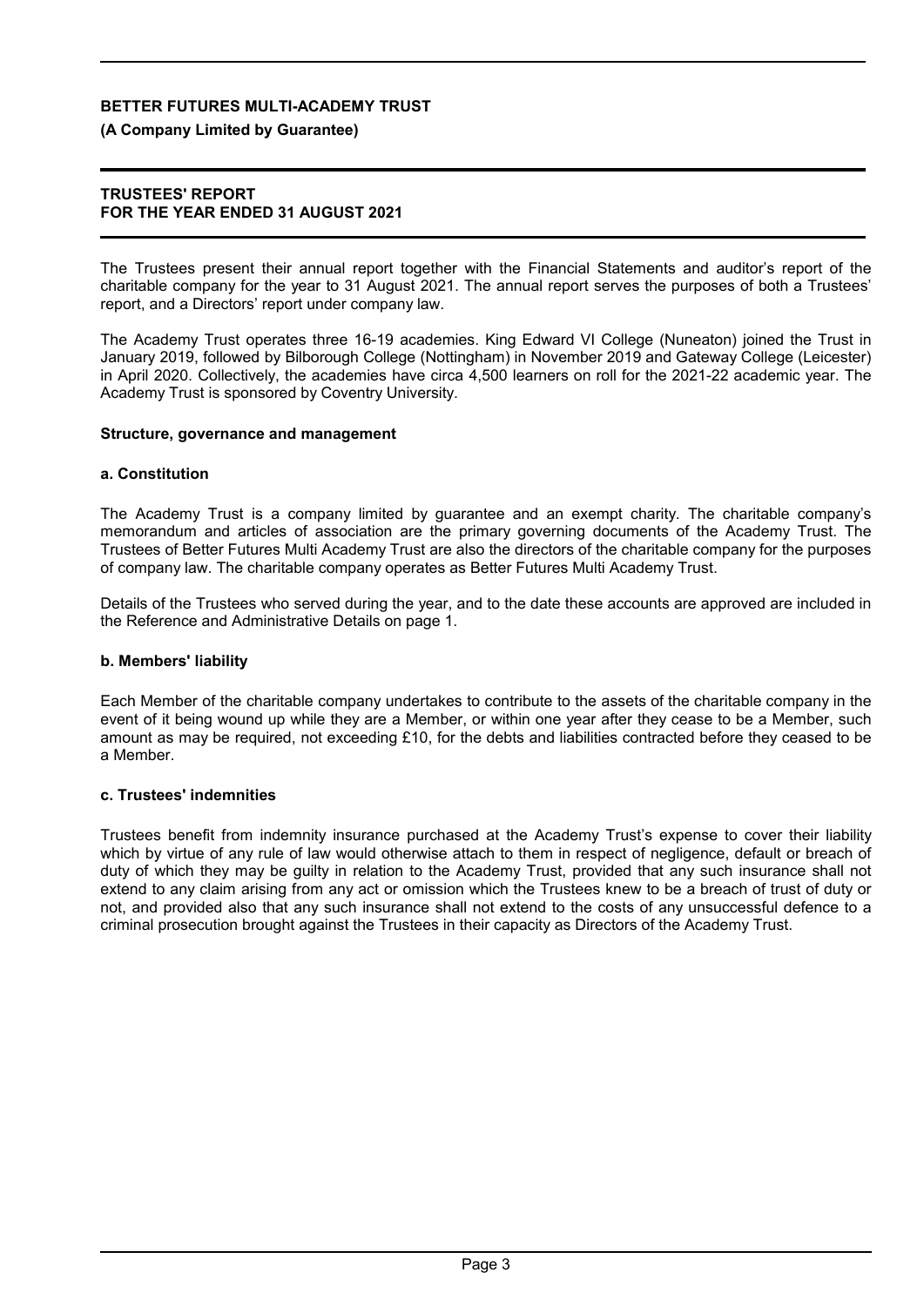**BETTER FUTURES MULTI-ACADEMY TRUST**

**(A Company Limited by Guarantee)**

**TRUSTEES' REPORT**
**FOR THE YEAR ENDED 31 AUGUST 2021**

The Trustees present their annual report together with the Financial Statements and auditor's report of the charitable company for the year to 31 August 2021. The annual report serves the purposes of both a Trustees' report, and a Directors' report under company law.

The Academy Trust operates three 16-19 academies. King Edward VI College (Nuneaton) joined the Trust in January 2019, followed by Bilborough College (Nottingham) in November 2019 and Gateway College (Leicester) in April 2020. Collectively, the academies have circa 4,500 learners on roll for the 2021-22 academic year. The Academy Trust is sponsored by Coventry University.

**Structure, governance and management**

**a. Constitution**

The Academy Trust is a company limited by guarantee and an exempt charity. The charitable company's memorandum and articles of association are the primary governing documents of the Academy Trust. The Trustees of Better Futures Multi Academy Trust are also the directors of the charitable company for the purposes of company law. The charitable company operates as Better Futures Multi Academy Trust.

Details of the Trustees who served during the year, and to the date these accounts are approved are included in the Reference and Administrative Details on page 1.

**b. Members' liability**

Each Member of the charitable company undertakes to contribute to the assets of the charitable company in the event of it being wound up while they are a Member, or within one year after they cease to be a Member, such amount as may be required, not exceeding £10, for the debts and liabilities contracted before they ceased to be a Member.

**c. Trustees' indemnities**

Trustees benefit from indemnity insurance purchased at the Academy Trust's expense to cover their liability which by virtue of any rule of law would otherwise attach to them in respect of negligence, default or breach of duty of which they may be guilty in relation to the Academy Trust, provided that any such insurance shall not extend to any claim arising from any act or omission which the Trustees knew to be a breach of trust of duty or not, and provided also that any such insurance shall not extend to the costs of any unsuccessful defence to a criminal prosecution brought against the Trustees in their capacity as Directors of the Academy Trust.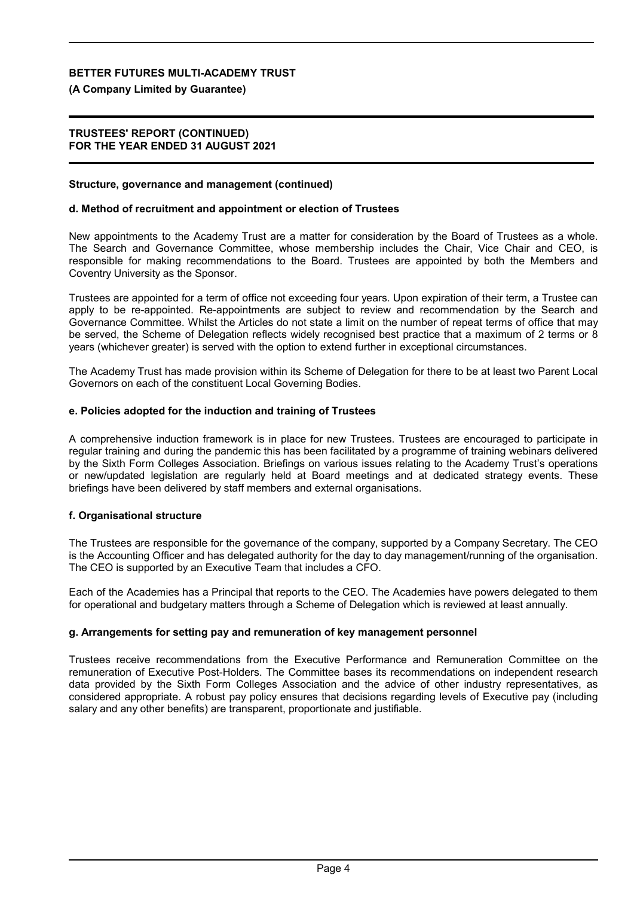### Structure, governance and management (continued)

#### d. Method of recruitment and appointment or election of Trustees

New appointments to the Academy Trust are a matter for consideration by the Board of Trustees as a whole. The Search and Governance Committee, whose membership includes the Chair, Vice Chair and CEO, is responsible for making recommendations to the Board. Trustees are appointed by both the Members and Coventry University as the Sponsor.

Trustees are appointed for a term of office not exceeding four years. Upon expiration of their term, a Trustee can apply to be re-appointed. Re-appointments are subject to review and recommendation by the Search and Governance Committee. Whilst the Articles do not state a limit on the number of repeat terms of office that may be served, the Scheme of Delegation reflects widely recognised best practice that a maximum of 2 terms or 8 years (whichever greater) is served with the option to extend further in exceptional circumstances.

The Academy Trust has made provision within its Scheme of Delegation for there to be at least two Parent Local Governors on each of the constituent Local Governing Bodies.

#### e. Policies adopted for the induction and training of Trustees

A comprehensive induction framework is in place for new Trustees. Trustees are encouraged to participate in regular training and during the pandemic this has been facilitated by a programme of training webinars delivered by the Sixth Form Colleges Association. Briefings on various issues relating to the Academy Trust's operations or new/updated legislation are regularly held at Board meetings and at dedicated strategy events. These briefings have been delivered by staff members and external organisations.

#### f. Organisational structure

The Trustees are responsible for the governance of the company, supported by a Company Secretary. The CEO is the Accounting Officer and has delegated authority for the day to day management/running of the organisation. The CEO is supported by an Executive Team that includes a CFO.

Each of the Academies has a Principal that reports to the CEO. The Academies have powers delegated to them for operational and budgetary matters through a Scheme of Delegation which is reviewed at least annually.

#### g. Arrangements for setting pay and remuneration of key management personnel

Trustees receive recommendations from the Executive Performance and Remuneration Committee on the remuneration of Executive Post-Holders. The Committee bases its recommendations on independent research data provided by the Sixth Form Colleges Association and the advice of other industry representatives, as considered appropriate. A robust pay policy ensures that decisions regarding levels of Executive pay (including salary and any other benefits) are transparent, proportionate and justifiable.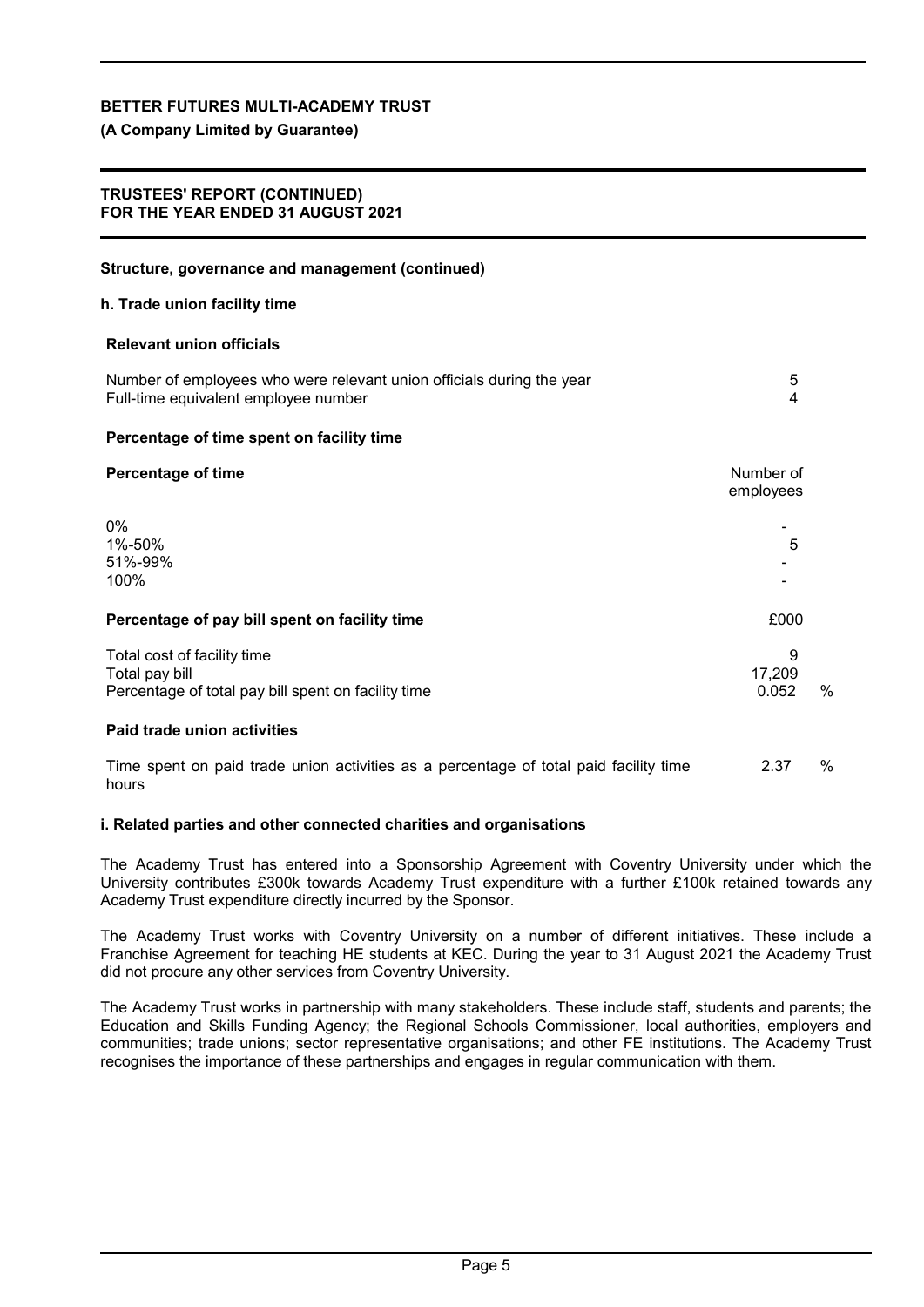**BETTER FUTURES MULTI-ACADEMY TRUST**

**(A Company Limited by Guarantee)**

**TRUSTEES' REPORT (CONTINUED)**
**FOR THE YEAR ENDED 31 AUGUST 2021**

**Structure, governance and management (continued)**

**h. Trade union facility time**

**Relevant union officials**

| | |
|---|---|
| Number of employees who were relevant union officials during the year | 5 |
| Full-time equivalent employee number | 4 |

**Percentage of time spent on facility time**

| **Percentage of time** | Number of employees |
|---|---|
| 0% | - |
| 1%-50% | 5 |
| 51%-99% | - |
| 100% | - |

| **Percentage of pay bill spent on facility time** | £000 | |
|---|---|---|
| Total cost of facility time | 9 | |
| Total pay bill | 17,209 | |
| Percentage of total pay bill spent on facility time | 0.052 | % |

**Paid trade union activities**

| | | |
|---|---|---|
| Time spent on paid trade union activities as a percentage of total paid facility time hours | 2.37 | % |

**i. Related parties and other connected charities and organisations**

The Academy Trust has entered into a Sponsorship Agreement with Coventry University under which the University contributes £300k towards Academy Trust expenditure with a further £100k retained towards any Academy Trust expenditure directly incurred by the Sponsor.

The Academy Trust works with Coventry University on a number of different initiatives. These include a Franchise Agreement for teaching HE students at KEC. During the year to 31 August 2021 the Academy Trust did not procure any other services from Coventry University.

The Academy Trust works in partnership with many stakeholders. These include staff, students and parents; the Education and Skills Funding Agency; the Regional Schools Commissioner, local authorities, employers and communities; trade unions; sector representative organisations; and other FE institutions. The Academy Trust recognises the importance of these partnerships and engages in regular communication with them.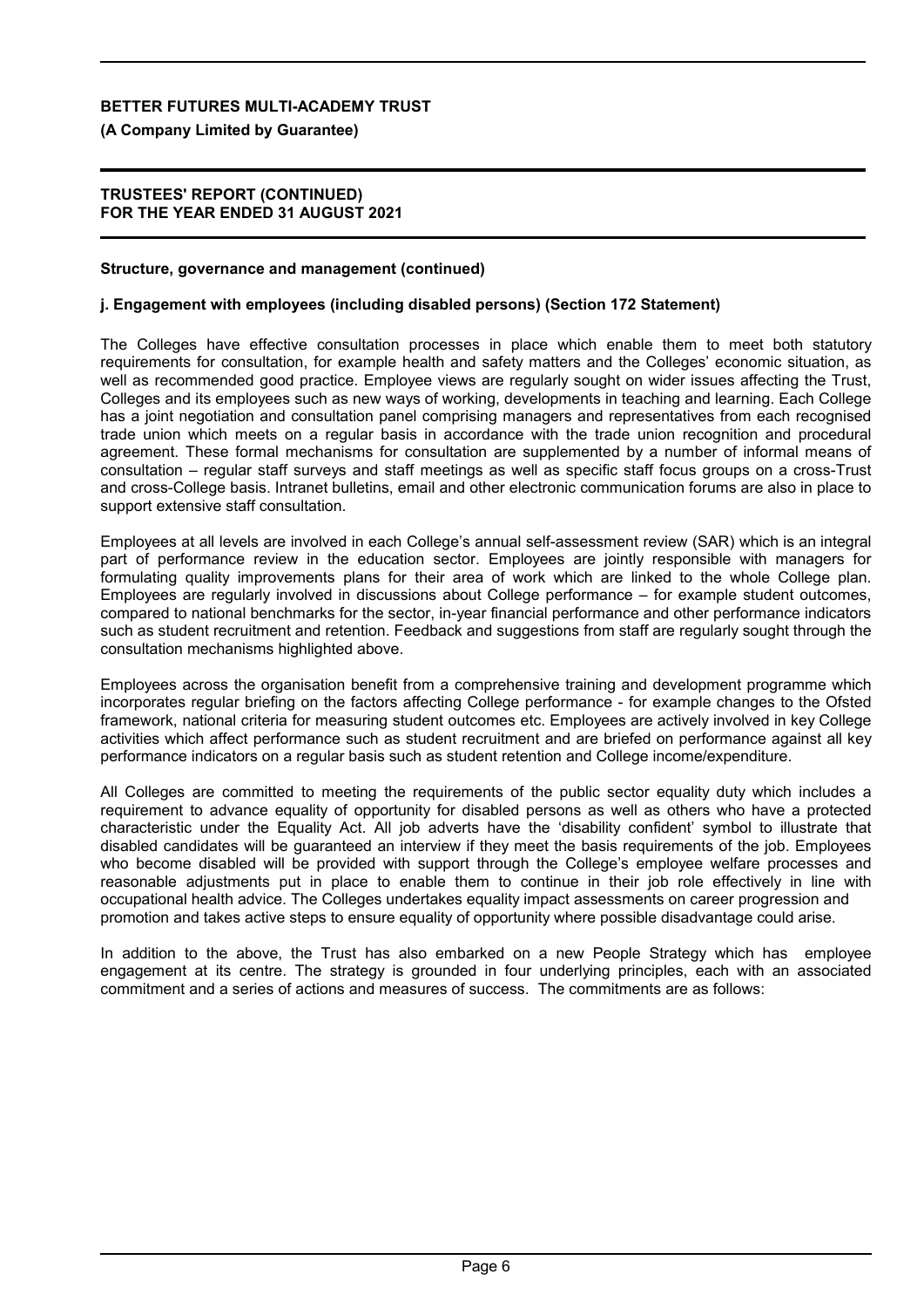**Structure, governance and management (continued)**

**j. Engagement with employees (including disabled persons) (Section 172 Statement)**

The Colleges have effective consultation processes in place which enable them to meet both statutory requirements for consultation, for example health and safety matters and the Colleges' economic situation, as well as recommended good practice. Employee views are regularly sought on wider issues affecting the Trust, Colleges and its employees such as new ways of working, developments in teaching and learning. Each College has a joint negotiation and consultation panel comprising managers and representatives from each recognised trade union which meets on a regular basis in accordance with the trade union recognition and procedural agreement. These formal mechanisms for consultation are supplemented by a number of informal means of consultation – regular staff surveys and staff meetings as well as specific staff focus groups on a cross-Trust and cross-College basis. Intranet bulletins, email and other electronic communication forums are also in place to support extensive staff consultation.

Employees at all levels are involved in each College's annual self-assessment review (SAR) which is an integral part of performance review in the education sector. Employees are jointly responsible with managers for formulating quality improvements plans for their area of work which are linked to the whole College plan. Employees are regularly involved in discussions about College performance – for example student outcomes, compared to national benchmarks for the sector, in-year financial performance and other performance indicators such as student recruitment and retention. Feedback and suggestions from staff are regularly sought through the consultation mechanisms highlighted above.

Employees across the organisation benefit from a comprehensive training and development programme which incorporates regular briefing on the factors affecting College performance - for example changes to the Ofsted framework, national criteria for measuring student outcomes etc. Employees are actively involved in key College activities which affect performance such as student recruitment and are briefed on performance against all key performance indicators on a regular basis such as student retention and College income/expenditure.

All Colleges are committed to meeting the requirements of the public sector equality duty which includes a requirement to advance equality of opportunity for disabled persons as well as others who have a protected characteristic under the Equality Act. All job adverts have the 'disability confident' symbol to illustrate that disabled candidates will be guaranteed an interview if they meet the basis requirements of the job. Employees who become disabled will be provided with support through the College's employee welfare processes and reasonable adjustments put in place to enable them to continue in their job role effectively in line with occupational health advice. The Colleges undertakes equality impact assessments on career progression and promotion and takes active steps to ensure equality of opportunity where possible disadvantage could arise.

In addition to the above, the Trust has also embarked on a new People Strategy which has employee engagement at its centre. The strategy is grounded in four underlying principles, each with an associated commitment and a series of actions and measures of success. The commitments are as follows: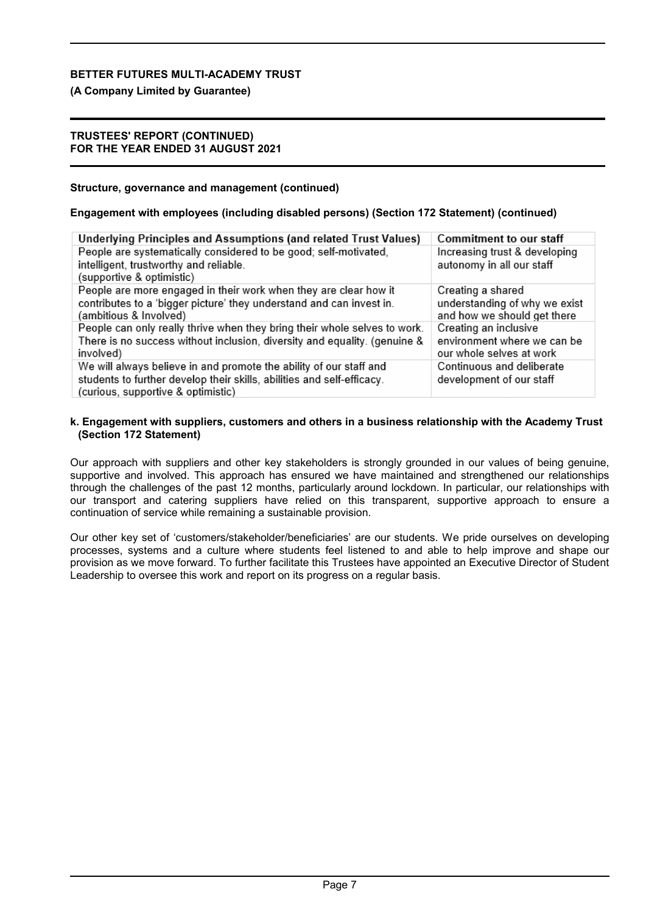**Structure, governance and management (continued)**

**Engagement with employees (including disabled persons) (Section 172 Statement) (continued)**

| Underlying Principles and Assumptions (and related Trust Values) | Commitment to our staff |
|---|---|
| People are systematically considered to be good; self-motivated, intelligent, trustworthy and reliable. (supportive & optimistic) | Increasing trust & developing autonomy in all our staff |
| People are more engaged in their work when they are clear how it contributes to a 'bigger picture' they understand and can invest in. (ambitious & Involved) | Creating a shared understanding of why we exist and how we should get there |
| People can only really thrive when they bring their whole selves to work. There is no success without inclusion, diversity and equality. (genuine & involved) | Creating an inclusive environment where we can be our whole selves at work |
| We will always believe in and promote the ability of our staff and students to further develop their skills, abilities and self-efficacy. (curious, supportive & optimistic) | Continuous and deliberate development of our staff |

**k. Engagement with suppliers, customers and others in a business relationship with the Academy Trust (Section 172 Statement)**

Our approach with suppliers and other key stakeholders is strongly grounded in our values of being genuine, supportive and involved. This approach has ensured we have maintained and strengthened our relationships through the challenges of the past 12 months, particularly around lockdown. In particular, our relationships with our transport and catering suppliers have relied on this transparent, supportive approach to ensure a continuation of service while remaining a sustainable provision.

Our other key set of 'customers/stakeholder/beneficiaries' are our students. We pride ourselves on developing processes, systems and a culture where students feel listened to and able to help improve and shape our provision as we move forward. To further facilitate this Trustees have appointed an Executive Director of Student Leadership to oversee this work and report on its progress on a regular basis.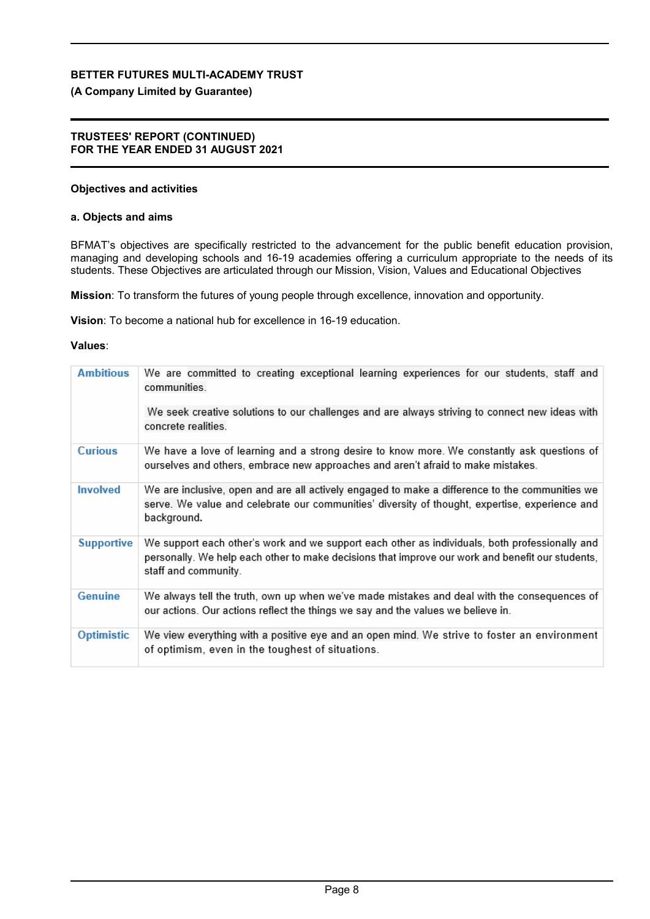**BETTER FUTURES MULTI-ACADEMY TRUST**
**(A Company Limited by Guarantee)**

**TRUSTEES' REPORT (CONTINUED)**
**FOR THE YEAR ENDED 31 AUGUST 2021**

### Objectives and activities

#### a. Objects and aims

BFMAT's objectives are specifically restricted to the advancement for the public benefit education provision, managing and developing schools and 16-19 academies offering a curriculum appropriate to the needs of its students. These Objectives are articulated through our Mission, Vision, Values and Educational Objectives

**Mission**: To transform the futures of young people through excellence, innovation and opportunity.

**Vision**: To become a national hub for excellence in 16-19 education.

**Values**:

| | |
|---|---|
| **Ambitious** | We are committed to creating exceptional learning experiences for our students, staff and communities.<br><br>We seek creative solutions to our challenges and are always striving to connect new ideas with concrete realities. |
| **Curious** | We have a love of learning and a strong desire to know more. We constantly ask questions of ourselves and others, embrace new approaches and aren't afraid to make mistakes. |
| **Involved** | We are inclusive, open and are all actively engaged to make a difference to the communities we serve. We value and celebrate our communities' diversity of thought, expertise, experience and background. |
| **Supportive** | We support each other's work and we support each other as individuals, both professionally and personally. We help each other to make decisions that improve our work and benefit our students, staff and community. |
| **Genuine** | We always tell the truth, own up when we've made mistakes and deal with the consequences of our actions. Our actions reflect the things we say and the values we believe in. |
| **Optimistic** | We view everything with a positive eye and an open mind. We strive to foster an environment of optimism, even in the toughest of situations. |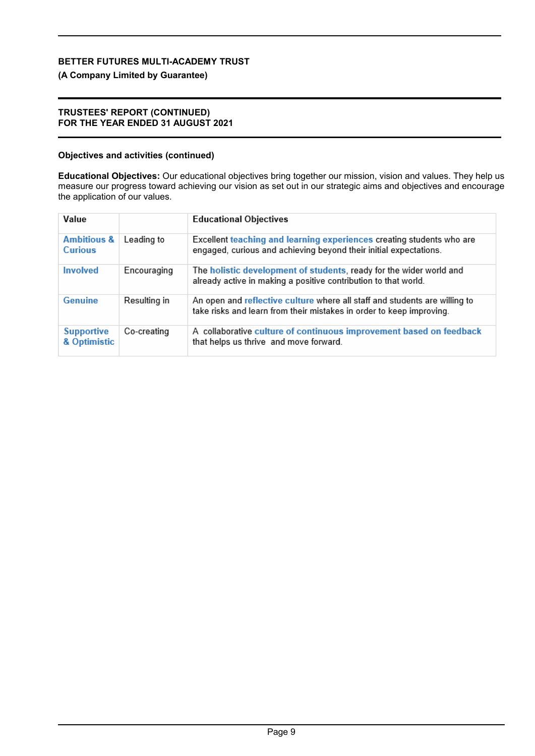**BETTER FUTURES MULTI-ACADEMY TRUST**

**(A Company Limited by Guarantee)**

**TRUSTEES' REPORT (CONTINUED)**
**FOR THE YEAR ENDED 31 AUGUST 2021**

**Objectives and activities (continued)**

**Educational Objectives:** Our educational objectives bring together our mission, vision and values. They help us measure our progress toward achieving our vision as set out in our strategic aims and objectives and encourage the application of our values.

| Value | | Educational Objectives |
|---|---|---|
| **Ambitious & Curious** | Leading to | Excellent **teaching and learning experiences** creating students who are engaged, curious and achieving beyond their initial expectations. |
| **Involved** | Encouraging | The **holistic development of students**, ready for the wider world and already active in making a positive contribution to that world. |
| **Genuine** | Resulting in | An open and **reflective culture** where all staff and students are willing to take risks and learn from their mistakes in order to keep improving. |
| **Supportive & Optimistic** | Co-creating | A collaborative **culture of continuous improvement based on feedback** that helps us thrive and move forward. |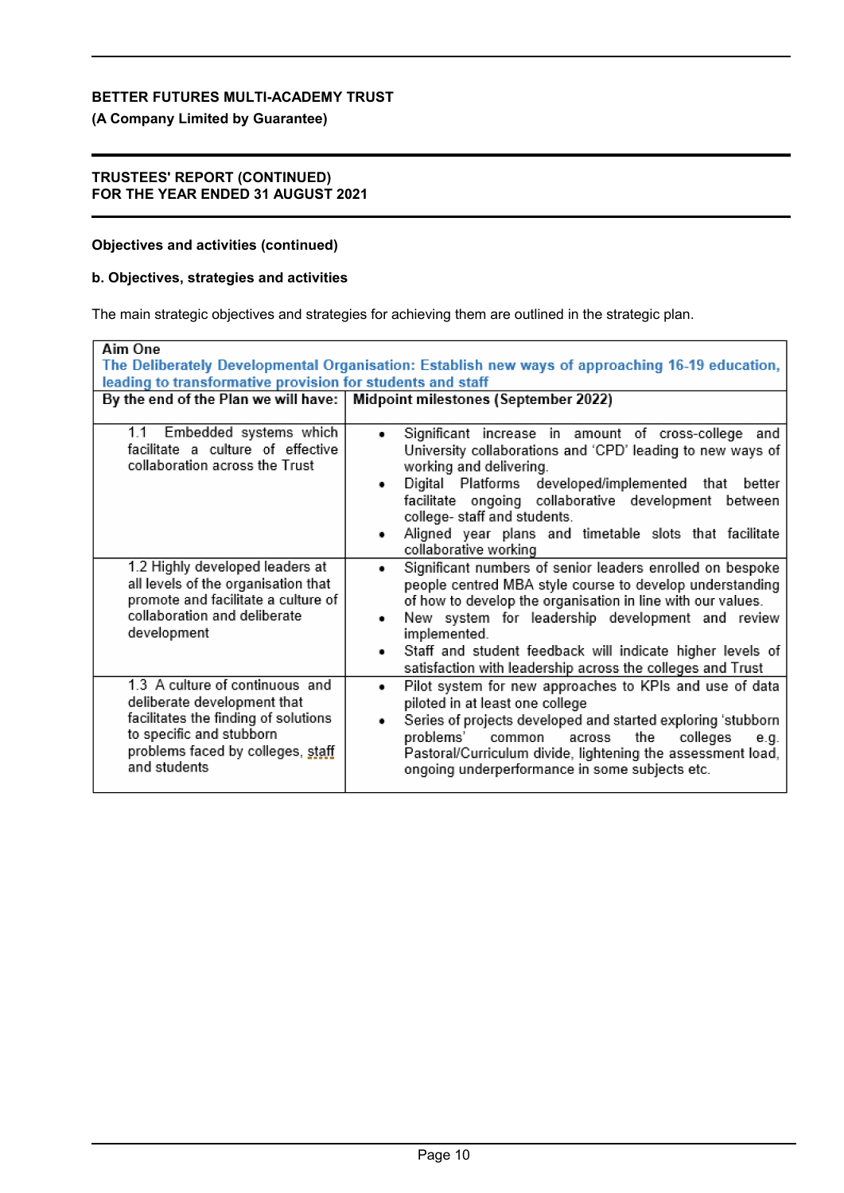**BETTER FUTURES MULTI-ACADEMY TRUST**
**(A Company Limited by Guarantee)**

**TRUSTEES' REPORT (CONTINUED)**
**FOR THE YEAR ENDED 31 AUGUST 2021**

**Objectives and activities (continued)**

**b. Objectives, strategies and activities**

The main strategic objectives and strategies for achieving them are outlined in the strategic plan.

| Aim One<br>**The Deliberately Developmental Organisation: Establish new ways of approaching 16-19 education, leading to transformative provision for students and staff** | |
|---|---|
| **By the end of the Plan we will have:** | **Midpoint milestones (September 2022)** |
| 1.1 Embedded systems which facilitate a culture of effective collaboration across the Trust | • Significant increase in amount of cross-college and University collaborations and 'CPD' leading to new ways of working and delivering.<br>• Digital Platforms developed/implemented that better facilitate ongoing collaborative development between college- staff and students.<br>• Aligned year plans and timetable slots that facilitate collaborative working |
| 1.2 Highly developed leaders at all levels of the organisation that promote and facilitate a culture of collaboration and deliberate development | • Significant numbers of senior leaders enrolled on bespoke people centred MBA style course to develop understanding of how to develop the organisation in line with our values.<br>• New system for leadership development and review implemented.<br>• Staff and student feedback will indicate higher levels of satisfaction with leadership across the colleges and Trust |
| 1.3 A culture of continuous and deliberate development that facilitates the finding of solutions to specific and stubborn problems faced by colleges, staff and students | • Pilot system for new approaches to KPIs and use of data piloted in at least one college<br>• Series of projects developed and started exploring 'stubborn problems' common across the colleges e.g. Pastoral/Curriculum divide, lightening the assessment load, ongoing underperformance in some subjects etc. |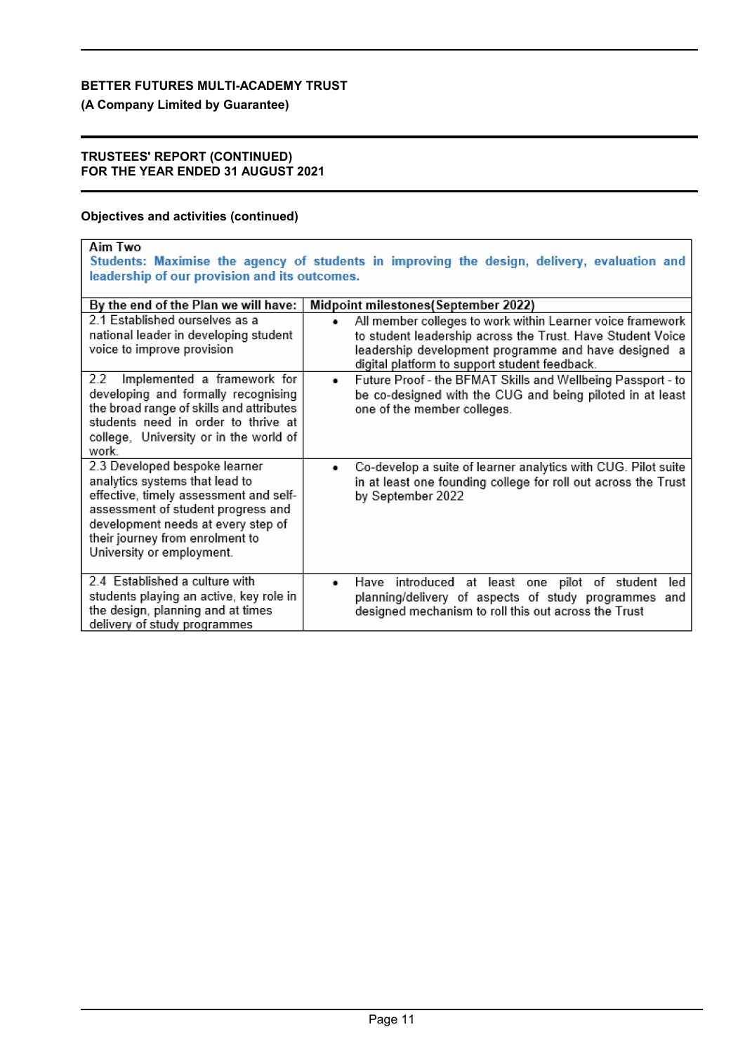**BETTER FUTURES MULTI-ACADEMY TRUST**
**(A Company Limited by Guarantee)**

**TRUSTEES' REPORT (CONTINUED)**
**FOR THE YEAR ENDED 31 AUGUST 2021**

**Objectives and activities (continued)**

Aim Two

**Students: Maximise the agency of students in improving the design, delivery, evaluation and leadership of our provision and its outcomes.**

| By the end of the Plan we will have: | Midpoint milestones(September 2022) |
|---|---|
| 2.1 Established ourselves as a national leader in developing student voice to improve provision | • All member colleges to work within Learner voice framework to student leadership across the Trust. Have Student Voice leadership development programme and have designed a digital platform to support student feedback. |
| 2.2 Implemented a framework for developing and formally recognising the broad range of skills and attributes students need in order to thrive at college, University or in the world of work. | • Future Proof - the BFMAT Skills and Wellbeing Passport - to be co-designed with the CUG and being piloted in at least one of the member colleges. |
| 2.3 Developed bespoke learner analytics systems that lead to effective, timely assessment and self-assessment of student progress and development needs at every step of their journey from enrolment to University or employment. | • Co-develop a suite of learner analytics with CUG. Pilot suite in at least one founding college for roll out across the Trust by September 2022 |
| 2.4 Established a culture with students playing an active, key role in the design, planning and at times delivery of study programmes | • Have introduced at least one pilot of student led planning/delivery of aspects of study programmes and designed mechanism to roll this out across the Trust |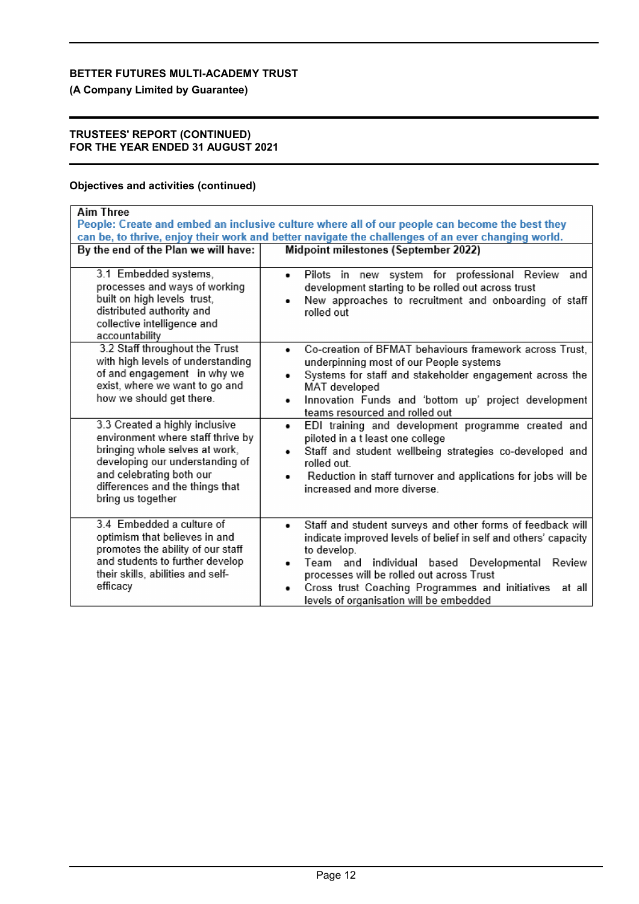**BETTER FUTURES MULTI-ACADEMY TRUST**

**(A Company Limited by Guarantee)**

**TRUSTEES' REPORT (CONTINUED)**
**FOR THE YEAR ENDED 31 AUGUST 2021**

**Objectives and activities (continued)**

| Aim Three<br>People: Create and embed an inclusive culture where all of our people can become the best they can be, to thrive, enjoy their work and better navigate the challenges of an ever changing world. | |
|---|---|
| **By the end of the Plan we will have:** | **Midpoint milestones (September 2022)** |
| 3.1 Embedded systems, processes and ways of working built on high levels trust, distributed authority and collective intelligence and accountability | • Pilots in new system for professional Review and development starting to be rolled out across trust<br>• New approaches to recruitment and onboarding of staff rolled out |
| 3.2 Staff throughout the Trust with high levels of understanding of and engagement in why we exist, where we want to go and how we should get there. | • Co-creation of BFMAT behaviours framework across Trust, underpinning most of our People systems<br>• Systems for staff and stakeholder engagement across the MAT developed<br>• Innovation Funds and 'bottom up' project development teams resourced and rolled out |
| 3.3 Created a highly inclusive environment where staff thrive by bringing whole selves at work, developing our understanding of and celebrating both our differences and the things that bring us together | • EDI training and development programme created and piloted in a t least one college<br>• Staff and student wellbeing strategies co-developed and rolled out.<br>• Reduction in staff turnover and applications for jobs will be increased and more diverse. |
| 3.4 Embedded a culture of optimism that believes in and promotes the ability of our staff and students to further develop their skills, abilities and self-efficacy | • Staff and student surveys and other forms of feedback will indicate improved levels of belief in self and others' capacity to develop.<br>• Team and individual based Developmental Review processes will be rolled out across Trust<br>• Cross trust Coaching Programmes and initiatives at all levels of organisation will be embedded |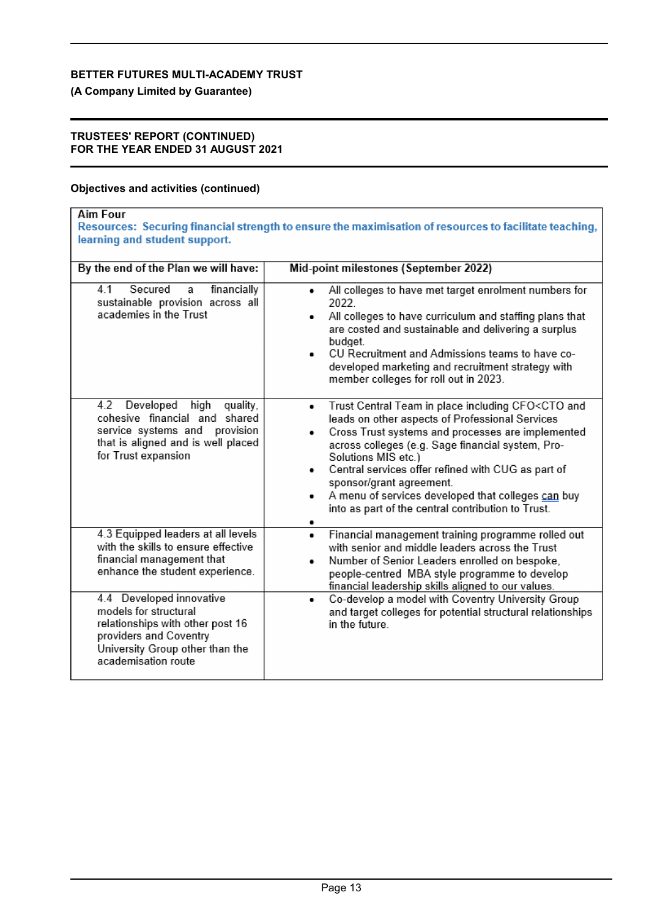BETTER FUTURES MULTI-ACADEMY TRUST
(A Company Limited by Guarantee)

TRUSTEES' REPORT (CONTINUED)
FOR THE YEAR ENDED 31 AUGUST 2021

**Objectives and activities (continued)**

| Aim Four<br>**Resources: Securing financial strength to ensure the maximisation of resources to facilitate teaching, learning and student support.** | |
|---|---|
| **By the end of the Plan we will have:** | **Mid-point milestones (September 2022)** |
| 4.1 Secured a financially sustainable provision across all academies in the Trust | • All colleges to have met target enrolment numbers for 2022.<br>• All colleges to have curriculum and staffing plans that are costed and sustainable and delivering a surplus budget.<br>• CU Recruitment and Admissions teams to have co-developed marketing and recruitment strategy with member colleges for roll out in 2023. |
| 4.2 Developed high quality, cohesive financial and shared service systems and provision that is aligned and is well placed for Trust expansion | • Trust Central Team in place including CFO<CTO and leads on other aspects of Professional Services<br>• Cross Trust systems and processes are implemented across colleges (e.g. Sage financial system, Pro-Solutions MIS etc.)<br>• Central services offer refined with CUG as part of sponsor/grant agreement.<br>• A menu of services developed that colleges can buy into as part of the central contribution to Trust.<br>• |
| 4.3 Equipped leaders at all levels with the skills to ensure effective financial management that enhance the student experience. | • Financial management training programme rolled out with senior and middle leaders across the Trust<br>• Number of Senior Leaders enrolled on bespoke, people-centred MBA style programme to develop financial leadership skills aligned to our values. |
| 4.4 Developed innovative models for structural relationships with other post 16 providers and Coventry University Group other than the academisation route | • Co-develop a model with Coventry University Group and target colleges for potential structural relationships in the future. |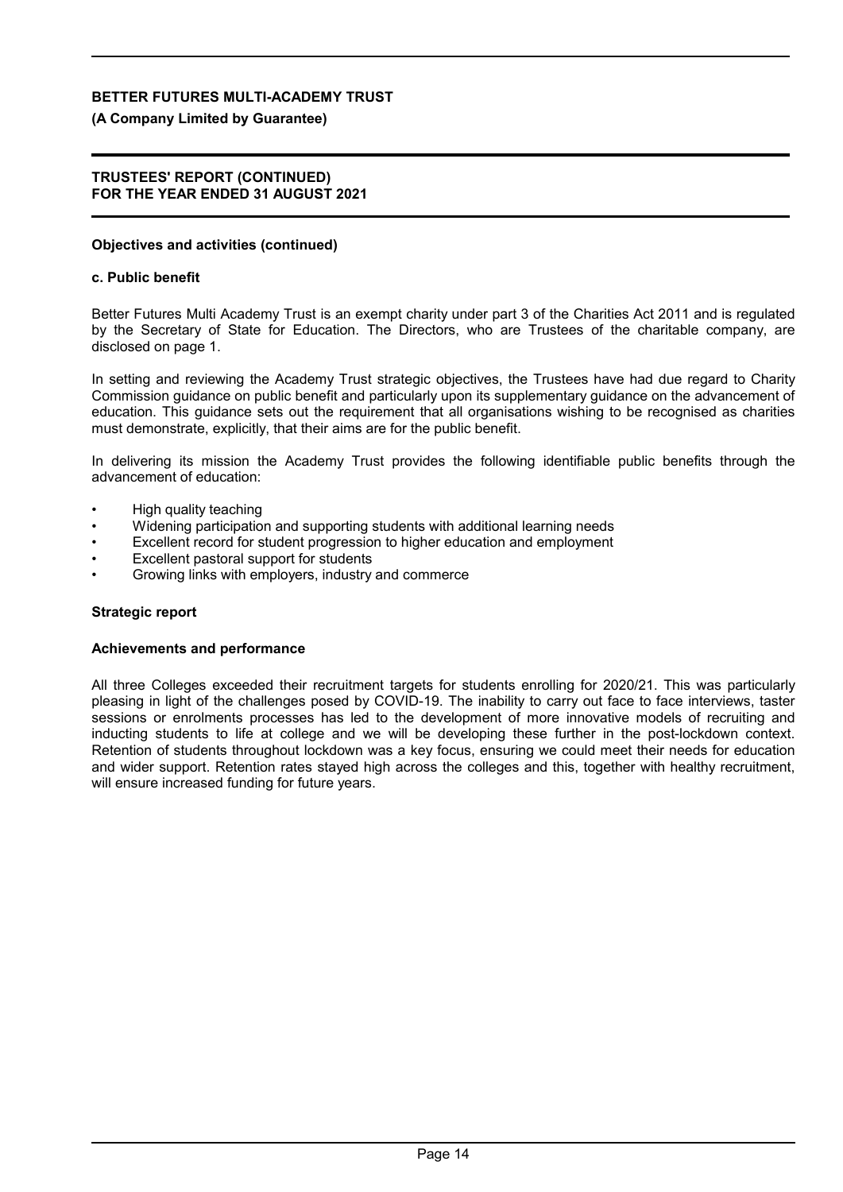### Objectives and activities (continued)

#### c. Public benefit

Better Futures Multi Academy Trust is an exempt charity under part 3 of the Charities Act 2011 and is regulated by the Secretary of State for Education. The Directors, who are Trustees of the charitable company, are disclosed on page 1.

In setting and reviewing the Academy Trust strategic objectives, the Trustees have had due regard to Charity Commission guidance on public benefit and particularly upon its supplementary guidance on the advancement of education. This guidance sets out the requirement that all organisations wishing to be recognised as charities must demonstrate, explicitly, that their aims are for the public benefit.

In delivering its mission the Academy Trust provides the following identifiable public benefits through the advancement of education:

- High quality teaching
- Widening participation and supporting students with additional learning needs
- Excellent record for student progression to higher education and employment
- Excellent pastoral support for students
- Growing links with employers, industry and commerce

## Strategic report

### Achievements and performance

All three Colleges exceeded their recruitment targets for students enrolling for 2020/21. This was particularly pleasing in light of the challenges posed by COVID-19. The inability to carry out face to face interviews, taster sessions or enrolments processes has led to the development of more innovative models of recruiting and inducting students to life at college and we will be developing these further in the post-lockdown context. Retention of students throughout lockdown was a key focus, ensuring we could meet their needs for education and wider support. Retention rates stayed high across the colleges and this, together with healthy recruitment, will ensure increased funding for future years.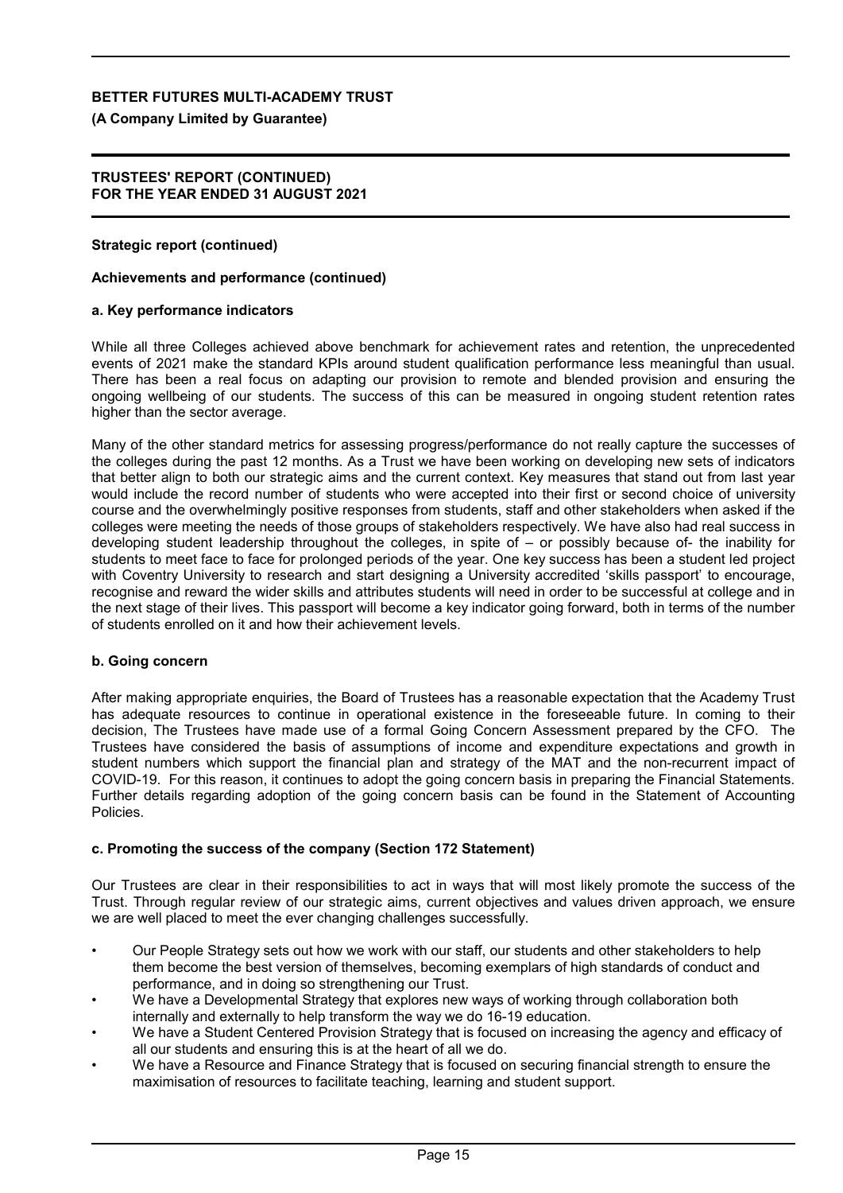**Strategic report (continued)**

**Achievements and performance (continued)**

**a. Key performance indicators**

While all three Colleges achieved above benchmark for achievement rates and retention, the unprecedented events of 2021 make the standard KPIs around student qualification performance less meaningful than usual. There has been a real focus on adapting our provision to remote and blended provision and ensuring the ongoing wellbeing of our students. The success of this can be measured in ongoing student retention rates higher than the sector average.

Many of the other standard metrics for assessing progress/performance do not really capture the successes of the colleges during the past 12 months. As a Trust we have been working on developing new sets of indicators that better align to both our strategic aims and the current context. Key measures that stand out from last year would include the record number of students who were accepted into their first or second choice of university course and the overwhelmingly positive responses from students, staff and other stakeholders when asked if the colleges were meeting the needs of those groups of stakeholders respectively. We have also had real success in developing student leadership throughout the colleges, in spite of – or possibly because of- the inability for students to meet face to face for prolonged periods of the year. One key success has been a student led project with Coventry University to research and start designing a University accredited 'skills passport' to encourage, recognise and reward the wider skills and attributes students will need in order to be successful at college and in the next stage of their lives. This passport will become a key indicator going forward, both in terms of the number of students enrolled on it and how their achievement levels.

**b. Going concern**

After making appropriate enquiries, the Board of Trustees has a reasonable expectation that the Academy Trust has adequate resources to continue in operational existence in the foreseeable future. In coming to their decision, The Trustees have made use of a formal Going Concern Assessment prepared by the CFO. The Trustees have considered the basis of assumptions of income and expenditure expectations and growth in student numbers which support the financial plan and strategy of the MAT and the non-recurrent impact of COVID-19. For this reason, it continues to adopt the going concern basis in preparing the Financial Statements. Further details regarding adoption of the going concern basis can be found in the Statement of Accounting Policies.

**c. Promoting the success of the company (Section 172 Statement)**

Our Trustees are clear in their responsibilities to act in ways that will most likely promote the success of the Trust. Through regular review of our strategic aims, current objectives and values driven approach, we ensure we are well placed to meet the ever changing challenges successfully.

- Our People Strategy sets out how we work with our staff, our students and other stakeholders to help them become the best version of themselves, becoming exemplars of high standards of conduct and performance, and in doing so strengthening our Trust.
- We have a Developmental Strategy that explores new ways of working through collaboration both internally and externally to help transform the way we do 16-19 education.
- We have a Student Centered Provision Strategy that is focused on increasing the agency and efficacy of all our students and ensuring this is at the heart of all we do.
- We have a Resource and Finance Strategy that is focused on securing financial strength to ensure the maximisation of resources to facilitate teaching, learning and student support.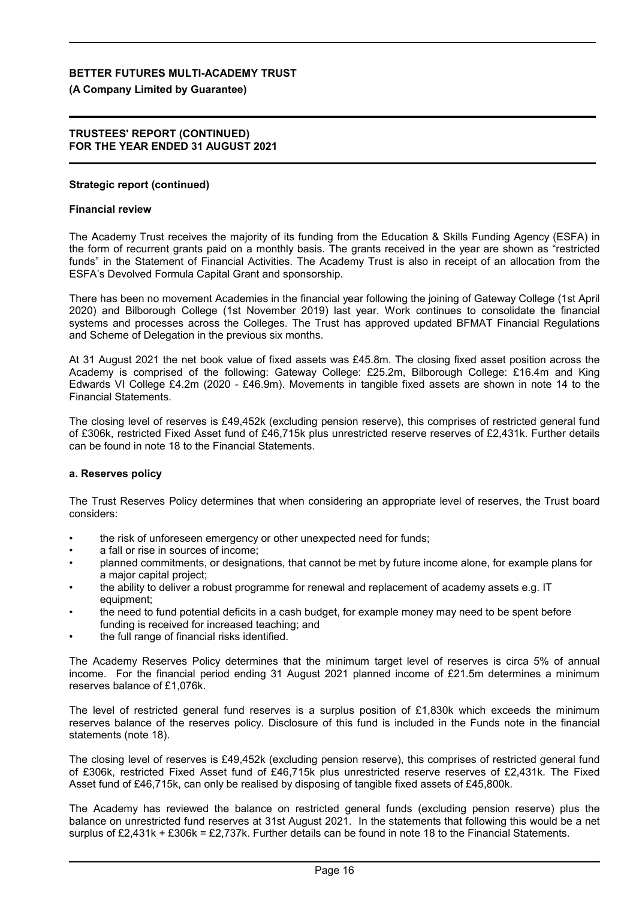**Strategic report (continued)**

**Financial review**

The Academy Trust receives the majority of its funding from the Education & Skills Funding Agency (ESFA) in the form of recurrent grants paid on a monthly basis. The grants received in the year are shown as "restricted funds" in the Statement of Financial Activities. The Academy Trust is also in receipt of an allocation from the ESFA's Devolved Formula Capital Grant and sponsorship.

There has been no movement Academies in the financial year following the joining of Gateway College (1st April 2020) and Bilborough College (1st November 2019) last year. Work continues to consolidate the financial systems and processes across the Colleges. The Trust has approved updated BFMAT Financial Regulations and Scheme of Delegation in the previous six months.

At 31 August 2021 the net book value of fixed assets was £45.8m. The closing fixed asset position across the Academy is comprised of the following: Gateway College: £25.2m, Bilborough College: £16.4m and King Edwards VI College £4.2m (2020 - £46.9m). Movements in tangible fixed assets are shown in note 14 to the Financial Statements.

The closing level of reserves is £49,452k (excluding pension reserve), this comprises of restricted general fund of £306k, restricted Fixed Asset fund of £46,715k plus unrestricted reserve reserves of £2,431k. Further details can be found in note 18 to the Financial Statements.

**a. Reserves policy**

The Trust Reserves Policy determines that when considering an appropriate level of reserves, the Trust board considers:

- the risk of unforeseen emergency or other unexpected need for funds;
- a fall or rise in sources of income;
- planned commitments, or designations, that cannot be met by future income alone, for example plans for a major capital project;
- the ability to deliver a robust programme for renewal and replacement of academy assets e.g. IT equipment;
- the need to fund potential deficits in a cash budget, for example money may need to be spent before funding is received for increased teaching; and
- the full range of financial risks identified.

The Academy Reserves Policy determines that the minimum target level of reserves is circa 5% of annual income. For the financial period ending 31 August 2021 planned income of £21.5m determines a minimum reserves balance of £1,076k.

The level of restricted general fund reserves is a surplus position of £1,830k which exceeds the minimum reserves balance of the reserves policy. Disclosure of this fund is included in the Funds note in the financial statements (note 18).

The closing level of reserves is £49,452k (excluding pension reserve), this comprises of restricted general fund of £306k, restricted Fixed Asset fund of £46,715k plus unrestricted reserve reserves of £2,431k. The Fixed Asset fund of £46,715k, can only be realised by disposing of tangible fixed assets of £45,800k.

The Academy has reviewed the balance on restricted general funds (excluding pension reserve) plus the balance on unrestricted fund reserves at 31st August 2021. In the statements that following this would be a net surplus of £2,431k + £306k = £2,737k. Further details can be found in note 18 to the Financial Statements.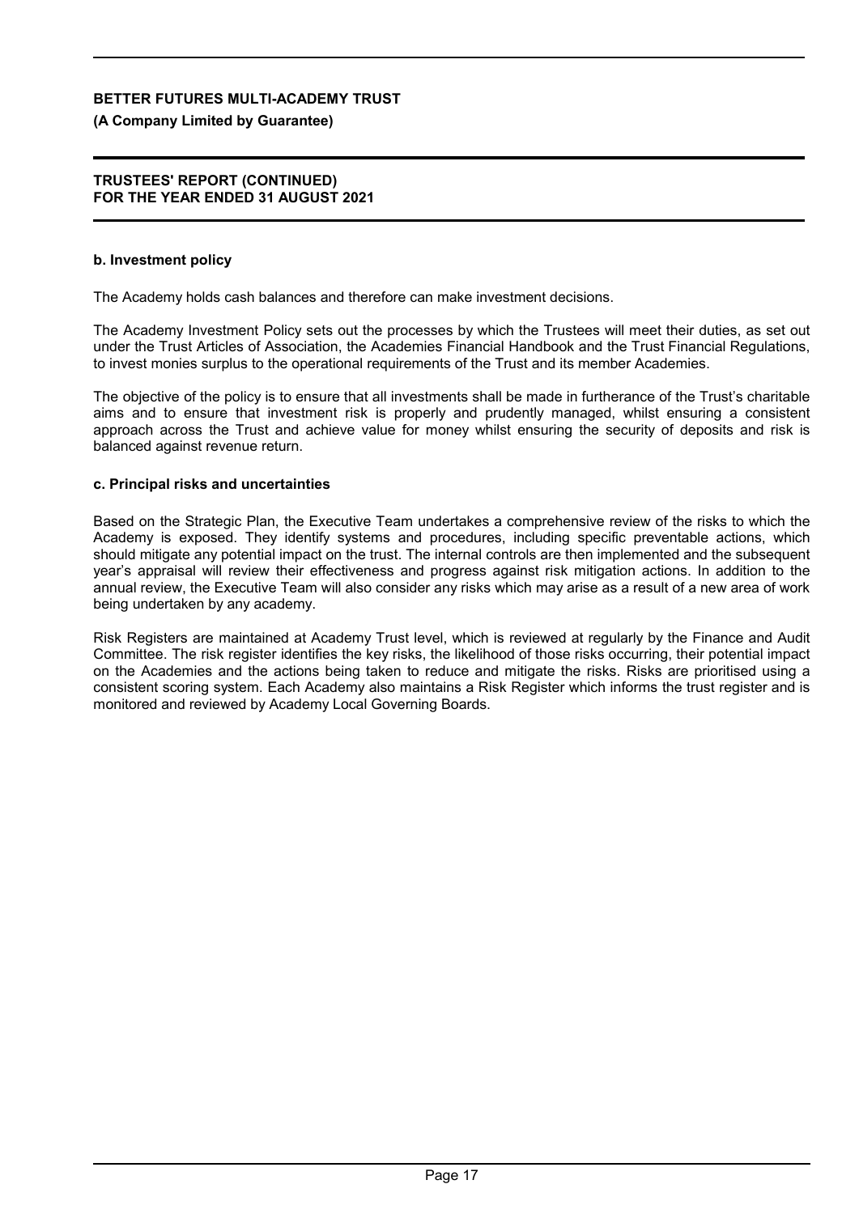#### b. Investment policy

The Academy holds cash balances and therefore can make investment decisions.

The Academy Investment Policy sets out the processes by which the Trustees will meet their duties, as set out under the Trust Articles of Association, the Academies Financial Handbook and the Trust Financial Regulations, to invest monies surplus to the operational requirements of the Trust and its member Academies.

The objective of the policy is to ensure that all investments shall be made in furtherance of the Trust's charitable aims and to ensure that investment risk is properly and prudently managed, whilst ensuring a consistent approach across the Trust and achieve value for money whilst ensuring the security of deposits and risk is balanced against revenue return.

#### c. Principal risks and uncertainties

Based on the Strategic Plan, the Executive Team undertakes a comprehensive review of the risks to which the Academy is exposed. They identify systems and procedures, including specific preventable actions, which should mitigate any potential impact on the trust. The internal controls are then implemented and the subsequent year's appraisal will review their effectiveness and progress against risk mitigation actions. In addition to the annual review, the Executive Team will also consider any risks which may arise as a result of a new area of work being undertaken by any academy.

Risk Registers are maintained at Academy Trust level, which is reviewed at regularly by the Finance and Audit Committee. The risk register identifies the key risks, the likelihood of those risks occurring, their potential impact on the Academies and the actions being taken to reduce and mitigate the risks. Risks are prioritised using a consistent scoring system. Each Academy also maintains a Risk Register which informs the trust register and is monitored and reviewed by Academy Local Governing Boards.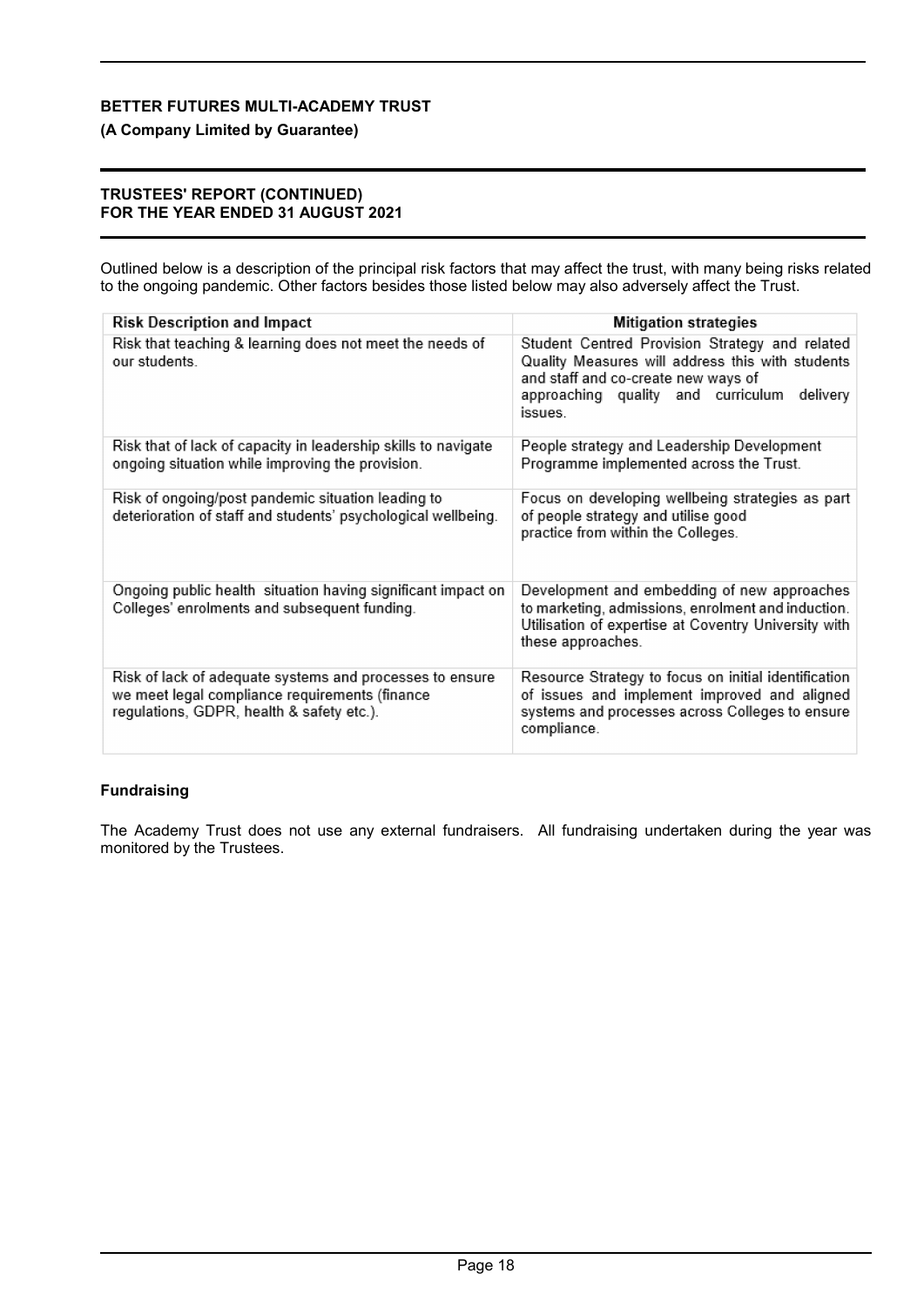Outlined below is a description of the principal risk factors that may affect the trust, with many being risks related to the ongoing pandemic. Other factors besides those listed below may also adversely affect the Trust.

| Risk Description and Impact | Mitigation strategies |
| --- | --- |
| Risk that teaching & learning does not meet the needs of our students. | Student Centred Provision Strategy and related Quality Measures will address this with students and staff and co-create new ways of approaching quality and curriculum delivery issues. |
| Risk that of lack of capacity in leadership skills to navigate ongoing situation while improving the provision. | People strategy and Leadership Development Programme implemented across the Trust. |
| Risk of ongoing/post pandemic situation leading to deterioration of staff and students' psychological wellbeing. | Focus on developing wellbeing strategies as part of people strategy and utilise good practice from within the Colleges. |
| Ongoing public health situation having significant impact on Colleges' enrolments and subsequent funding. | Development and embedding of new approaches to marketing, admissions, enrolment and induction. Utilisation of expertise at Coventry University with these approaches. |
| Risk of lack of adequate systems and processes to ensure we meet legal compliance requirements (finance regulations, GDPR, health & safety etc.). | Resource Strategy to focus on initial identification of issues and implement improved and aligned systems and processes across Colleges to ensure compliance. |

### Fundraising

The Academy Trust does not use any external fundraisers. All fundraising undertaken during the year was monitored by the Trustees.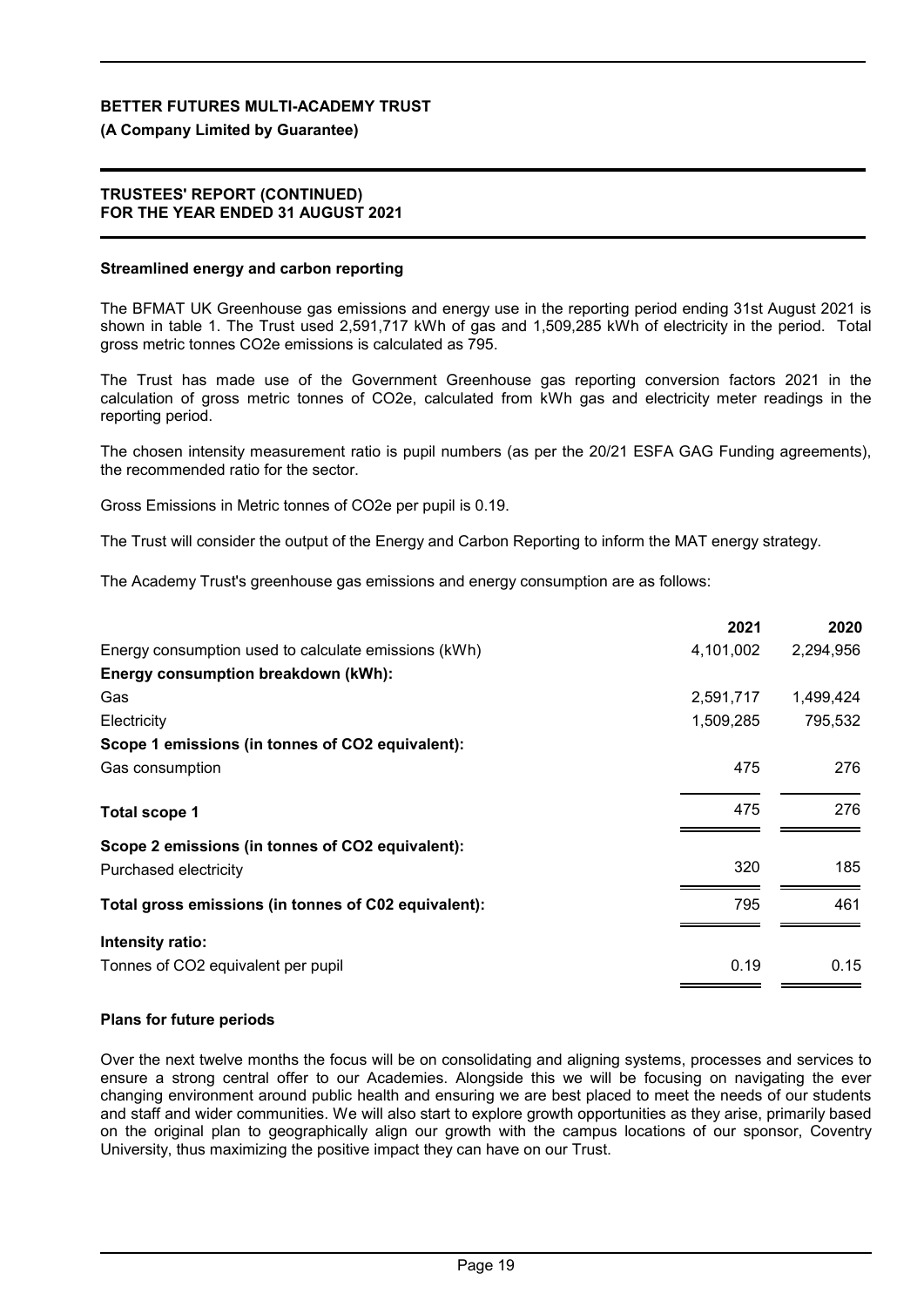**BETTER FUTURES MULTI-ACADEMY TRUST**

**(A Company Limited by Guarantee)**

**TRUSTEES' REPORT (CONTINUED)**
**FOR THE YEAR ENDED 31 AUGUST 2021**

### Streamlined energy and carbon reporting

The BFMAT UK Greenhouse gas emissions and energy use in the reporting period ending 31st August 2021 is shown in table 1. The Trust used 2,591,717 kWh of gas and 1,509,285 kWh of electricity in the period. Total gross metric tonnes $CO_2e$ emissions is calculated as 795.

The Trust has made use of the Government Greenhouse gas reporting conversion factors 2021 in the calculation of gross metric tonnes of $CO_2e$, calculated from kWh gas and electricity meter readings in the reporting period.

The chosen intensity measurement ratio is pupil numbers (as per the 20/21 ESFA GAG Funding agreements), the recommended ratio for the sector.

Gross Emissions in Metric tonnes of $CO_2e$ per pupil is 0.19.

The Trust will consider the output of the Energy and Carbon Reporting to inform the MAT energy strategy.

The Academy Trust's greenhouse gas emissions and energy consumption are as follows:

| | 2021 | 2020 |
|---|---|---|
| Energy consumption used to calculate emissions (kWh) | 4,101,002 | 2,294,956 |
| **Energy consumption breakdown (kWh):** | | |
| Gas | 2,591,717 | 1,499,424 |
| Electricity | 1,509,285 | 795,532 |
| **Scope 1 emissions (in tonnes of $CO_2$ equivalent):** | | |
| Gas consumption | 475 | 276 |
| **Total scope 1** | 475 | 276 |
| **Scope 2 emissions (in tonnes of $CO_2$ equivalent):** | | |
| Purchased electricity | 320 | 185 |
| **Total gross emissions (in tonnes of C02 equivalent):** | 795 | 461 |
| **Intensity ratio:** | | |
| Tonnes of $CO_2$ equivalent per pupil | 0.19 | 0.15 |

### Plans for future periods

Over the next twelve months the focus will be on consolidating and aligning systems, processes and services to ensure a strong central offer to our Academies. Alongside this we will be focusing on navigating the ever changing environment around public health and ensuring we are best placed to meet the needs of our students and staff and wider communities. We will also start to explore growth opportunities as they arise, primarily based on the original plan to geographically align our growth with the campus locations of our sponsor, Coventry University, thus maximizing the positive impact they can have on our Trust.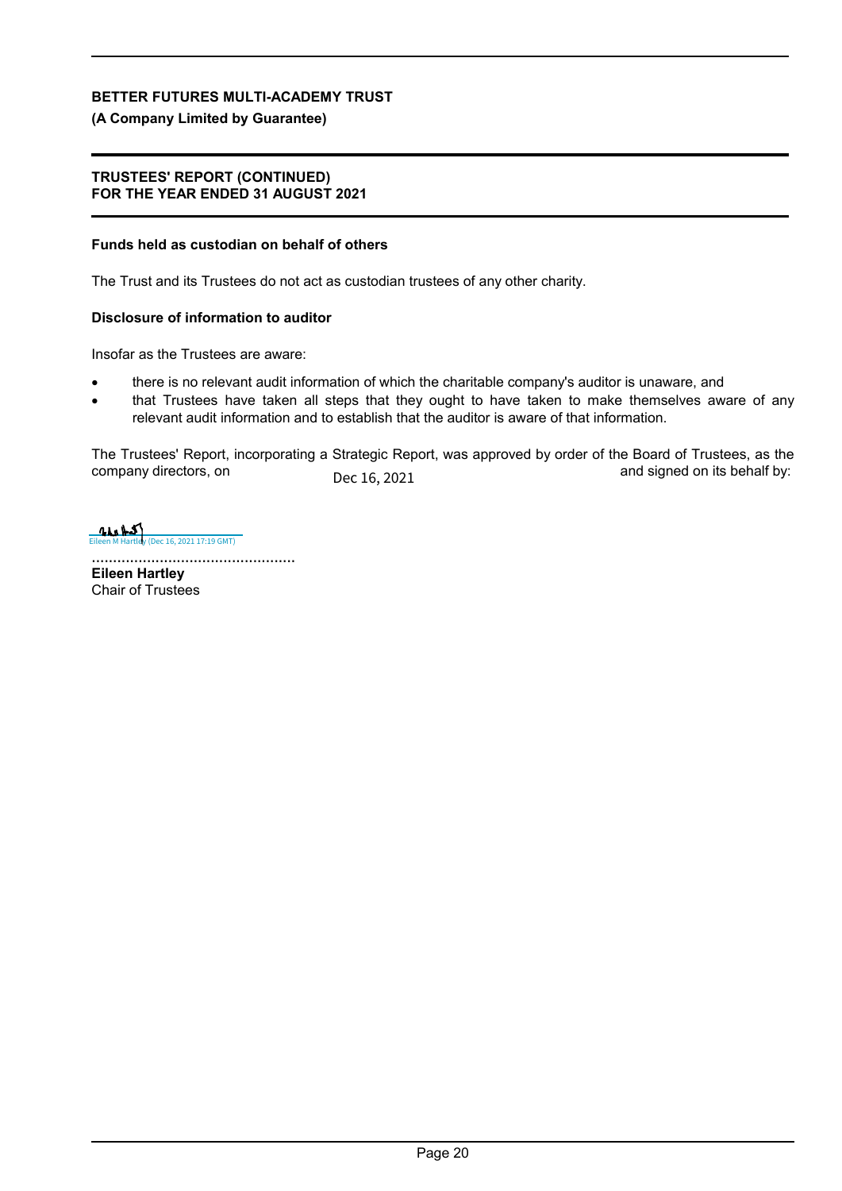**BETTER FUTURES MULTI-ACADEMY TRUST**

**(A Company Limited by Guarantee)**

**TRUSTEES' REPORT (CONTINUED)**
**FOR THE YEAR ENDED 31 AUGUST 2021**

**Funds held as custodian on behalf of others**

The Trust and its Trustees do not act as custodian trustees of any other charity.

**Disclosure of information to auditor**

Insofar as the Trustees are aware:

- there is no relevant audit information of which the charitable company's auditor is unaware, and
- that Trustees have taken all steps that they ought to have taken to make themselves aware of any relevant audit information and to establish that the auditor is aware of that information.

The Trustees' Report, incorporating a Strategic Report, was approved by order of the Board of Trustees, as the company directors, on Dec 16, 2021 and signed on its behalf by:

Eileen M Hartley (Dec 16, 2021 17:19 GMT)

................................................
**Eileen Hartley**
Chair of Trustees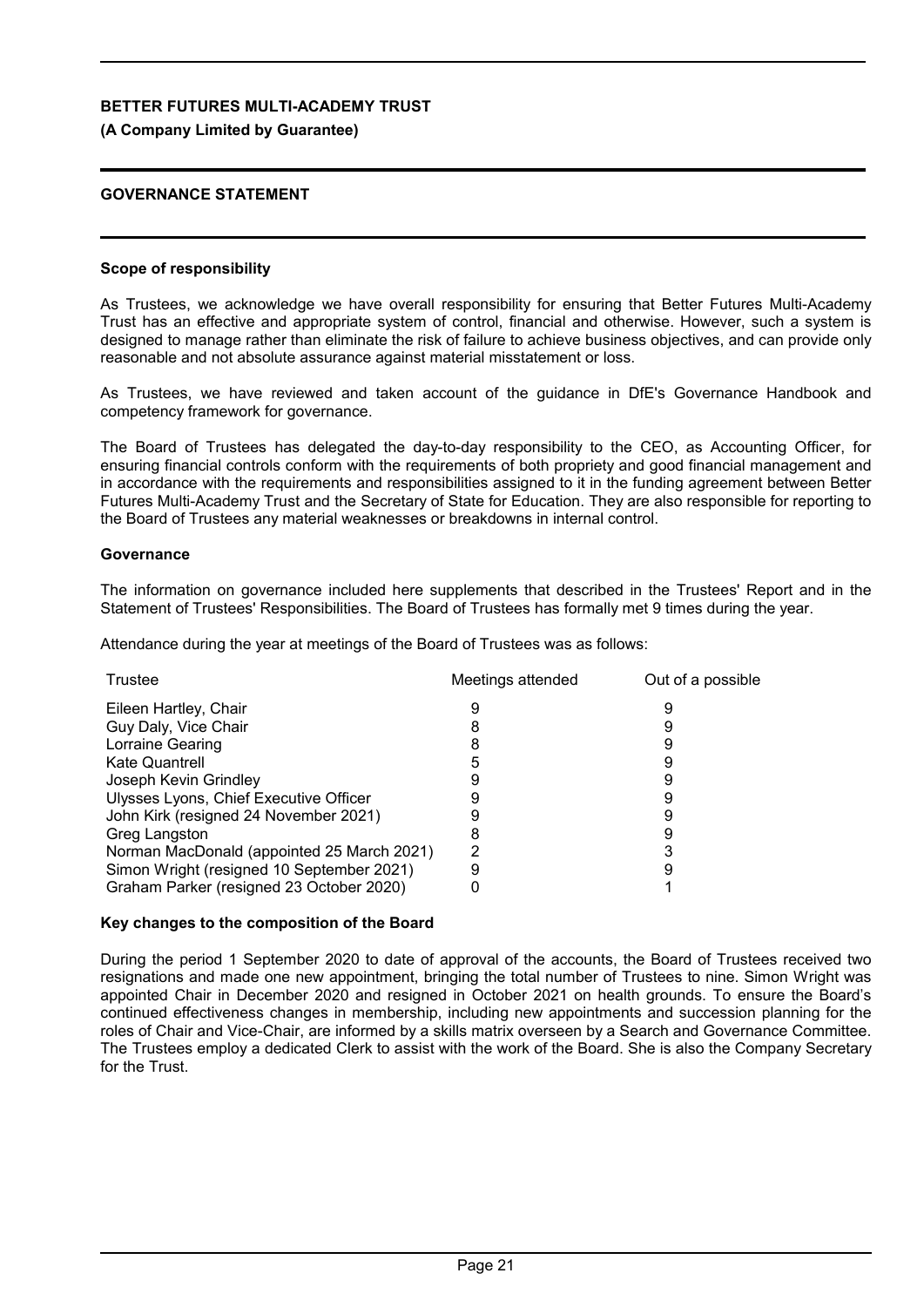**BETTER FUTURES MULTI-ACADEMY TRUST**

**(A Company Limited by Guarantee)**

**GOVERNANCE STATEMENT**

**Scope of responsibility**

As Trustees, we acknowledge we have overall responsibility for ensuring that Better Futures Multi-Academy Trust has an effective and appropriate system of control, financial and otherwise. However, such a system is designed to manage rather than eliminate the risk of failure to achieve business objectives, and can provide only reasonable and not absolute assurance against material misstatement or loss.

As Trustees, we have reviewed and taken account of the guidance in DfE's Governance Handbook and competency framework for governance.

The Board of Trustees has delegated the day-to-day responsibility to the CEO, as Accounting Officer, for ensuring financial controls conform with the requirements of both propriety and good financial management and in accordance with the requirements and responsibilities assigned to it in the funding agreement between Better Futures Multi-Academy Trust and the Secretary of State for Education. They are also responsible for reporting to the Board of Trustees any material weaknesses or breakdowns in internal control.

**Governance**

The information on governance included here supplements that described in the Trustees' Report and in the Statement of Trustees' Responsibilities. The Board of Trustees has formally met 9 times during the year.

Attendance during the year at meetings of the Board of Trustees was as follows:

| Trustee | Meetings attended | Out of a possible |
|---|---|---|
| Eileen Hartley, Chair | 9 | 9 |
| Guy Daly, Vice Chair | 8 | 9 |
| Lorraine Gearing | 8 | 9 |
| Kate Quantrell | 5 | 9 |
| Joseph Kevin Grindley | 9 | 9 |
| Ulysses Lyons, Chief Executive Officer | 9 | 9 |
| John Kirk (resigned 24 November 2021) | 9 | 9 |
| Greg Langston | 8 | 9 |
| Norman MacDonald (appointed 25 March 2021) | 2 | 3 |
| Simon Wright (resigned 10 September 2021) | 9 | 9 |
| Graham Parker (resigned 23 October 2020) | 0 | 1 |

**Key changes to the composition of the Board**

During the period 1 September 2020 to date of approval of the accounts, the Board of Trustees received two resignations and made one new appointment, bringing the total number of Trustees to nine. Simon Wright was appointed Chair in December 2020 and resigned in October 2021 on health grounds. To ensure the Board's continued effectiveness changes in membership, including new appointments and succession planning for the roles of Chair and Vice-Chair, are informed by a skills matrix overseen by a Search and Governance Committee. The Trustees employ a dedicated Clerk to assist with the work of the Board. She is also the Company Secretary for the Trust.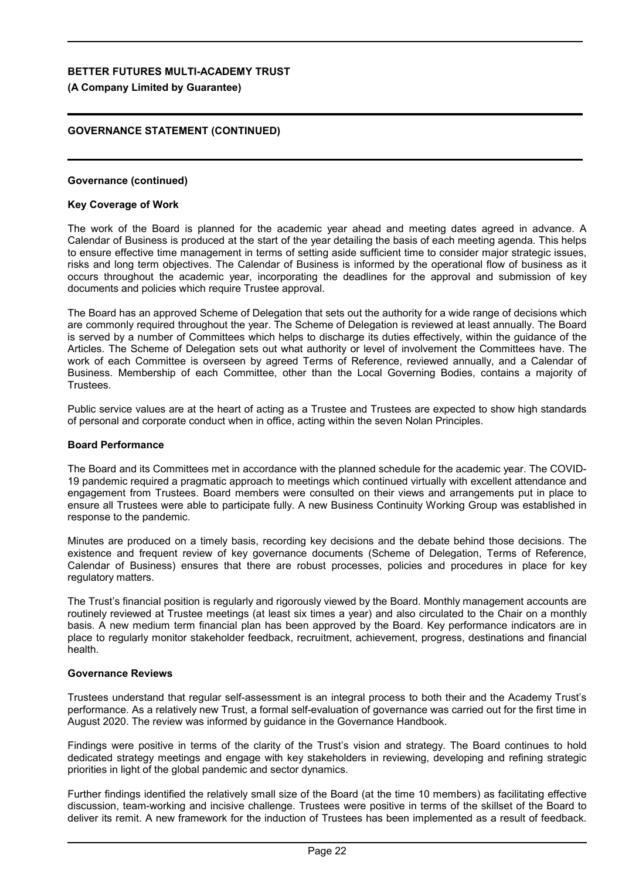## GOVERNANCE STATEMENT (CONTINUED)

### Governance (continued)

#### Key Coverage of Work

The work of the Board is planned for the academic year ahead and meeting dates agreed in advance. A Calendar of Business is produced at the start of the year detailing the basis of each meeting agenda. This helps to ensure effective time management in terms of setting aside sufficient time to consider major strategic issues, risks and long term objectives. The Calendar of Business is informed by the operational flow of business as it occurs throughout the academic year, incorporating the deadlines for the approval and submission of key documents and policies which require Trustee approval.

The Board has an approved Scheme of Delegation that sets out the authority for a wide range of decisions which are commonly required throughout the year. The Scheme of Delegation is reviewed at least annually. The Board is served by a number of Committees which helps to discharge its duties effectively, within the guidance of the Articles. The Scheme of Delegation sets out what authority or level of involvement the Committees have. The work of each Committee is overseen by agreed Terms of Reference, reviewed annually, and a Calendar of Business. Membership of each Committee, other than the Local Governing Bodies, contains a majority of Trustees.

Public service values are at the heart of acting as a Trustee and Trustees are expected to show high standards of personal and corporate conduct when in office, acting within the seven Nolan Principles.

#### Board Performance

The Board and its Committees met in accordance with the planned schedule for the academic year. The COVID-19 pandemic required a pragmatic approach to meetings which continued virtually with excellent attendance and engagement from Trustees. Board members were consulted on their views and arrangements put in place to ensure all Trustees were able to participate fully. A new Business Continuity Working Group was established in response to the pandemic.

Minutes are produced on a timely basis, recording key decisions and the debate behind those decisions. The existence and frequent review of key governance documents (Scheme of Delegation, Terms of Reference, Calendar of Business) ensures that there are robust processes, policies and procedures in place for key regulatory matters.

The Trust's financial position is regularly and rigorously viewed by the Board. Monthly management accounts are routinely reviewed at Trustee meetings (at least six times a year) and also circulated to the Chair on a monthly basis. A new medium term financial plan has been approved by the Board. Key performance indicators are in place to regularly monitor stakeholder feedback, recruitment, achievement, progress, destinations and financial health.

#### Governance Reviews

Trustees understand that regular self-assessment is an integral process to both their and the Academy Trust's performance. As a relatively new Trust, a formal self-evaluation of governance was carried out for the first time in August 2020. The review was informed by guidance in the Governance Handbook.

Findings were positive in terms of the clarity of the Trust's vision and strategy. The Board continues to hold dedicated strategy meetings and engage with key stakeholders in reviewing, developing and refining strategic priorities in light of the global pandemic and sector dynamics.

Further findings identified the relatively small size of the Board (at the time 10 members) as facilitating effective discussion, team-working and incisive challenge. Trustees were positive in terms of the skillset of the Board to deliver its remit. A new framework for the induction of Trustees has been implemented as a result of feedback.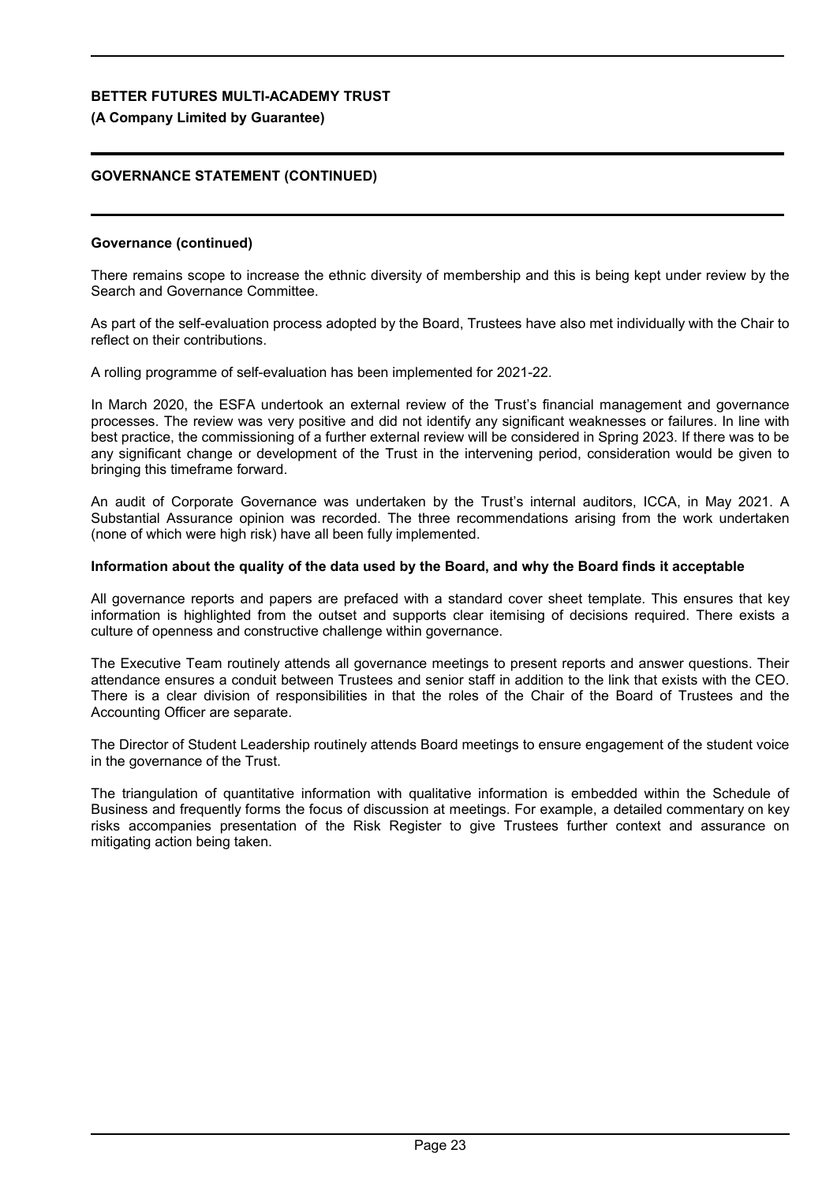**BETTER FUTURES MULTI-ACADEMY TRUST**

**(A Company Limited by Guarantee)**

**GOVERNANCE STATEMENT (CONTINUED)**

**Governance (continued)**

There remains scope to increase the ethnic diversity of membership and this is being kept under review by the Search and Governance Committee.

As part of the self-evaluation process adopted by the Board, Trustees have also met individually with the Chair to reflect on their contributions.

A rolling programme of self-evaluation has been implemented for 2021-22.

In March 2020, the ESFA undertook an external review of the Trust's financial management and governance processes. The review was very positive and did not identify any significant weaknesses or failures. In line with best practice, the commissioning of a further external review will be considered in Spring 2023. If there was to be any significant change or development of the Trust in the intervening period, consideration would be given to bringing this timeframe forward.

An audit of Corporate Governance was undertaken by the Trust's internal auditors, ICCA, in May 2021. A Substantial Assurance opinion was recorded. The three recommendations arising from the work undertaken (none of which were high risk) have all been fully implemented.

**Information about the quality of the data used by the Board, and why the Board finds it acceptable**

All governance reports and papers are prefaced with a standard cover sheet template. This ensures that key information is highlighted from the outset and supports clear itemising of decisions required. There exists a culture of openness and constructive challenge within governance.

The Executive Team routinely attends all governance meetings to present reports and answer questions. Their attendance ensures a conduit between Trustees and senior staff in addition to the link that exists with the CEO. There is a clear division of responsibilities in that the roles of the Chair of the Board of Trustees and the Accounting Officer are separate.

The Director of Student Leadership routinely attends Board meetings to ensure engagement of the student voice in the governance of the Trust.

The triangulation of quantitative information with qualitative information is embedded within the Schedule of Business and frequently forms the focus of discussion at meetings. For example, a detailed commentary on key risks accompanies presentation of the Risk Register to give Trustees further context and assurance on mitigating action being taken.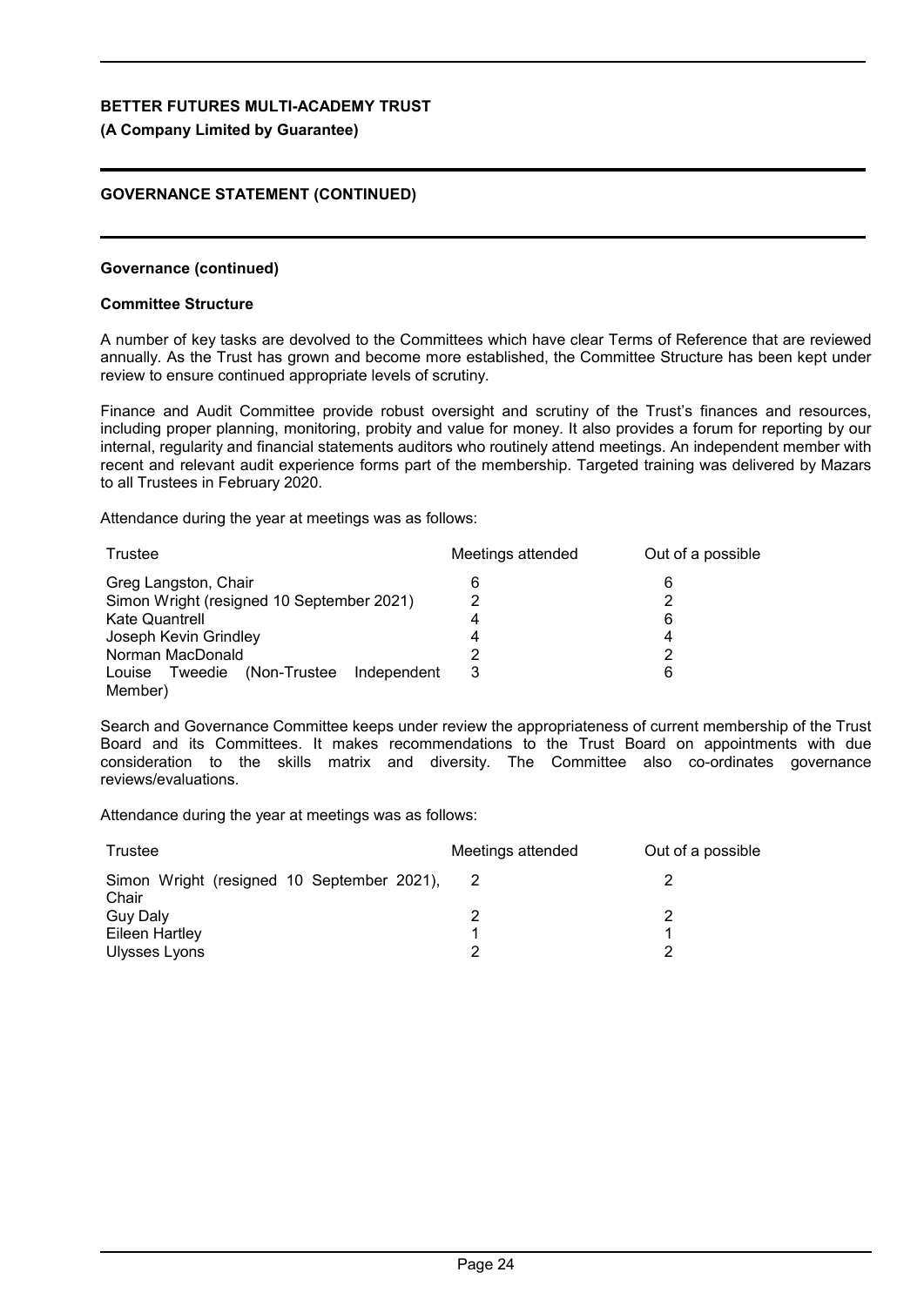**BETTER FUTURES MULTI-ACADEMY TRUST**

**(A Company Limited by Guarantee)**

**GOVERNANCE STATEMENT (CONTINUED)**

**Governance (continued)**

**Committee Structure**

A number of key tasks are devolved to the Committees which have clear Terms of Reference that are reviewed annually. As the Trust has grown and become more established, the Committee Structure has been kept under review to ensure continued appropriate levels of scrutiny.

Finance and Audit Committee provide robust oversight and scrutiny of the Trust's finances and resources, including proper planning, monitoring, probity and value for money. It also provides a forum for reporting by our internal, regularity and financial statements auditors who routinely attend meetings. An independent member with recent and relevant audit experience forms part of the membership. Targeted training was delivered by Mazars to all Trustees in February 2020.

Attendance during the year at meetings was as follows:

| Trustee | Meetings attended | Out of a possible |
|---|---|---|
| Greg Langston, Chair | 6 | 6 |
| Simon Wright (resigned 10 September 2021) | 2 | 2 |
| Kate Quantrell | 4 | 6 |
| Joseph Kevin Grindley | 4 | 4 |
| Norman MacDonald | 2 | 2 |
| Louise Tweedie (Non-Trustee Independent Member) | 3 | 6 |

Search and Governance Committee keeps under review the appropriateness of current membership of the Trust Board and its Committees. It makes recommendations to the Trust Board on appointments with due consideration to the skills matrix and diversity. The Committee also co-ordinates governance reviews/evaluations.

Attendance during the year at meetings was as follows:

| Trustee | Meetings attended | Out of a possible |
|---|---|---|
| Simon Wright (resigned 10 September 2021), Chair | 2 | 2 |
| Guy Daly | 2 | 2 |
| Eileen Hartley | 1 | 1 |
| Ulysses Lyons | 2 | 2 |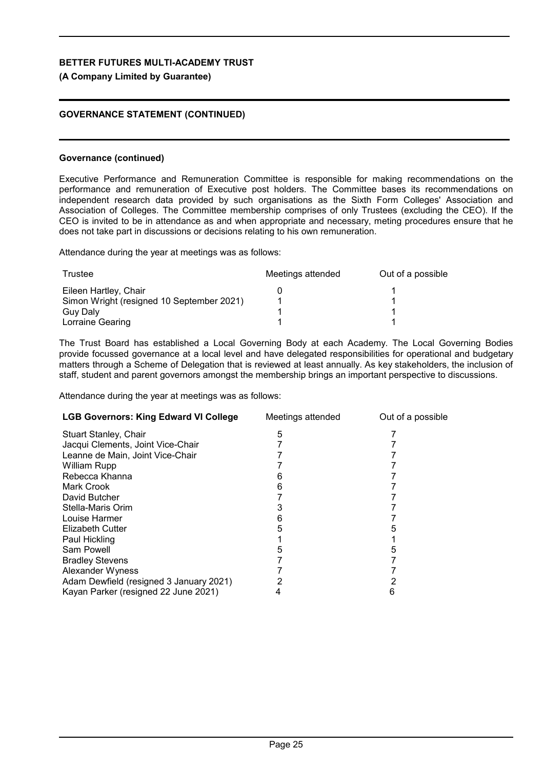**BETTER FUTURES MULTI-ACADEMY TRUST**

**(A Company Limited by Guarantee)**

**GOVERNANCE STATEMENT (CONTINUED)**

**Governance (continued)**

Executive Performance and Remuneration Committee is responsible for making recommendations on the performance and remuneration of Executive post holders. The Committee bases its recommendations on independent research data provided by such organisations as the Sixth Form Colleges' Association and Association of Colleges. The Committee membership comprises of only Trustees (excluding the CEO). If the CEO is invited to be in attendance as and when appropriate and necessary, meting procedures ensure that he does not take part in discussions or decisions relating to his own remuneration.

Attendance during the year at meetings was as follows:

| Trustee | Meetings attended | Out of a possible |
|---|---|---|
| Eileen Hartley, Chair | 0 | 1 |
| Simon Wright (resigned 10 September 2021) | 1 | 1 |
| Guy Daly | 1 | 1 |
| Lorraine Gearing | 1 | 1 |

The Trust Board has established a Local Governing Body at each Academy. The Local Governing Bodies provide focussed governance at a local level and have delegated responsibilities for operational and budgetary matters through a Scheme of Delegation that is reviewed at least annually. As key stakeholders, the inclusion of staff, student and parent governors amongst the membership brings an important perspective to discussions.

Attendance during the year at meetings was as follows:

| **LGB Governors: King Edward VI College** | Meetings attended | Out of a possible |
|---|---|---|
| Stuart Stanley, Chair | 5 | 7 |
| Jacqui Clements, Joint Vice-Chair | 7 | 7 |
| Leanne de Main, Joint Vice-Chair | 7 | 7 |
| William Rupp | 7 | 7 |
| Rebecca Khanna | 6 | 7 |
| Mark Crook | 6 | 7 |
| David Butcher | 7 | 7 |
| Stella-Maris Orim | 3 | 7 |
| Louise Harmer | 6 | 7 |
| Elizabeth Cutter | 5 | 5 |
| Paul Hickling | 1 | 1 |
| Sam Powell | 5 | 5 |
| Bradley Stevens | 7 | 7 |
| Alexander Wyness | 7 | 7 |
| Adam Dewfield (resigned 3 January 2021) | 2 | 2 |
| Kayan Parker (resigned 22 June 2021) | 4 | 6 |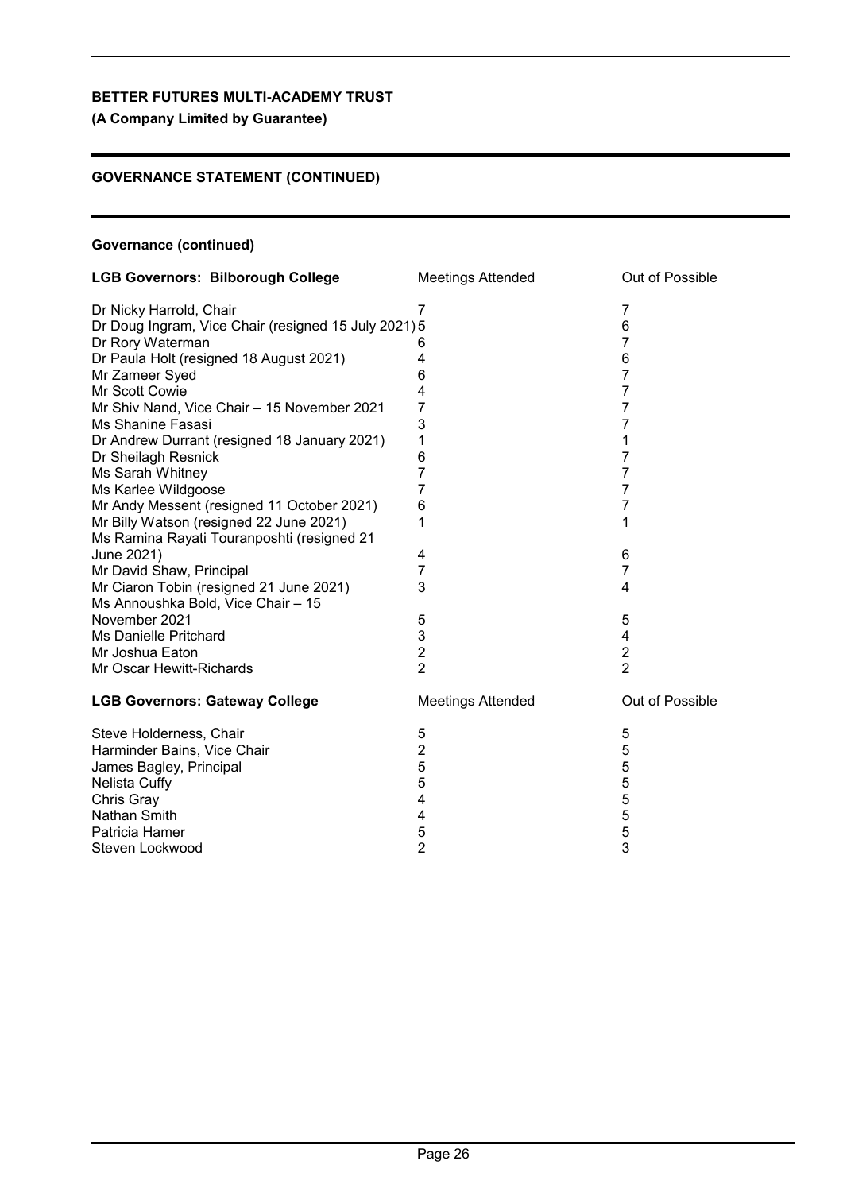**BETTER FUTURES MULTI-ACADEMY TRUST**

**(A Company Limited by Guarantee)**

**GOVERNANCE STATEMENT (CONTINUED)**

**Governance (continued)**

| **LGB Governors: Bilborough College** | Meetings Attended | Out of Possible |
|---|---|---|
| Dr Nicky Harrold, Chair | 7 | 7 |
| Dr Doug Ingram, Vice Chair (resigned 15 July 2021) | 5 | 6 |
| Dr Rory Waterman | 6 | 7 |
| Dr Paula Holt (resigned 18 August 2021) | 4 | 6 |
| Mr Zameer Syed | 6 | 7 |
| Mr Scott Cowie | 4 | 7 |
| Mr Shiv Nand, Vice Chair – 15 November 2021 | 7 | 7 |
| Ms Shanine Fasasi | 3 | 7 |
| Dr Andrew Durrant (resigned 18 January 2021) | 1 | 1 |
| Dr Sheilagh Resnick | 6 | 7 |
| Ms Sarah Whitney | 7 | 7 |
| Ms Karlee Wildgoose | 7 | 7 |
| Mr Andy Messent (resigned 11 October 2021) | 6 | 7 |
| Mr Billy Watson (resigned 22 June 2021) | 1 | 1 |
| Ms Ramina Rayati Touranposhti (resigned 21 June 2021) | 4 | 6 |
| Mr David Shaw, Principal | 7 | 7 |
| Mr Ciaron Tobin (resigned 21 June 2021) | 3 | 4 |
| Ms Annoushka Bold, Vice Chair – 15 November 2021 | 5 | 5 |
| Ms Danielle Pritchard | 3 | 4 |
| Mr Joshua Eaton | 2 | 2 |
| Mr Oscar Hewitt-Richards | 2 | 2 |

| **LGB Governors: Gateway College** | Meetings Attended | Out of Possible |
|---|---|---|
| Steve Holderness, Chair | 5 | 5 |
| Harminder Bains, Vice Chair | 2 | 5 |
| James Bagley, Principal | 5 | 5 |
| Nelista Cuffy | 5 | 5 |
| Chris Gray | 4 | 5 |
| Nathan Smith | 4 | 5 |
| Patricia Hamer | 5 | 5 |
| Steven Lockwood | 2 | 3 |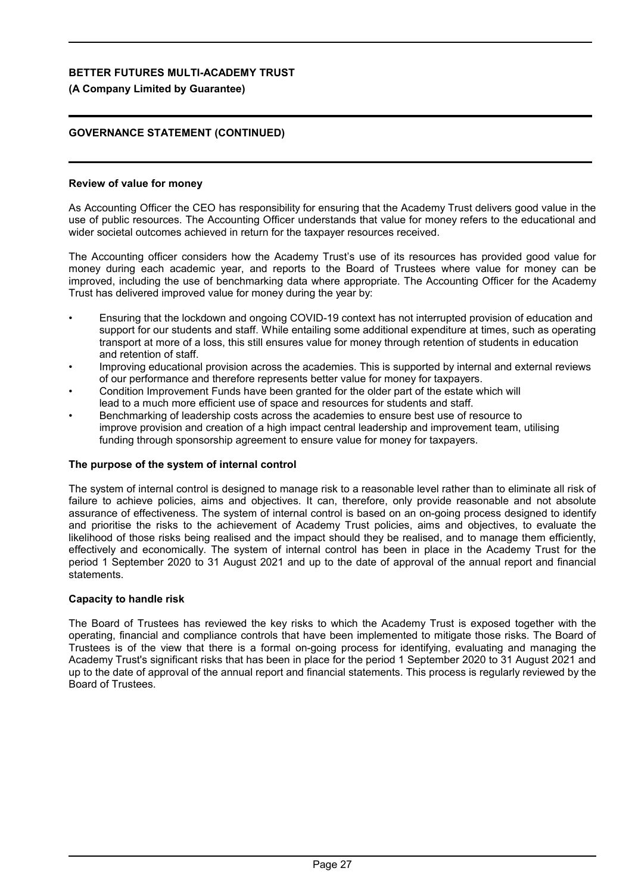## Review of value for money

As Accounting Officer the CEO has responsibility for ensuring that the Academy Trust delivers good value in the use of public resources. The Accounting Officer understands that value for money refers to the educational and wider societal outcomes achieved in return for the taxpayer resources received.

The Accounting officer considers how the Academy Trust's use of its resources has provided good value for money during each academic year, and reports to the Board of Trustees where value for money can be improved, including the use of benchmarking data where appropriate. The Accounting Officer for the Academy Trust has delivered improved value for money during the year by:

- Ensuring that the lockdown and ongoing COVID-19 context has not interrupted provision of education and support for our students and staff. While entailing some additional expenditure at times, such as operating transport at more of a loss, this still ensures value for money through retention of students in education and retention of staff.
- Improving educational provision across the academies. This is supported by internal and external reviews of our performance and therefore represents better value for money for taxpayers.
- Condition Improvement Funds have been granted for the older part of the estate which will lead to a much more efficient use of space and resources for students and staff.
- Benchmarking of leadership costs across the academies to ensure best use of resource to improve provision and creation of a high impact central leadership and improvement team, utilising funding through sponsorship agreement to ensure value for money for taxpayers.

## The purpose of the system of internal control

The system of internal control is designed to manage risk to a reasonable level rather than to eliminate all risk of failure to achieve policies, aims and objectives. It can, therefore, only provide reasonable and not absolute assurance of effectiveness. The system of internal control is based on an on-going process designed to identify and prioritise the risks to the achievement of Academy Trust policies, aims and objectives, to evaluate the likelihood of those risks being realised and the impact should they be realised, and to manage them efficiently, effectively and economically. The system of internal control has been in place in the Academy Trust for the period 1 September 2020 to 31 August 2021 and up to the date of approval of the annual report and financial statements.

## Capacity to handle risk

The Board of Trustees has reviewed the key risks to which the Academy Trust is exposed together with the operating, financial and compliance controls that have been implemented to mitigate those risks. The Board of Trustees is of the view that there is a formal on-going process for identifying, evaluating and managing the Academy Trust's significant risks that has been in place for the period 1 September 2020 to 31 August 2021 and up to the date of approval of the annual report and financial statements. This process is regularly reviewed by the Board of Trustees.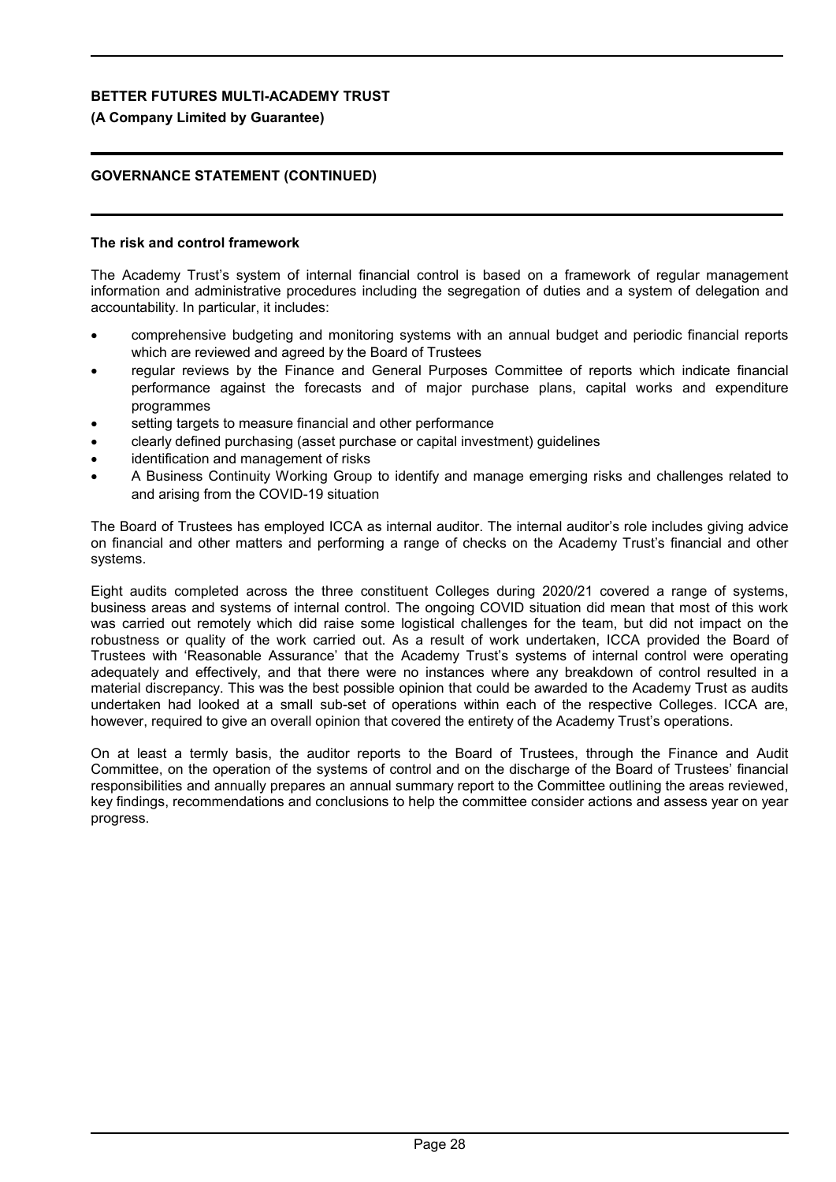### The risk and control framework

The Academy Trust's system of internal financial control is based on a framework of regular management information and administrative procedures including the segregation of duties and a system of delegation and accountability. In particular, it includes:

- comprehensive budgeting and monitoring systems with an annual budget and periodic financial reports which are reviewed and agreed by the Board of Trustees
- regular reviews by the Finance and General Purposes Committee of reports which indicate financial performance against the forecasts and of major purchase plans, capital works and expenditure programmes
- setting targets to measure financial and other performance
- clearly defined purchasing (asset purchase or capital investment) guidelines
- identification and management of risks
- A Business Continuity Working Group to identify and manage emerging risks and challenges related to and arising from the COVID-19 situation

The Board of Trustees has employed ICCA as internal auditor. The internal auditor's role includes giving advice on financial and other matters and performing a range of checks on the Academy Trust's financial and other systems.

Eight audits completed across the three constituent Colleges during 2020/21 covered a range of systems, business areas and systems of internal control. The ongoing COVID situation did mean that most of this work was carried out remotely which did raise some logistical challenges for the team, but did not impact on the robustness or quality of the work carried out. As a result of work undertaken, ICCA provided the Board of Trustees with 'Reasonable Assurance' that the Academy Trust's systems of internal control were operating adequately and effectively, and that there were no instances where any breakdown of control resulted in a material discrepancy. This was the best possible opinion that could be awarded to the Academy Trust as audits undertaken had looked at a small sub-set of operations within each of the respective Colleges. ICCA are, however, required to give an overall opinion that covered the entirety of the Academy Trust's operations.

On at least a termly basis, the auditor reports to the Board of Trustees, through the Finance and Audit Committee, on the operation of the systems of control and on the discharge of the Board of Trustees' financial responsibilities and annually prepares an annual summary report to the Committee outlining the areas reviewed, key findings, recommendations and conclusions to help the committee consider actions and assess year on year progress.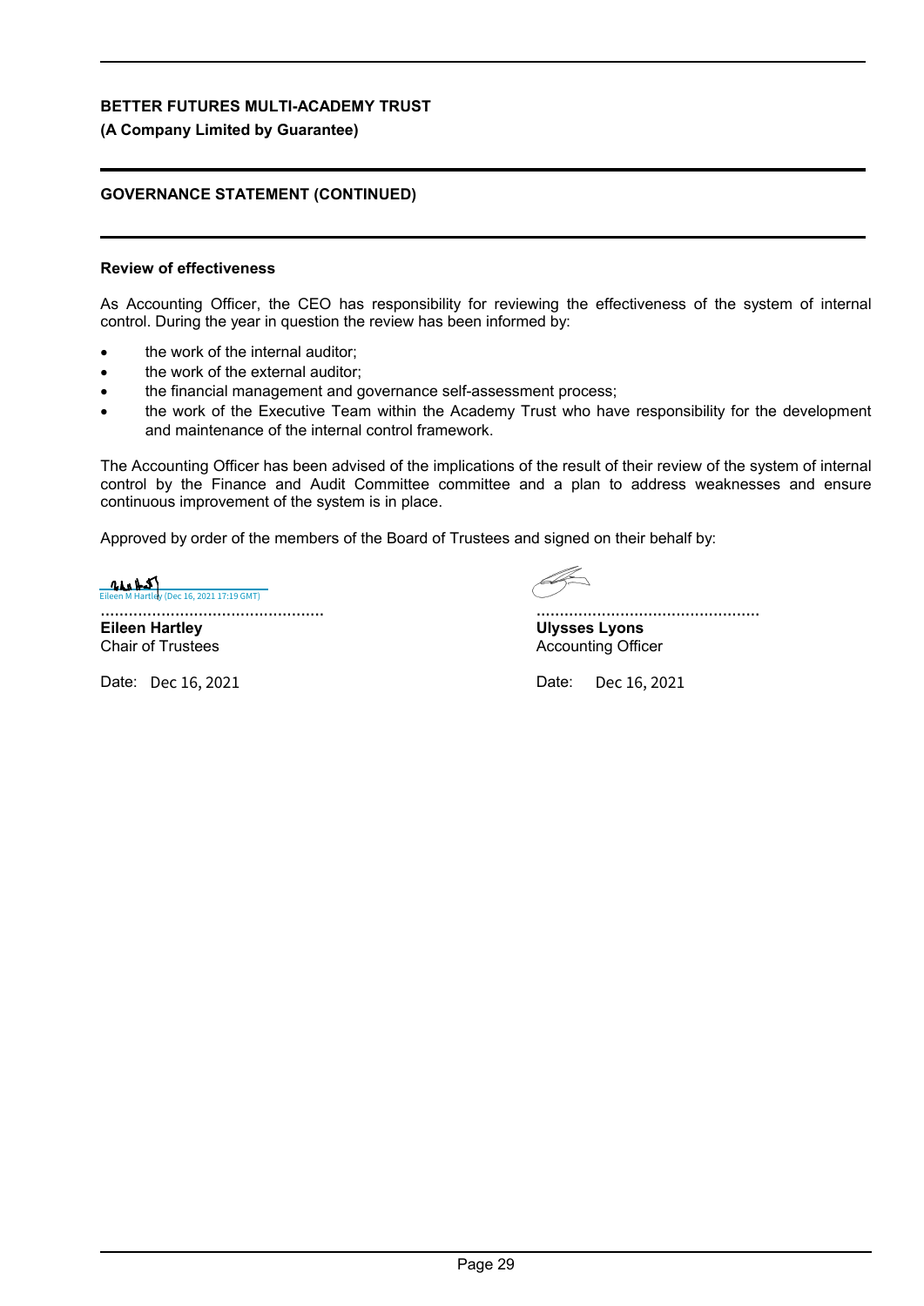**BETTER FUTURES MULTI-ACADEMY TRUST**

**(A Company Limited by Guarantee)**

**GOVERNANCE STATEMENT (CONTINUED)**

**Review of effectiveness**

As Accounting Officer, the CEO has responsibility for reviewing the effectiveness of the system of internal control. During the year in question the review has been informed by:

- the work of the internal auditor;
- the work of the external auditor;
- the financial management and governance self-assessment process;
- the work of the Executive Team within the Academy Trust who have responsibility for the development and maintenance of the internal control framework.

The Accounting Officer has been advised of the implications of the result of their review of the system of internal control by the Finance and Audit Committee committee and a plan to address weaknesses and ensure continuous improvement of the system is in place.

Approved by order of the members of the Board of Trustees and signed on their behalf by:

Eileen M Hartley (Dec 16, 2021 17:19 GMT)

................................................

**Eileen Hartley**
Chair of Trustees

Date: Dec 16, 2021

................................................

**Ulysses Lyons**
Accounting Officer

Date: Dec 16, 2021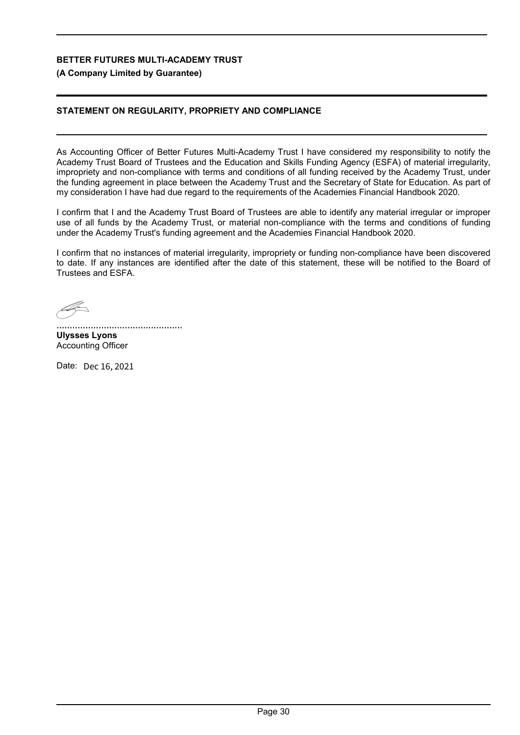**BETTER FUTURES MULTI-ACADEMY TRUST**

**(A Company Limited by Guarantee)**

## STATEMENT ON REGULARITY, PROPRIETY AND COMPLIANCE

As Accounting Officer of Better Futures Multi-Academy Trust I have considered my responsibility to notify the Academy Trust Board of Trustees and the Education and Skills Funding Agency (ESFA) of material irregularity, impropriety and non-compliance with terms and conditions of all funding received by the Academy Trust, under the funding agreement in place between the Academy Trust and the Secretary of State for Education. As part of my consideration I have had due regard to the requirements of the Academies Financial Handbook 2020.

I confirm that I and the Academy Trust Board of Trustees are able to identify any material irregular or improper use of all funds by the Academy Trust, or material non-compliance with the terms and conditions of funding under the Academy Trust's funding agreement and the Academies Financial Handbook 2020.

I confirm that no instances of material irregularity, impropriety or funding non-compliance have been discovered to date. If any instances are identified after the date of this statement, these will be notified to the Board of Trustees and ESFA.

................................................

**Ulysses Lyons**
Accounting Officer

Date: Dec 16, 2021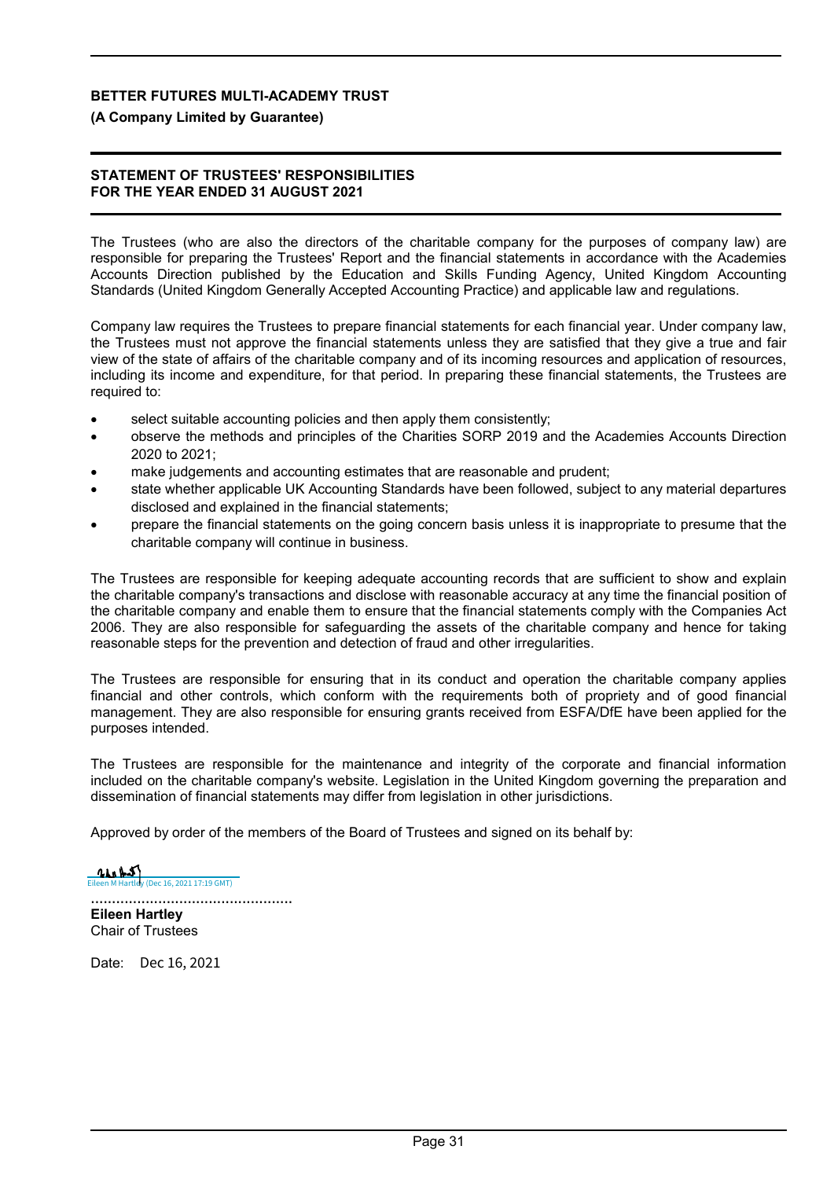**BETTER FUTURES MULTI-ACADEMY TRUST**

**(A Company Limited by Guarantee)**

**STATEMENT OF TRUSTEES' RESPONSIBILITIES FOR THE YEAR ENDED 31 AUGUST 2021**

The Trustees (who are also the directors of the charitable company for the purposes of company law) are responsible for preparing the Trustees' Report and the financial statements in accordance with the Academies Accounts Direction published by the Education and Skills Funding Agency, United Kingdom Accounting Standards (United Kingdom Generally Accepted Accounting Practice) and applicable law and regulations.

Company law requires the Trustees to prepare financial statements for each financial year. Under company law, the Trustees must not approve the financial statements unless they are satisfied that they give a true and fair view of the state of affairs of the charitable company and of its incoming resources and application of resources, including its income and expenditure, for that period. In preparing these financial statements, the Trustees are required to:

- select suitable accounting policies and then apply them consistently;
- observe the methods and principles of the Charities SORP 2019 and the Academies Accounts Direction 2020 to 2021;
- make judgements and accounting estimates that are reasonable and prudent;
- state whether applicable UK Accounting Standards have been followed, subject to any material departures disclosed and explained in the financial statements;
- prepare the financial statements on the going concern basis unless it is inappropriate to presume that the charitable company will continue in business.

The Trustees are responsible for keeping adequate accounting records that are sufficient to show and explain the charitable company's transactions and disclose with reasonable accuracy at any time the financial position of the charitable company and enable them to ensure that the financial statements comply with the Companies Act 2006. They are also responsible for safeguarding the assets of the charitable company and hence for taking reasonable steps for the prevention and detection of fraud and other irregularities.

The Trustees are responsible for ensuring that in its conduct and operation the charitable company applies financial and other controls, which conform with the requirements both of propriety and of good financial management. They are also responsible for ensuring grants received from ESFA/DfE have been applied for the purposes intended.

The Trustees are responsible for the maintenance and integrity of the corporate and financial information included on the charitable company's website. Legislation in the United Kingdom governing the preparation and dissemination of financial statements may differ from legislation in other jurisdictions.

Approved by order of the members of the Board of Trustees and signed on its behalf by:

Eileen M Hartley (Dec 16, 2021 17:19 GMT)

................................................

**Eileen Hartley**
Chair of Trustees

Date: Dec 16, 2021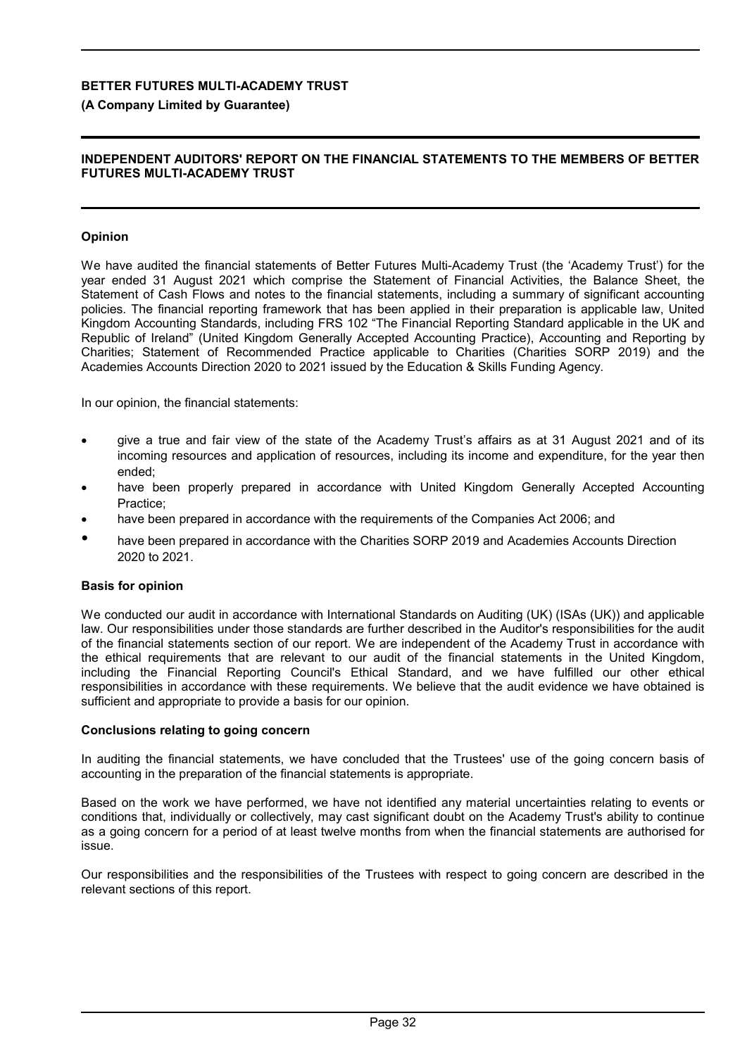**BETTER FUTURES MULTI-ACADEMY TRUST**

**(A Company Limited by Guarantee)**

## INDEPENDENT AUDITORS' REPORT ON THE FINANCIAL STATEMENTS TO THE MEMBERS OF BETTER FUTURES MULTI-ACADEMY TRUST

### Opinion

We have audited the financial statements of Better Futures Multi-Academy Trust (the 'Academy Trust') for the year ended 31 August 2021 which comprise the Statement of Financial Activities, the Balance Sheet, the Statement of Cash Flows and notes to the financial statements, including a summary of significant accounting policies. The financial reporting framework that has been applied in their preparation is applicable law, United Kingdom Accounting Standards, including FRS 102 "The Financial Reporting Standard applicable in the UK and Republic of Ireland" (United Kingdom Generally Accepted Accounting Practice), Accounting and Reporting by Charities; Statement of Recommended Practice applicable to Charities (Charities SORP 2019) and the Academies Accounts Direction 2020 to 2021 issued by the Education & Skills Funding Agency.

In our opinion, the financial statements:

- give a true and fair view of the state of the Academy Trust's affairs as at 31 August 2021 and of its incoming resources and application of resources, including its income and expenditure, for the year then ended;
- have been properly prepared in accordance with United Kingdom Generally Accepted Accounting Practice;
- have been prepared in accordance with the requirements of the Companies Act 2006; and
- have been prepared in accordance with the Charities SORP 2019 and Academies Accounts Direction 2020 to 2021.

### Basis for opinion

We conducted our audit in accordance with International Standards on Auditing (UK) (ISAs (UK)) and applicable law. Our responsibilities under those standards are further described in the Auditor's responsibilities for the audit of the financial statements section of our report. We are independent of the Academy Trust in accordance with the ethical requirements that are relevant to our audit of the financial statements in the United Kingdom, including the Financial Reporting Council's Ethical Standard, and we have fulfilled our other ethical responsibilities in accordance with these requirements. We believe that the audit evidence we have obtained is sufficient and appropriate to provide a basis for our opinion.

### Conclusions relating to going concern

In auditing the financial statements, we have concluded that the Trustees' use of the going concern basis of accounting in the preparation of the financial statements is appropriate.

Based on the work we have performed, we have not identified any material uncertainties relating to events or conditions that, individually or collectively, may cast significant doubt on the Academy Trust's ability to continue as a going concern for a period of at least twelve months from when the financial statements are authorised for issue.

Our responsibilities and the responsibilities of the Trustees with respect to going concern are described in the relevant sections of this report.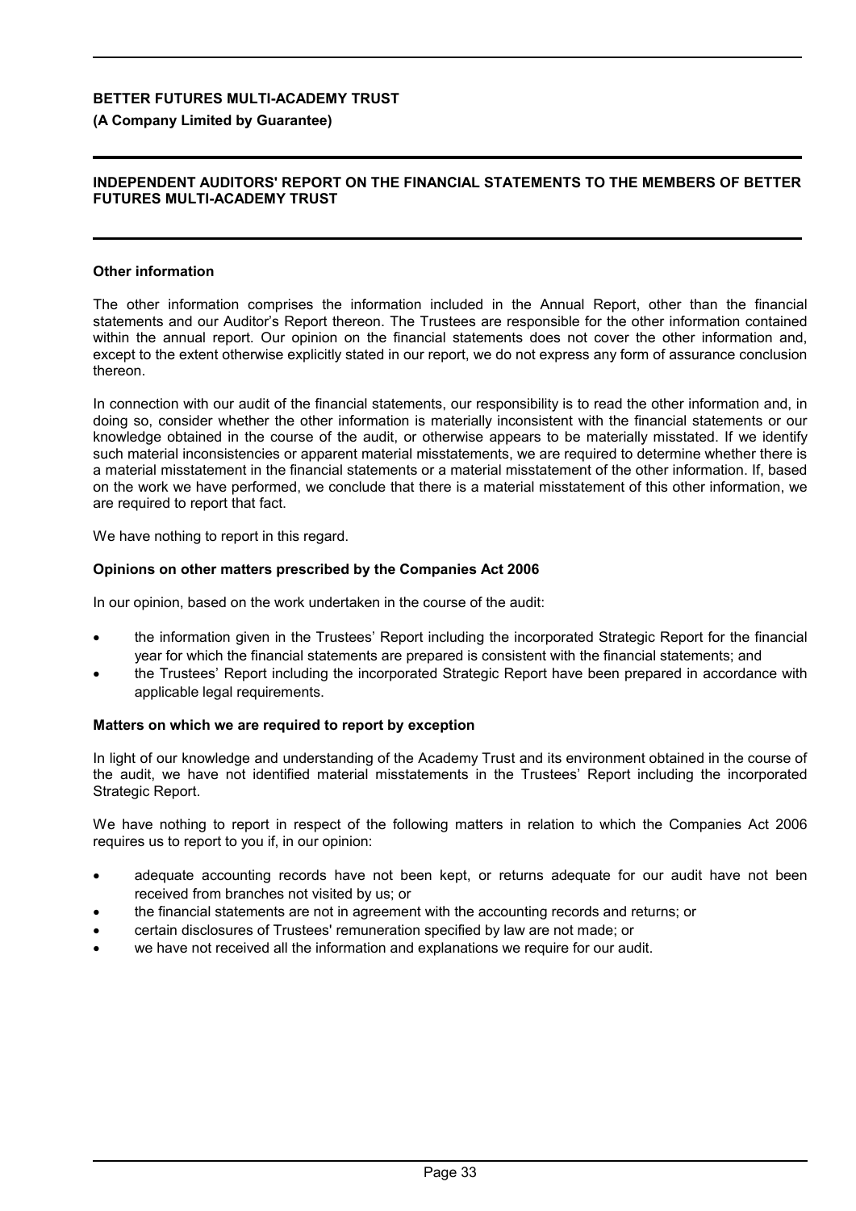**BETTER FUTURES MULTI-ACADEMY TRUST**

**(A Company Limited by Guarantee)**

**INDEPENDENT AUDITORS' REPORT ON THE FINANCIAL STATEMENTS TO THE MEMBERS OF BETTER FUTURES MULTI-ACADEMY TRUST**

**Other information**

The other information comprises the information included in the Annual Report, other than the financial statements and our Auditor's Report thereon. The Trustees are responsible for the other information contained within the annual report. Our opinion on the financial statements does not cover the other information and, except to the extent otherwise explicitly stated in our report, we do not express any form of assurance conclusion thereon.

In connection with our audit of the financial statements, our responsibility is to read the other information and, in doing so, consider whether the other information is materially inconsistent with the financial statements or our knowledge obtained in the course of the audit, or otherwise appears to be materially misstated. If we identify such material inconsistencies or apparent material misstatements, we are required to determine whether there is a material misstatement in the financial statements or a material misstatement of the other information. If, based on the work we have performed, we conclude that there is a material misstatement of this other information, we are required to report that fact.

We have nothing to report in this regard.

**Opinions on other matters prescribed by the Companies Act 2006**

In our opinion, based on the work undertaken in the course of the audit:

- the information given in the Trustees' Report including the incorporated Strategic Report for the financial year for which the financial statements are prepared is consistent with the financial statements; and
- the Trustees' Report including the incorporated Strategic Report have been prepared in accordance with applicable legal requirements.

**Matters on which we are required to report by exception**

In light of our knowledge and understanding of the Academy Trust and its environment obtained in the course of the audit, we have not identified material misstatements in the Trustees' Report including the incorporated Strategic Report.

We have nothing to report in respect of the following matters in relation to which the Companies Act 2006 requires us to report to you if, in our opinion:

- adequate accounting records have not been kept, or returns adequate for our audit have not been received from branches not visited by us; or
- the financial statements are not in agreement with the accounting records and returns; or
- certain disclosures of Trustees' remuneration specified by law are not made; or
- we have not received all the information and explanations we require for our audit.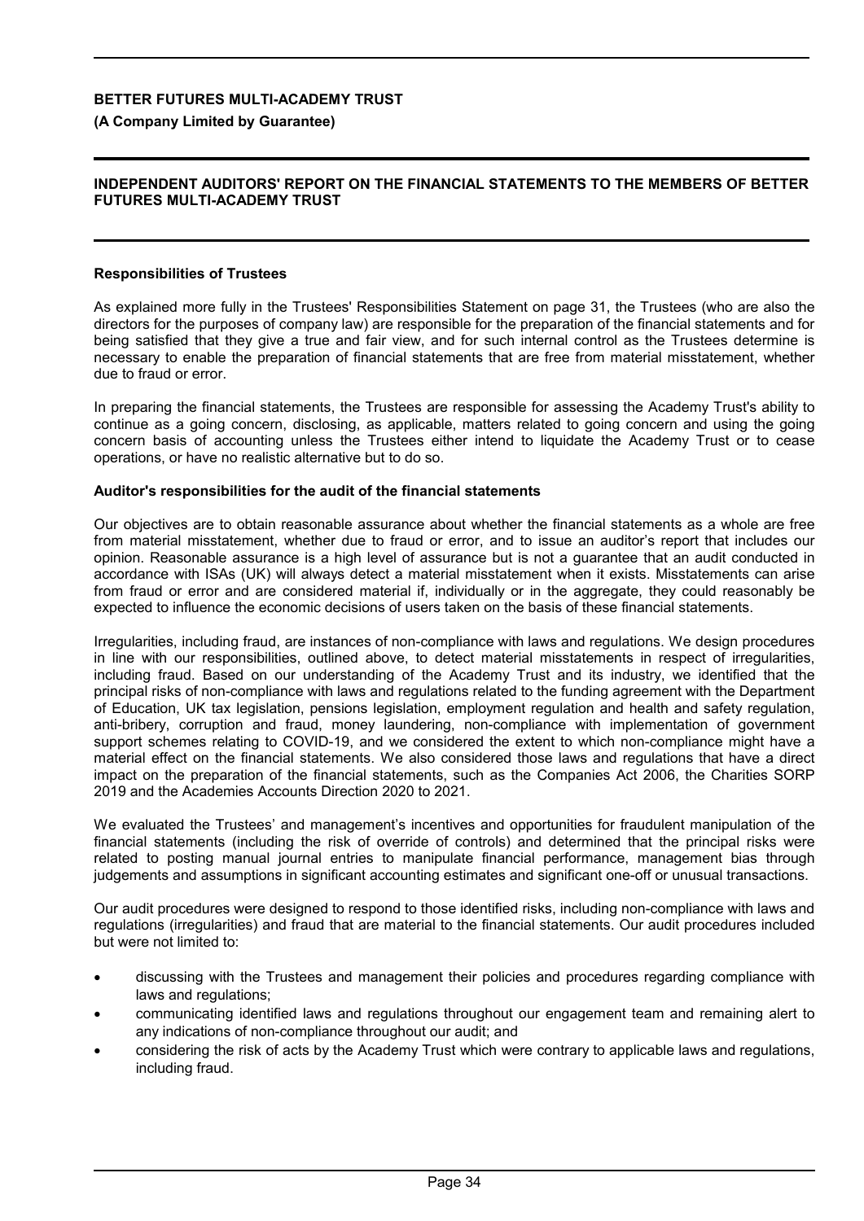## INDEPENDENT AUDITORS' REPORT ON THE FINANCIAL STATEMENTS TO THE MEMBERS OF BETTER FUTURES MULTI-ACADEMY TRUST

### Responsibilities of Trustees

As explained more fully in the Trustees' Responsibilities Statement on page 31, the Trustees (who are also the directors for the purposes of company law) are responsible for the preparation of the financial statements and for being satisfied that they give a true and fair view, and for such internal control as the Trustees determine is necessary to enable the preparation of financial statements that are free from material misstatement, whether due to fraud or error.

In preparing the financial statements, the Trustees are responsible for assessing the Academy Trust's ability to continue as a going concern, disclosing, as applicable, matters related to going concern and using the going concern basis of accounting unless the Trustees either intend to liquidate the Academy Trust or to cease operations, or have no realistic alternative but to do so.

### Auditor's responsibilities for the audit of the financial statements

Our objectives are to obtain reasonable assurance about whether the financial statements as a whole are free from material misstatement, whether due to fraud or error, and to issue an auditor's report that includes our opinion. Reasonable assurance is a high level of assurance but is not a guarantee that an audit conducted in accordance with ISAs (UK) will always detect a material misstatement when it exists. Misstatements can arise from fraud or error and are considered material if, individually or in the aggregate, they could reasonably be expected to influence the economic decisions of users taken on the basis of these financial statements.

Irregularities, including fraud, are instances of non-compliance with laws and regulations. We design procedures in line with our responsibilities, outlined above, to detect material misstatements in respect of irregularities, including fraud. Based on our understanding of the Academy Trust and its industry, we identified that the principal risks of non-compliance with laws and regulations related to the funding agreement with the Department of Education, UK tax legislation, pensions legislation, employment regulation and health and safety regulation, anti-bribery, corruption and fraud, money laundering, non-compliance with implementation of government support schemes relating to COVID-19, and we considered the extent to which non-compliance might have a material effect on the financial statements. We also considered those laws and regulations that have a direct impact on the preparation of the financial statements, such as the Companies Act 2006, the Charities SORP 2019 and the Academies Accounts Direction 2020 to 2021.

We evaluated the Trustees' and management's incentives and opportunities for fraudulent manipulation of the financial statements (including the risk of override of controls) and determined that the principal risks were related to posting manual journal entries to manipulate financial performance, management bias through judgements and assumptions in significant accounting estimates and significant one-off or unusual transactions.

Our audit procedures were designed to respond to those identified risks, including non-compliance with laws and regulations (irregularities) and fraud that are material to the financial statements. Our audit procedures included but were not limited to:

- discussing with the Trustees and management their policies and procedures regarding compliance with laws and regulations;
- communicating identified laws and regulations throughout our engagement team and remaining alert to any indications of non-compliance throughout our audit; and
- considering the risk of acts by the Academy Trust which were contrary to applicable laws and regulations, including fraud.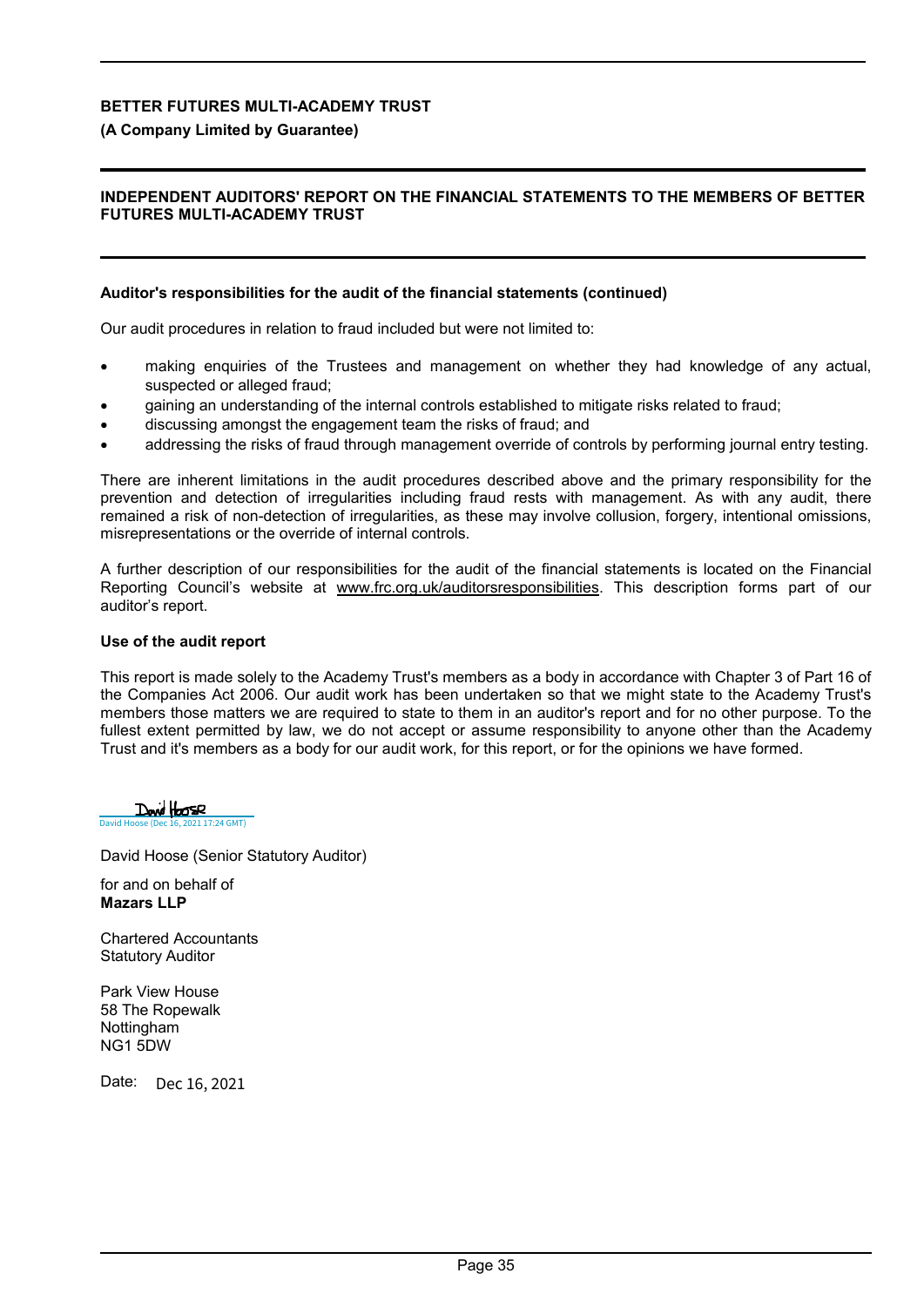**BETTER FUTURES MULTI-ACADEMY TRUST**

**(A Company Limited by Guarantee)**

## INDEPENDENT AUDITORS' REPORT ON THE FINANCIAL STATEMENTS TO THE MEMBERS OF BETTER FUTURES MULTI-ACADEMY TRUST

### Auditor's responsibilities for the audit of the financial statements (continued)

Our audit procedures in relation to fraud included but were not limited to:

- making enquiries of the Trustees and management on whether they had knowledge of any actual, suspected or alleged fraud;
- gaining an understanding of the internal controls established to mitigate risks related to fraud;
- discussing amongst the engagement team the risks of fraud; and
- addressing the risks of fraud through management override of controls by performing journal entry testing.

There are inherent limitations in the audit procedures described above and the primary responsibility for the prevention and detection of irregularities including fraud rests with management. As with any audit, there remained a risk of non-detection of irregularities, as these may involve collusion, forgery, intentional omissions, misrepresentations or the override of internal controls.

A further description of our responsibilities for the audit of the financial statements is located on the Financial Reporting Council's website at www.frc.org.uk/auditorsresponsibilities. This description forms part of our auditor's report.

### Use of the audit report

This report is made solely to the Academy Trust's members as a body in accordance with Chapter 3 of Part 16 of the Companies Act 2006. Our audit work has been undertaken so that we might state to the Academy Trust's members those matters we are required to state to them in an auditor's report and for no other purpose. To the fullest extent permitted by law, we do not accept or assume responsibility to anyone other than the Academy Trust and it's members as a body for our audit work, for this report, or for the opinions we have formed.

David Hoose (Dec 16, 2021 17:24 GMT)

David Hoose (Senior Statutory Auditor)

for and on behalf of
**Mazars LLP**

Chartered Accountants
Statutory Auditor

Park View House
58 The Ropewalk
Nottingham
NG1 5DW

Date: Dec 16, 2021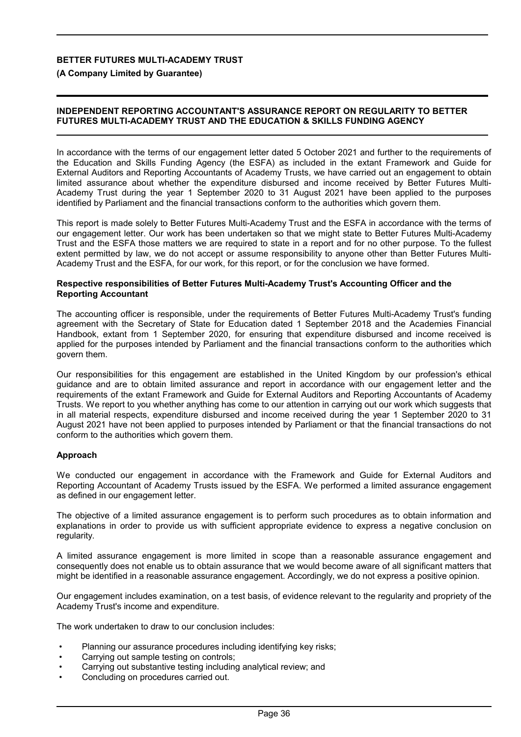# BETTER FUTURES MULTI-ACADEMY TRUST

**(A Company Limited by Guarantee)**

## INDEPENDENT REPORTING ACCOUNTANT'S ASSURANCE REPORT ON REGULARITY TO BETTER FUTURES MULTI-ACADEMY TRUST AND THE EDUCATION & SKILLS FUNDING AGENCY

In accordance with the terms of our engagement letter dated 5 October 2021 and further to the requirements of the Education and Skills Funding Agency (the ESFA) as included in the extant Framework and Guide for External Auditors and Reporting Accountants of Academy Trusts, we have carried out an engagement to obtain limited assurance about whether the expenditure disbursed and income received by Better Futures Multi-Academy Trust during the year 1 September 2020 to 31 August 2021 have been applied to the purposes identified by Parliament and the financial transactions conform to the authorities which govern them.

This report is made solely to Better Futures Multi-Academy Trust and the ESFA in accordance with the terms of our engagement letter. Our work has been undertaken so that we might state to Better Futures Multi-Academy Trust and the ESFA those matters we are required to state in a report and for no other purpose. To the fullest extent permitted by law, we do not accept or assume responsibility to anyone other than Better Futures Multi-Academy Trust and the ESFA, for our work, for this report, or for the conclusion we have formed.

### Respective responsibilities of Better Futures Multi-Academy Trust's Accounting Officer and the Reporting Accountant

The accounting officer is responsible, under the requirements of Better Futures Multi-Academy Trust's funding agreement with the Secretary of State for Education dated 1 September 2018 and the Academies Financial Handbook, extant from 1 September 2020, for ensuring that expenditure disbursed and income received is applied for the purposes intended by Parliament and the financial transactions conform to the authorities which govern them.

Our responsibilities for this engagement are established in the United Kingdom by our profession's ethical guidance and are to obtain limited assurance and report in accordance with our engagement letter and the requirements of the extant Framework and Guide for External Auditors and Reporting Accountants of Academy Trusts. We report to you whether anything has come to our attention in carrying out our work which suggests that in all material respects, expenditure disbursed and income received during the year 1 September 2020 to 31 August 2021 have not been applied to purposes intended by Parliament or that the financial transactions do not conform to the authorities which govern them.

### Approach

We conducted our engagement in accordance with the Framework and Guide for External Auditors and Reporting Accountant of Academy Trusts issued by the ESFA. We performed a limited assurance engagement as defined in our engagement letter.

The objective of a limited assurance engagement is to perform such procedures as to obtain information and explanations in order to provide us with sufficient appropriate evidence to express a negative conclusion on regularity.

A limited assurance engagement is more limited in scope than a reasonable assurance engagement and consequently does not enable us to obtain assurance that we would become aware of all significant matters that might be identified in a reasonable assurance engagement. Accordingly, we do not express a positive opinion.

Our engagement includes examination, on a test basis, of evidence relevant to the regularity and propriety of the Academy Trust's income and expenditure.

The work undertaken to draw to our conclusion includes:

- Planning our assurance procedures including identifying key risks;
- Carrying out sample testing on controls;
- Carrying out substantive testing including analytical review; and
- Concluding on procedures carried out.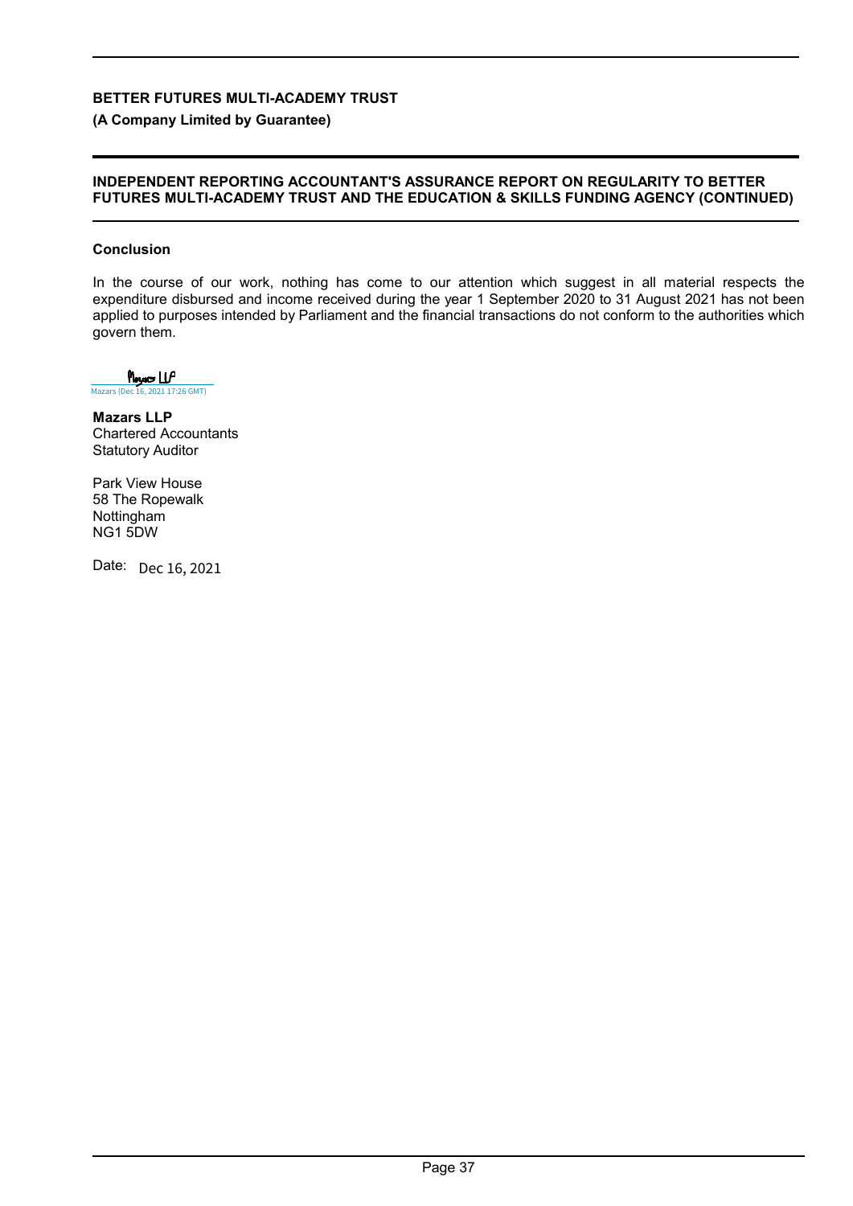**BETTER FUTURES MULTI-ACADEMY TRUST**

**(A Company Limited by Guarantee)**

**INDEPENDENT REPORTING ACCOUNTANT'S ASSURANCE REPORT ON REGULARITY TO BETTER FUTURES MULTI-ACADEMY TRUST AND THE EDUCATION & SKILLS FUNDING AGENCY (CONTINUED)**

**Conclusion**

In the course of our work, nothing has come to our attention which suggest in all material respects the expenditure disbursed and income received during the year 1 September 2020 to 31 August 2021 has not been applied to purposes intended by Parliament and the financial transactions do not conform to the authorities which govern them.

Mazars LLP
Mazars (Dec 16, 2021 17:26 GMT)

**Mazars LLP**
Chartered Accountants
Statutory Auditor

Park View House
58 The Ropewalk
Nottingham
NG1 5DW

Date: Dec 16, 2021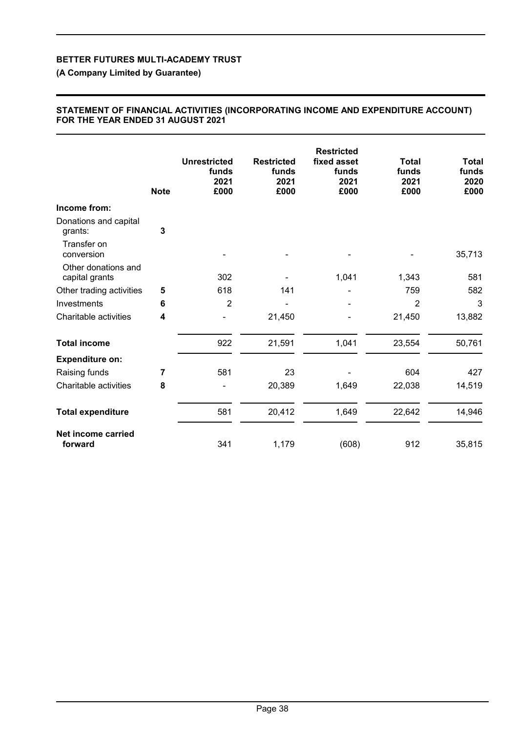**BETTER FUTURES MULTI-ACADEMY TRUST**

**(A Company Limited by Guarantee)**

**STATEMENT OF FINANCIAL ACTIVITIES (INCORPORATING INCOME AND EXPENDITURE ACCOUNT) FOR THE YEAR ENDED 31 AUGUST 2021**

| | Note | Unrestricted funds 2021 £000 | Restricted funds 2021 £000 | Restricted fixed asset funds 2021 £000 | Total funds 2021 £000 | Total funds 2020 £000 |
|---|---|---|---|---|---|---|
| **Income from:** | | | | | | |
| Donations and capital grants: | **3** | | | | | |
| Transfer on conversion | | - | - | - | - | 35,713 |
| Other donations and capital grants | | 302 | - | 1,041 | 1,343 | 581 |
| Other trading activities | **5** | 618 | 141 | - | 759 | 582 |
| Investments | **6** | 2 | - | - | 2 | 3 |
| Charitable activities | **4** | - | 21,450 | - | 21,450 | 13,882 |
| **Total income** | | 922 | 21,591 | 1,041 | 23,554 | 50,761 |
| **Expenditure on:** | | | | | | |
| Raising funds | **7** | 581 | 23 | - | 604 | 427 |
| Charitable activities | **8** | - | 20,389 | 1,649 | 22,038 | 14,519 |
| **Total expenditure** | | 581 | 20,412 | 1,649 | 22,642 | 14,946 |
| **Net income carried forward** | | 341 | 1,179 | (608) | 912 | 35,815 |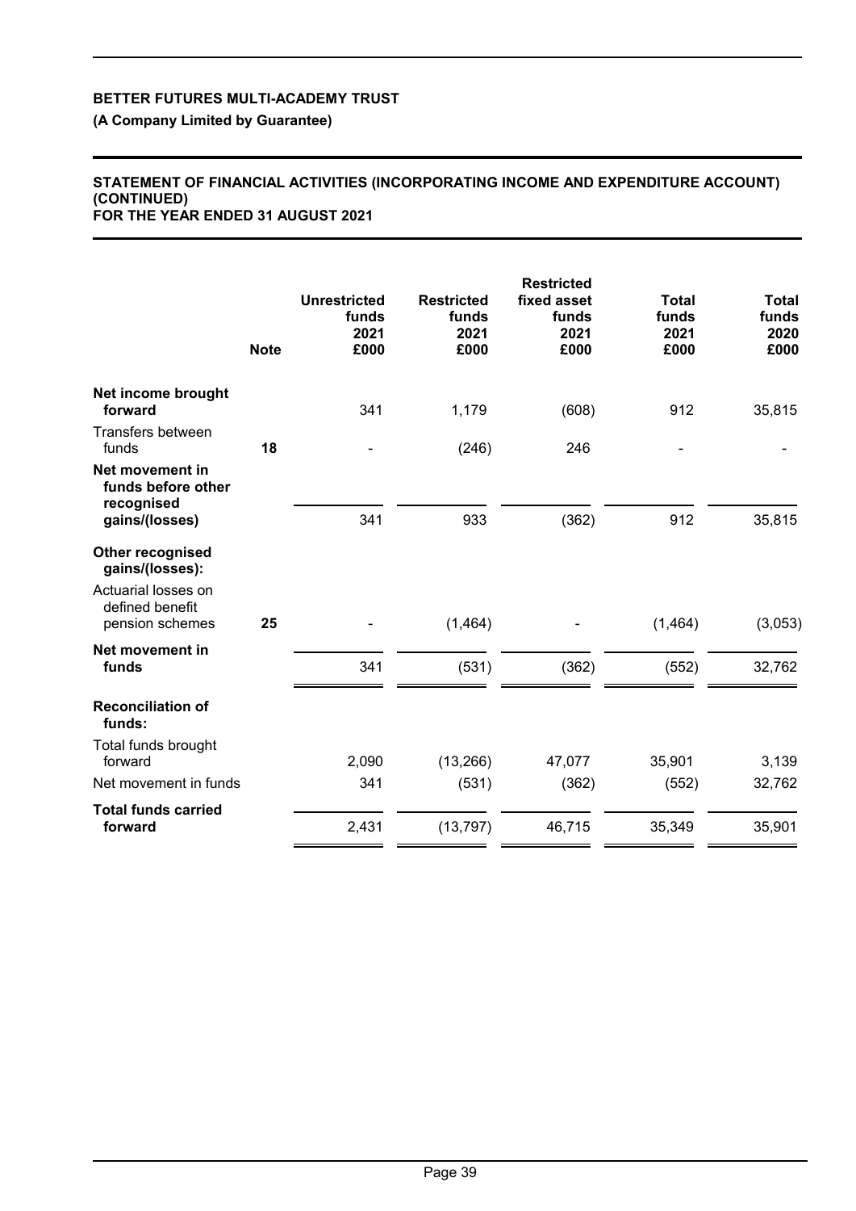**BETTER FUTURES MULTI-ACADEMY TRUST**

**(A Company Limited by Guarantee)**

**STATEMENT OF FINANCIAL ACTIVITIES (INCORPORATING INCOME AND EXPENDITURE ACCOUNT) (CONTINUED)**
**FOR THE YEAR ENDED 31 AUGUST 2021**

| | Note | Unrestricted funds 2021 £000 | Restricted funds 2021 £000 | Restricted fixed asset funds 2021 £000 | Total funds 2021 £000 | Total funds 2020 £000 |
|---|---|---|---|---|---|---|
| **Net income brought forward** | | 341 | 1,179 | (608) | 912 | 35,815 |
| Transfers between funds | 18 | - | (246) | 246 | - | - |
| **Net movement in funds before other recognised gains/(losses)** | | 341 | 933 | (362) | 912 | 35,815 |
| **Other recognised gains/(losses):** | | | | | | |
| Actuarial losses on defined benefit pension schemes | 25 | - | (1,464) | - | (1,464) | (3,053) |
| **Net movement in funds** | | 341 | (531) | (362) | (552) | 32,762 |
| **Reconciliation of funds:** | | | | | | |
| Total funds brought forward | | 2,090 | (13,266) | 47,077 | 35,901 | 3,139 |
| Net movement in funds | | 341 | (531) | (362) | (552) | 32,762 |
| **Total funds carried forward** | | 2,431 | (13,797) | 46,715 | 35,349 | 35,901 |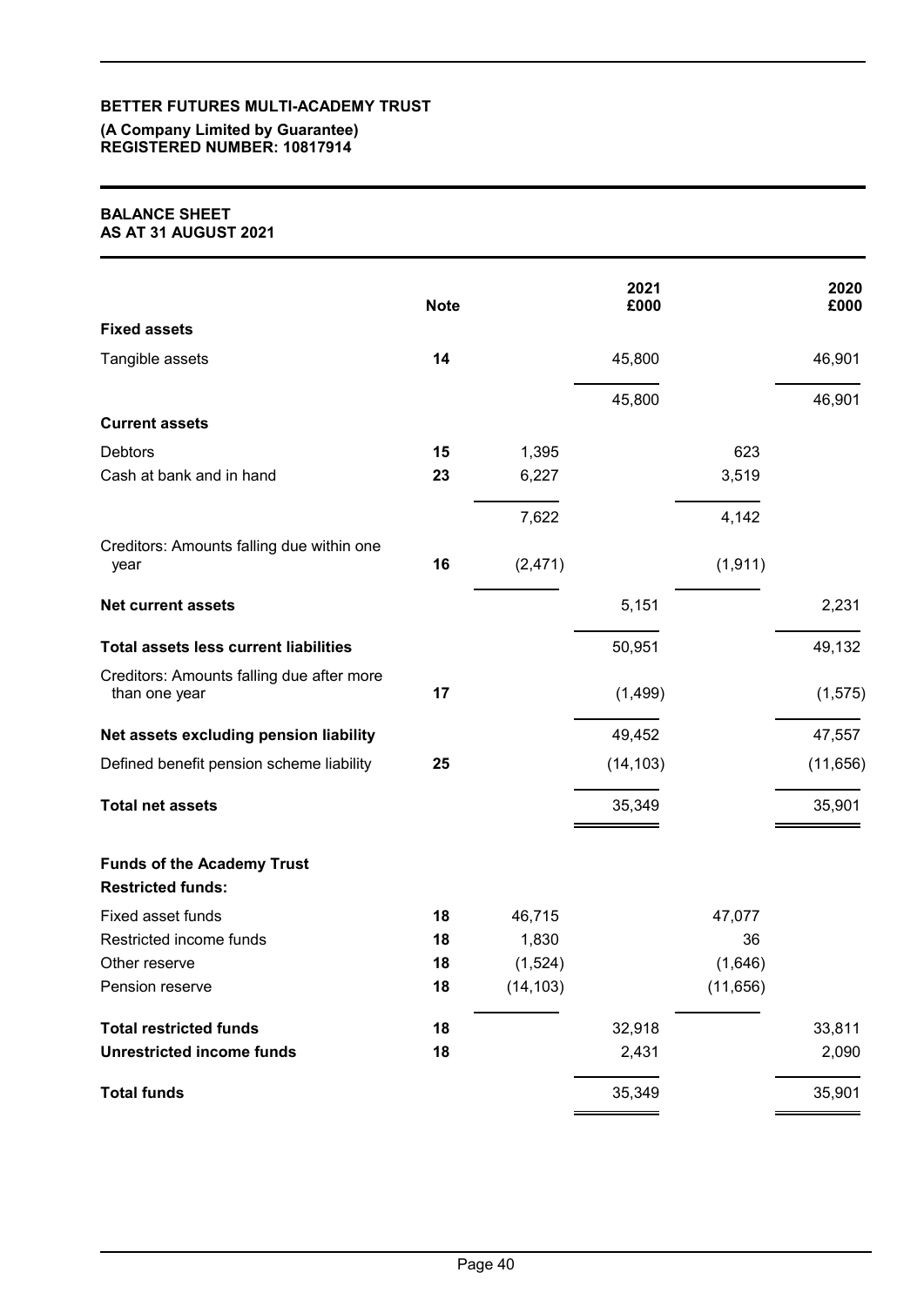**BETTER FUTURES MULTI-ACADEMY TRUST**
**(A Company Limited by Guarantee)**
**REGISTERED NUMBER: 10817914**

# BALANCE SHEET
## AS AT 31 AUGUST 2021

| | Note | | 2021 £000 | | 2020 £000 |
|---|---|---|---|---|---|
| **Fixed assets** | | | | | |
| Tangible assets | 14 | | 45,800 | | 46,901 |
| | | | 45,800 | | 46,901 |
| **Current assets** | | | | | |
| Debtors | 15 | 1,395 | | 623 | |
| Cash at bank and in hand | 23 | 6,227 | | 3,519 | |
| | | 7,622 | | 4,142 | |
| Creditors: Amounts falling due within one year | 16 | (2,471) | | (1,911) | |
| **Net current assets** | | | 5,151 | | 2,231 |
| **Total assets less current liabilities** | | | 50,951 | | 49,132 |
| Creditors: Amounts falling due after more than one year | 17 | | (1,499) | | (1,575) |
| **Net assets excluding pension liability** | | | 49,452 | | 47,557 |
| Defined benefit pension scheme liability | 25 | | (14,103) | | (11,656) |
| **Total net assets** | | | 35,349 | | 35,901 |
| **Funds of the Academy Trust** | | | | | |
| **Restricted funds:** | | | | | |
| Fixed asset funds | 18 | 46,715 | | 47,077 | |
| Restricted income funds | 18 | 1,830 | | 36 | |
| Other reserve | 18 | (1,524) | | (1,646) | |
| Pension reserve | 18 | (14,103) | | (11,656) | |
| **Total restricted funds** | 18 | | 32,918 | | 33,811 |
| **Unrestricted income funds** | 18 | | 2,431 | | 2,090 |
| **Total funds** | | | 35,349 | | 35,901 |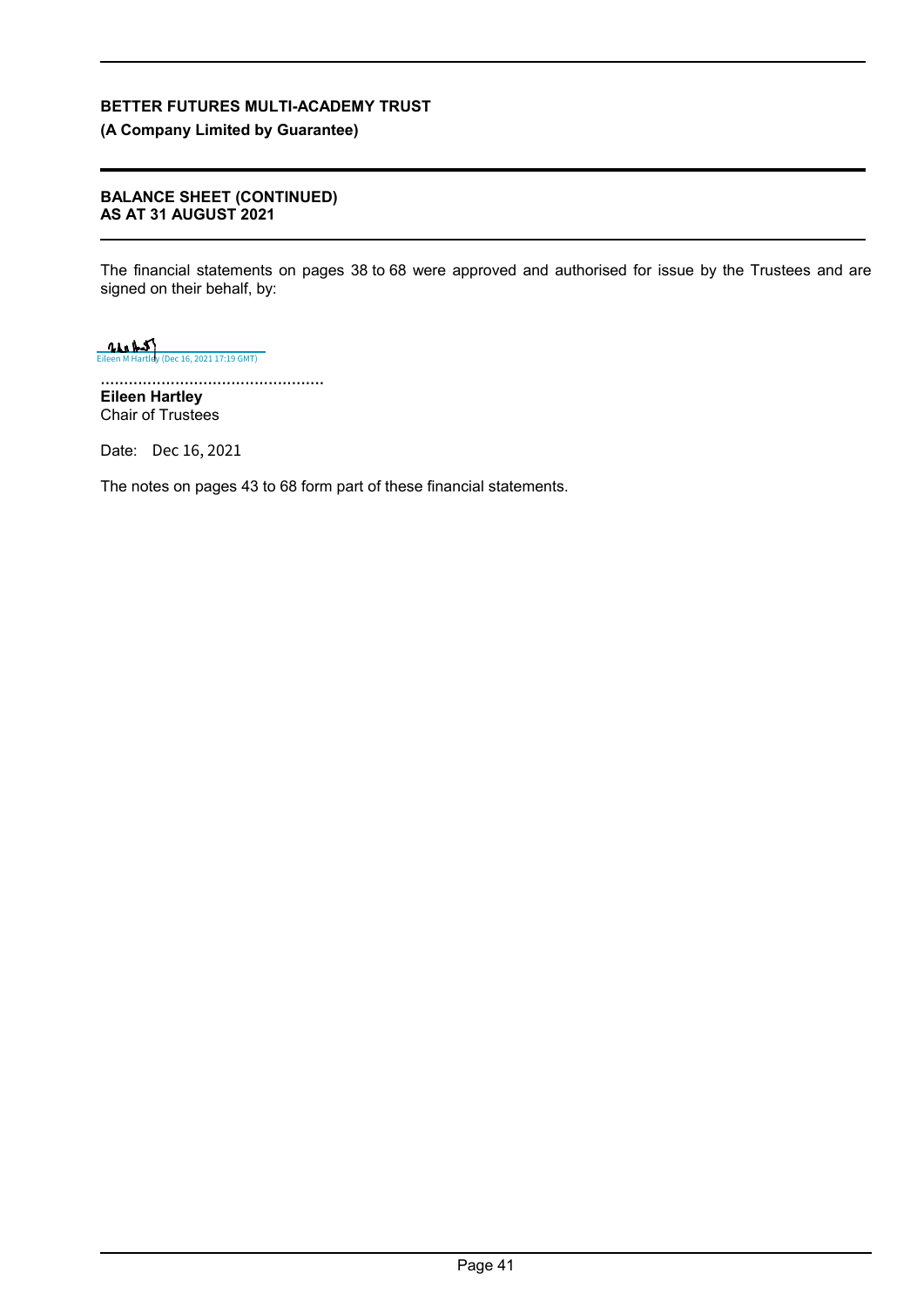**BETTER FUTURES MULTI-ACADEMY TRUST**

**(A Company Limited by Guarantee)**

**BALANCE SHEET (CONTINUED)**
**AS AT 31 AUGUST 2021**

The financial statements on pages 38 to 68 were approved and authorised for issue by the Trustees and are signed on their behalf, by:

Eileen M Hartley (Dec 16, 2021 17:19 GMT)

................................................
**Eileen Hartley**
Chair of Trustees

Date: Dec 16, 2021

The notes on pages 43 to 68 form part of these financial statements.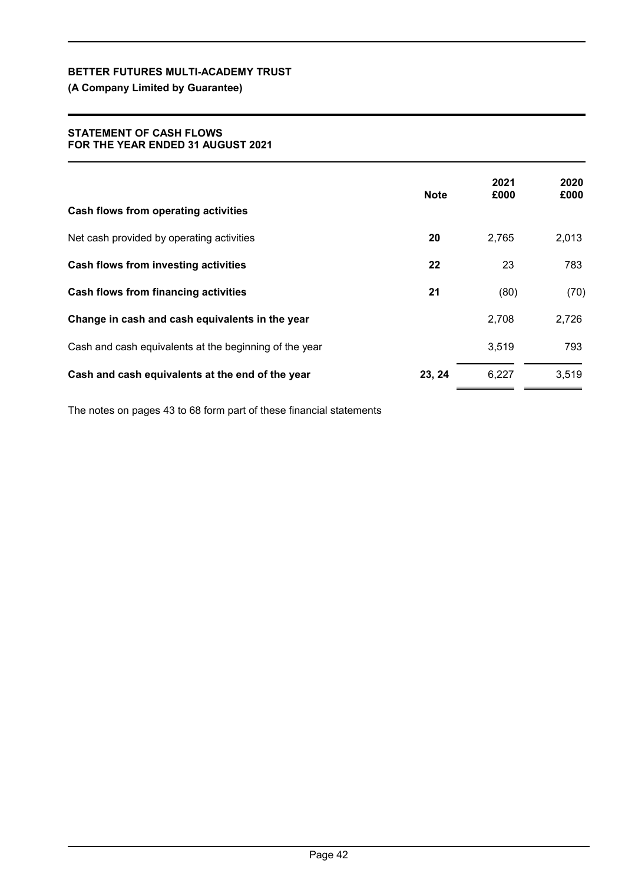**BETTER FUTURES MULTI-ACADEMY TRUST**

**(A Company Limited by Guarantee)**

**STATEMENT OF CASH FLOWS**
**FOR THE YEAR ENDED 31 AUGUST 2021**

| | Note | 2021 £000 | 2020 £000 |
|---|---|---|---|
| **Cash flows from operating activities** | | | |
| Net cash provided by operating activities | **20** | 2,765 | 2,013 |
| **Cash flows from investing activities** | **22** | 23 | 783 |
| **Cash flows from financing activities** | **21** | (80) | (70) |
| **Change in cash and cash equivalents in the year** | | 2,708 | 2,726 |
| Cash and cash equivalents at the beginning of the year | | 3,519 | 793 |
| **Cash and cash equivalents at the end of the year** | **23, 24** | 6,227 | 3,519 |

The notes on pages 43 to 68 form part of these financial statements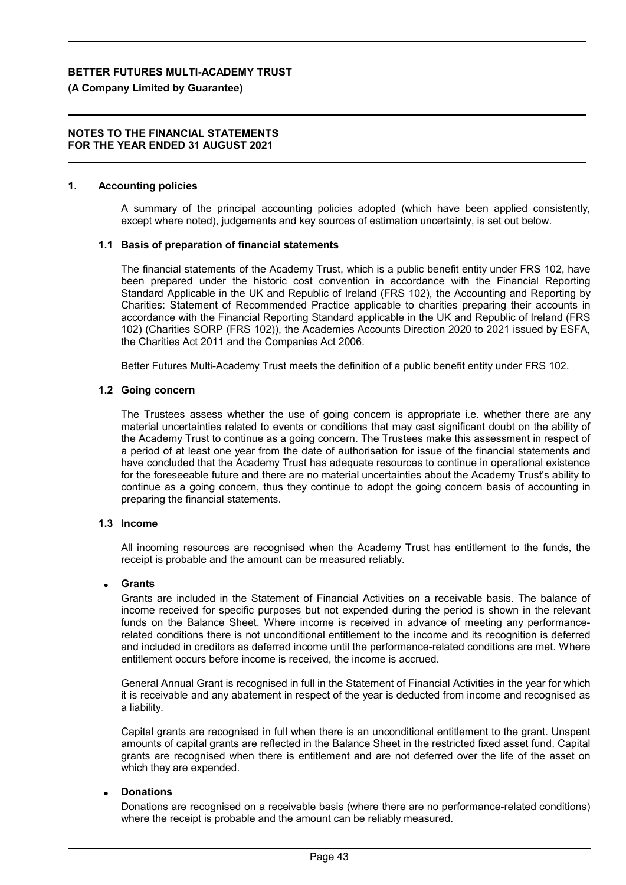## 1. Accounting policies

A summary of the principal accounting policies adopted (which have been applied consistently, except where noted), judgements and key sources of estimation uncertainty, is set out below.

### 1.1 Basis of preparation of financial statements

The financial statements of the Academy Trust, which is a public benefit entity under FRS 102, have been prepared under the historic cost convention in accordance with the Financial Reporting Standard Applicable in the UK and Republic of Ireland (FRS 102), the Accounting and Reporting by Charities: Statement of Recommended Practice applicable to charities preparing their accounts in accordance with the Financial Reporting Standard applicable in the UK and Republic of Ireland (FRS 102) (Charities SORP (FRS 102)), the Academies Accounts Direction 2020 to 2021 issued by ESFA, the Charities Act 2011 and the Companies Act 2006.

Better Futures Multi-Academy Trust meets the definition of a public benefit entity under FRS 102.

### 1.2 Going concern

The Trustees assess whether the use of going concern is appropriate i.e. whether there are any material uncertainties related to events or conditions that may cast significant doubt on the ability of the Academy Trust to continue as a going concern. The Trustees make this assessment in respect of a period of at least one year from the date of authorisation for issue of the financial statements and have concluded that the Academy Trust has adequate resources to continue in operational existence for the foreseeable future and there are no material uncertainties about the Academy Trust's ability to continue as a going concern, thus they continue to adopt the going concern basis of accounting in preparing the financial statements.

### 1.3 Income

All incoming resources are recognised when the Academy Trust has entitlement to the funds, the receipt is probable and the amount can be measured reliably.

- **Grants**

Grants are included in the Statement of Financial Activities on a receivable basis. The balance of income received for specific purposes but not expended during the period is shown in the relevant funds on the Balance Sheet. Where income is received in advance of meeting any performance-related conditions there is not unconditional entitlement to the income and its recognition is deferred and included in creditors as deferred income until the performance-related conditions are met. Where entitlement occurs before income is received, the income is accrued.

General Annual Grant is recognised in full in the Statement of Financial Activities in the year for which it is receivable and any abatement in respect of the year is deducted from income and recognised as a liability.

Capital grants are recognised in full when there is an unconditional entitlement to the grant. Unspent amounts of capital grants are reflected in the Balance Sheet in the restricted fixed asset fund. Capital grants are recognised when there is entitlement and are not deferred over the life of the asset on which they are expended.

- **Donations**

Donations are recognised on a receivable basis (where there are no performance-related conditions) where the receipt is probable and the amount can be reliably measured.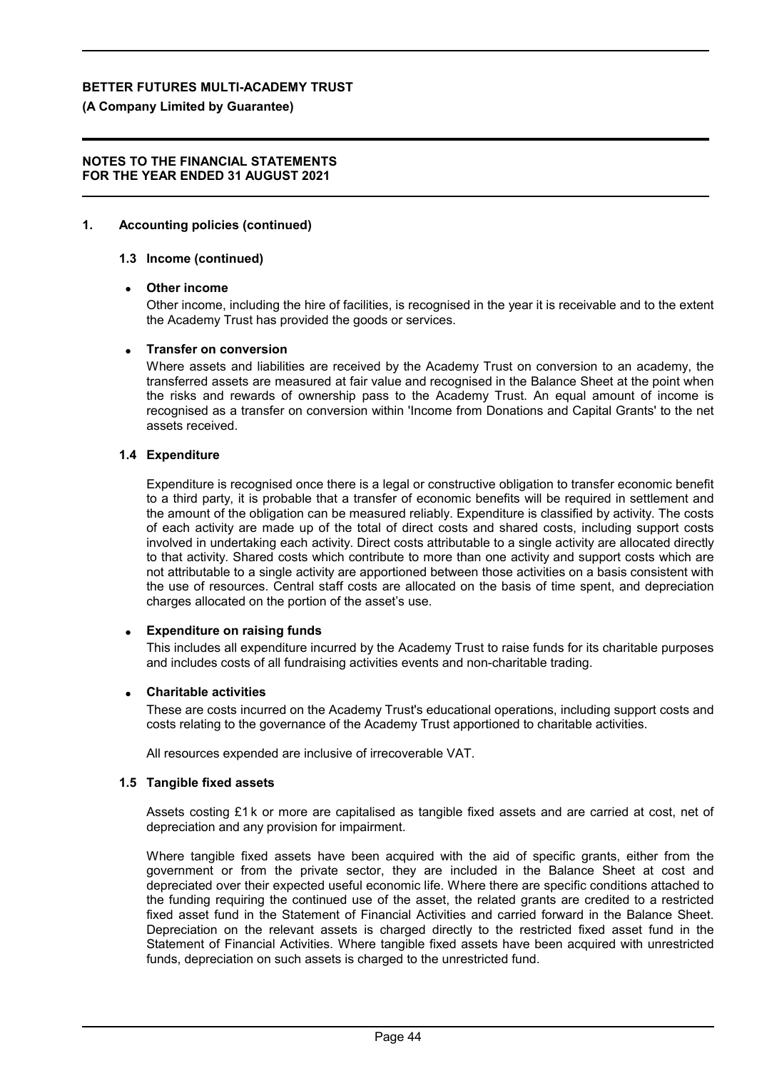## 1. Accounting policies (continued)

### 1.3 Income (continued)

- **Other income**

  Other income, including the hire of facilities, is recognised in the year it is receivable and to the extent the Academy Trust has provided the goods or services.

- **Transfer on conversion**

  Where assets and liabilities are received by the Academy Trust on conversion to an academy, the transferred assets are measured at fair value and recognised in the Balance Sheet at the point when the risks and rewards of ownership pass to the Academy Trust. An equal amount of income is recognised as a transfer on conversion within 'Income from Donations and Capital Grants' to the net assets received.

### 1.4 Expenditure

Expenditure is recognised once there is a legal or constructive obligation to transfer economic benefit to a third party, it is probable that a transfer of economic benefits will be required in settlement and the amount of the obligation can be measured reliably. Expenditure is classified by activity. The costs of each activity are made up of the total of direct costs and shared costs, including support costs involved in undertaking each activity. Direct costs attributable to a single activity are allocated directly to that activity. Shared costs which contribute to more than one activity and support costs which are not attributable to a single activity are apportioned between those activities on a basis consistent with the use of resources. Central staff costs are allocated on the basis of time spent, and depreciation charges allocated on the portion of the asset's use.

- **Expenditure on raising funds**

  This includes all expenditure incurred by the Academy Trust to raise funds for its charitable purposes and includes costs of all fundraising activities events and non-charitable trading.

- **Charitable activities**

  These are costs incurred on the Academy Trust's educational operations, including support costs and costs relating to the governance of the Academy Trust apportioned to charitable activities.

  All resources expended are inclusive of irrecoverable VAT.

### 1.5 Tangible fixed assets

Assets costing £1k or more are capitalised as tangible fixed assets and are carried at cost, net of depreciation and any provision for impairment.

Where tangible fixed assets have been acquired with the aid of specific grants, either from the government or from the private sector, they are included in the Balance Sheet at cost and depreciated over their expected useful economic life. Where there are specific conditions attached to the funding requiring the continued use of the asset, the related grants are credited to a restricted fixed asset fund in the Statement of Financial Activities and carried forward in the Balance Sheet. Depreciation on the relevant assets is charged directly to the restricted fixed asset fund in the Statement of Financial Activities. Where tangible fixed assets have been acquired with unrestricted funds, depreciation on such assets is charged to the unrestricted fund.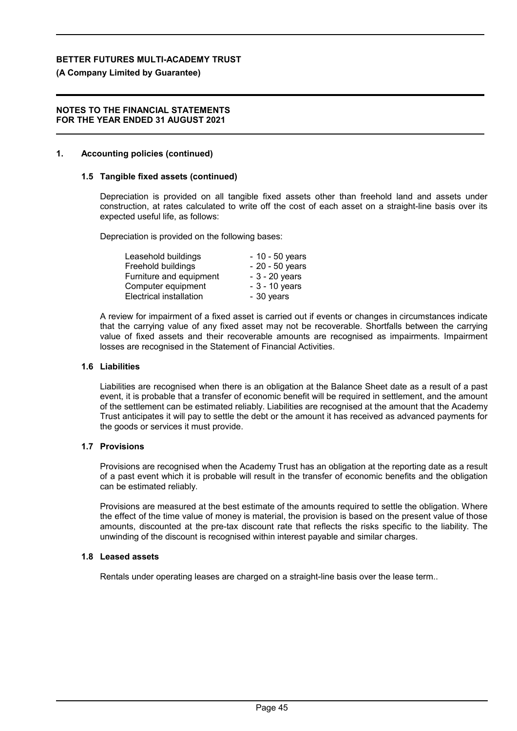**BETTER FUTURES MULTI-ACADEMY TRUST**

**(A Company Limited by Guarantee)**

**NOTES TO THE FINANCIAL STATEMENTS**
**FOR THE YEAR ENDED 31 AUGUST 2021**

## 1. Accounting policies (continued)

### 1.5 Tangible fixed assets (continued)

Depreciation is provided on all tangible fixed assets other than freehold land and assets under construction, at rates calculated to write off the cost of each asset on a straight-line basis over its expected useful life, as follows:

Depreciation is provided on the following bases:

| | |
|---|---|
| Leasehold buildings | - 10 - 50 years |
| Freehold buildings | - 20 - 50 years |
| Furniture and equipment | - 3 - 20 years |
| Computer equipment | - 3 - 10 years |
| Electrical installation | - 30 years |

A review for impairment of a fixed asset is carried out if events or changes in circumstances indicate that the carrying value of any fixed asset may not be recoverable. Shortfalls between the carrying value of fixed assets and their recoverable amounts are recognised as impairments. Impairment losses are recognised in the Statement of Financial Activities.

### 1.6 Liabilities

Liabilities are recognised when there is an obligation at the Balance Sheet date as a result of a past event, it is probable that a transfer of economic benefit will be required in settlement, and the amount of the settlement can be estimated reliably. Liabilities are recognised at the amount that the Academy Trust anticipates it will pay to settle the debt or the amount it has received as advanced payments for the goods or services it must provide.

### 1.7 Provisions

Provisions are recognised when the Academy Trust has an obligation at the reporting date as a result of a past event which it is probable will result in the transfer of economic benefits and the obligation can be estimated reliably.

Provisions are measured at the best estimate of the amounts required to settle the obligation. Where the effect of the time value of money is material, the provision is based on the present value of those amounts, discounted at the pre-tax discount rate that reflects the risks specific to the liability. The unwinding of the discount is recognised within interest payable and similar charges.

### 1.8 Leased assets

Rentals under operating leases are charged on a straight-line basis over the lease term..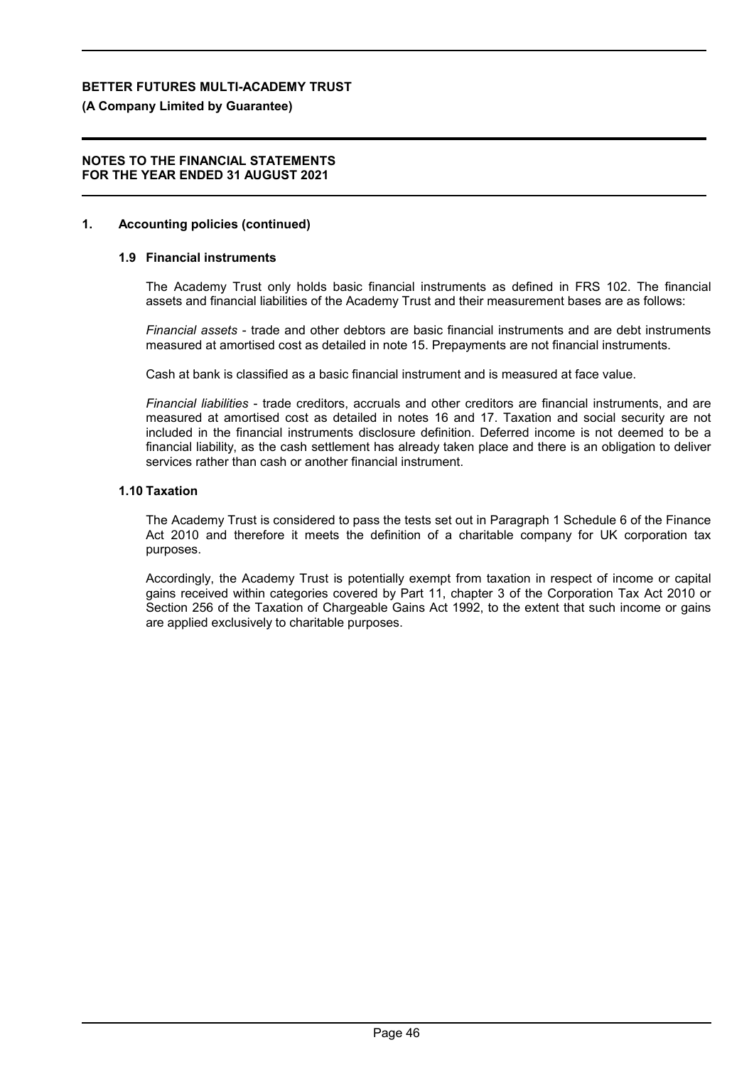## 1. Accounting policies (continued)

### 1.9 Financial instruments

The Academy Trust only holds basic financial instruments as defined in FRS 102. The financial assets and financial liabilities of the Academy Trust and their measurement bases are as follows:

*Financial assets* - trade and other debtors are basic financial instruments and are debt instruments measured at amortised cost as detailed in note 15. Prepayments are not financial instruments.

Cash at bank is classified as a basic financial instrument and is measured at face value.

*Financial liabilities* - trade creditors, accruals and other creditors are financial instruments, and are measured at amortised cost as detailed in notes 16 and 17. Taxation and social security are not included in the financial instruments disclosure definition. Deferred income is not deemed to be a financial liability, as the cash settlement has already taken place and there is an obligation to deliver services rather than cash or another financial instrument.

### 1.10 Taxation

The Academy Trust is considered to pass the tests set out in Paragraph 1 Schedule 6 of the Finance Act 2010 and therefore it meets the definition of a charitable company for UK corporation tax purposes.

Accordingly, the Academy Trust is potentially exempt from taxation in respect of income or capital gains received within categories covered by Part 11, chapter 3 of the Corporation Tax Act 2010 or Section 256 of the Taxation of Chargeable Gains Act 1992, to the extent that such income or gains are applied exclusively to charitable purposes.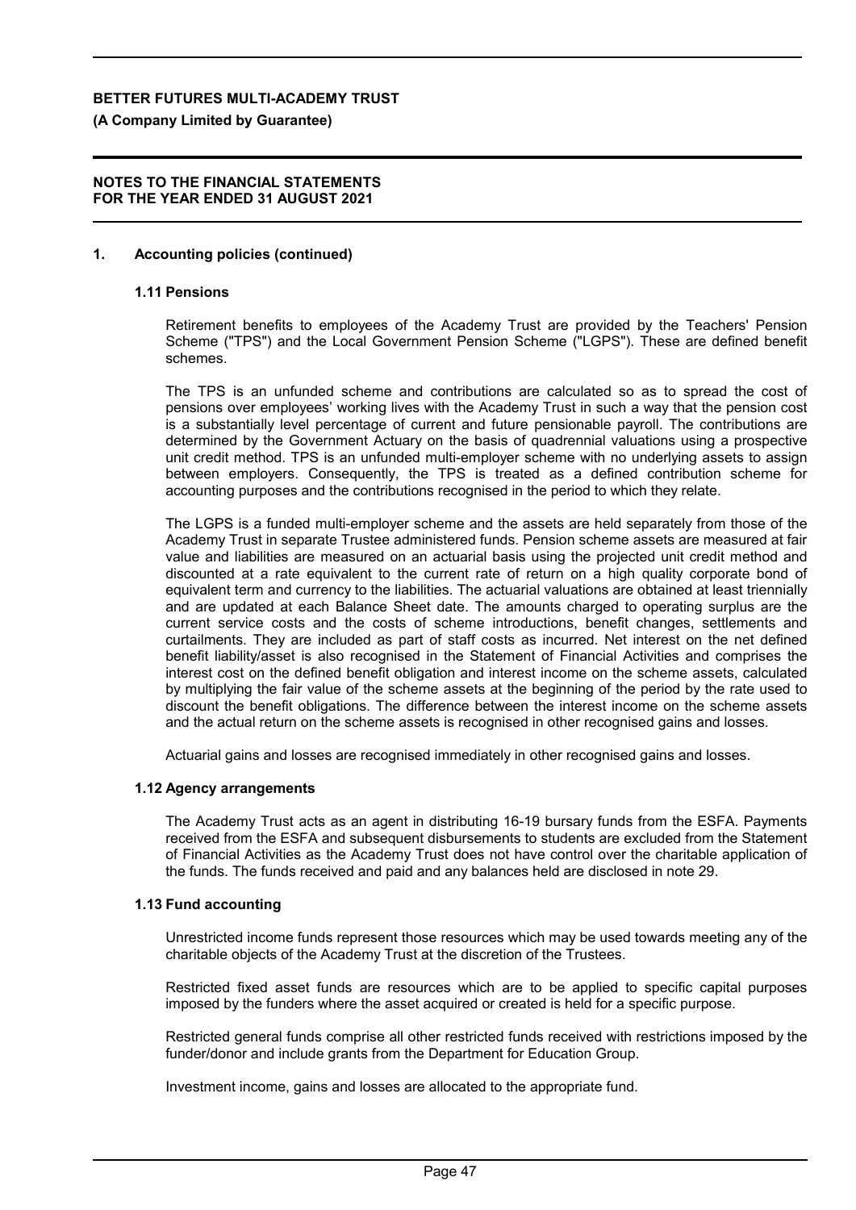## 1. Accounting policies (continued)

### 1.11 Pensions

Retirement benefits to employees of the Academy Trust are provided by the Teachers' Pension Scheme ("TPS") and the Local Government Pension Scheme ("LGPS"). These are defined benefit schemes.

The TPS is an unfunded scheme and contributions are calculated so as to spread the cost of pensions over employees' working lives with the Academy Trust in such a way that the pension cost is a substantially level percentage of current and future pensionable payroll. The contributions are determined by the Government Actuary on the basis of quadrennial valuations using a prospective unit credit method. TPS is an unfunded multi-employer scheme with no underlying assets to assign between employers. Consequently, the TPS is treated as a defined contribution scheme for accounting purposes and the contributions recognised in the period to which they relate.

The LGPS is a funded multi-employer scheme and the assets are held separately from those of the Academy Trust in separate Trustee administered funds. Pension scheme assets are measured at fair value and liabilities are measured on an actuarial basis using the projected unit credit method and discounted at a rate equivalent to the current rate of return on a high quality corporate bond of equivalent term and currency to the liabilities. The actuarial valuations are obtained at least triennially and are updated at each Balance Sheet date. The amounts charged to operating surplus are the current service costs and the costs of scheme introductions, benefit changes, settlements and curtailments. They are included as part of staff costs as incurred. Net interest on the net defined benefit liability/asset is also recognised in the Statement of Financial Activities and comprises the interest cost on the defined benefit obligation and interest income on the scheme assets, calculated by multiplying the fair value of the scheme assets at the beginning of the period by the rate used to discount the benefit obligations. The difference between the interest income on the scheme assets and the actual return on the scheme assets is recognised in other recognised gains and losses.

Actuarial gains and losses are recognised immediately in other recognised gains and losses.

### 1.12 Agency arrangements

The Academy Trust acts as an agent in distributing 16-19 bursary funds from the ESFA. Payments received from the ESFA and subsequent disbursements to students are excluded from the Statement of Financial Activities as the Academy Trust does not have control over the charitable application of the funds. The funds received and paid and any balances held are disclosed in note 29.

### 1.13 Fund accounting

Unrestricted income funds represent those resources which may be used towards meeting any of the charitable objects of the Academy Trust at the discretion of the Trustees.

Restricted fixed asset funds are resources which are to be applied to specific capital purposes imposed by the funders where the asset acquired or created is held for a specific purpose.

Restricted general funds comprise all other restricted funds received with restrictions imposed by the funder/donor and include grants from the Department for Education Group.

Investment income, gains and losses are allocated to the appropriate fund.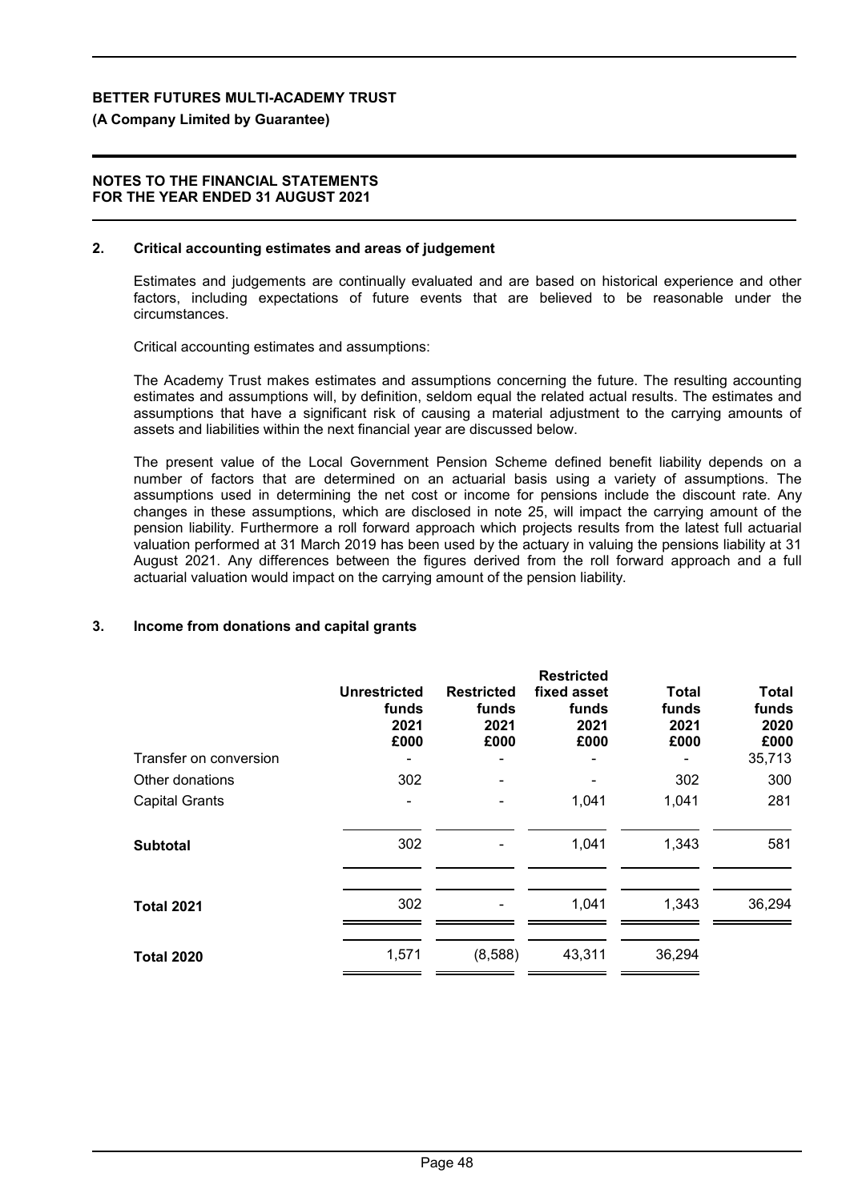## 2. Critical accounting estimates and areas of judgement

Estimates and judgements are continually evaluated and are based on historical experience and other factors, including expectations of future events that are believed to be reasonable under the circumstances.

Critical accounting estimates and assumptions:

The Academy Trust makes estimates and assumptions concerning the future. The resulting accounting estimates and assumptions will, by definition, seldom equal the related actual results. The estimates and assumptions that have a significant risk of causing a material adjustment to the carrying amounts of assets and liabilities within the next financial year are discussed below.

The present value of the Local Government Pension Scheme defined benefit liability depends on a number of factors that are determined on an actuarial basis using a variety of assumptions. The assumptions used in determining the net cost or income for pensions include the discount rate. Any changes in these assumptions, which are disclosed in note 25, will impact the carrying amount of the pension liability. Furthermore a roll forward approach which projects results from the latest full actuarial valuation performed at 31 March 2019 has been used by the actuary in valuing the pensions liability at 31 August 2021. Any differences between the figures derived from the roll forward approach and a full actuarial valuation would impact on the carrying amount of the pension liability.

## 3. Income from donations and capital grants

| | Unrestricted funds 2021 £000 | Restricted funds 2021 £000 | Restricted fixed asset funds 2021 £000 | Total funds 2021 £000 | Total funds 2020 £000 |
|---|---|---|---|---|---|
| Transfer on conversion | - | - | - | - | 35,713 |
| Other donations | 302 | - | - | 302 | 300 |
| Capital Grants | - | - | 1,041 | 1,041 | 281 |
| **Subtotal** | 302 | - | 1,041 | 1,343 | 581 |
| **Total 2021** | 302 | - | 1,041 | 1,343 | 36,294 |
| **Total 2020** | 1,571 | (8,588) | 43,311 | 36,294 | |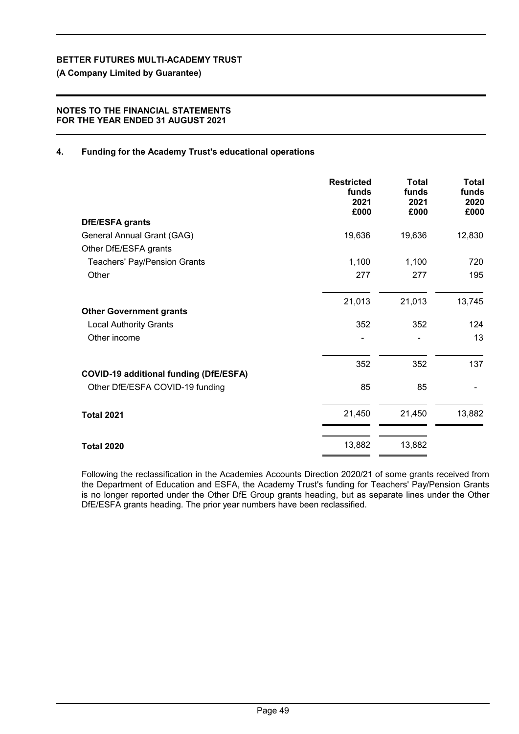**BETTER FUTURES MULTI-ACADEMY TRUST**

**(A Company Limited by Guarantee)**

**NOTES TO THE FINANCIAL STATEMENTS FOR THE YEAR ENDED 31 AUGUST 2021**

## 4. Funding for the Academy Trust's educational operations

| | Restricted funds 2021 £000 | Total funds 2021 £000 | Total funds 2020 £000 |
|---|---|---|---|
| **DfE/ESFA grants** | | | |
| General Annual Grant (GAG) | 19,636 | 19,636 | 12,830 |
| Other DfE/ESFA grants | | | |
| Teachers' Pay/Pension Grants | 1,100 | 1,100 | 720 |
| Other | 277 | 277 | 195 |
| | 21,013 | 21,013 | 13,745 |
| **Other Government grants** | | | |
| Local Authority Grants | 352 | 352 | 124 |
| Other income | - | - | 13 |
| | 352 | 352 | 137 |
| **COVID-19 additional funding (DfE/ESFA)** | | | |
| Other DfE/ESFA COVID-19 funding | 85 | 85 | - |
| **Total 2021** | 21,450 | 21,450 | 13,882 |
| **Total 2020** | 13,882 | 13,882 | |

Following the reclassification in the Academies Accounts Direction 2020/21 of some grants received from the Department of Education and ESFA, the Academy Trust's funding for Teachers' Pay/Pension Grants is no longer reported under the Other DfE Group grants heading, but as separate lines under the Other DfE/ESFA grants heading. The prior year numbers have been reclassified.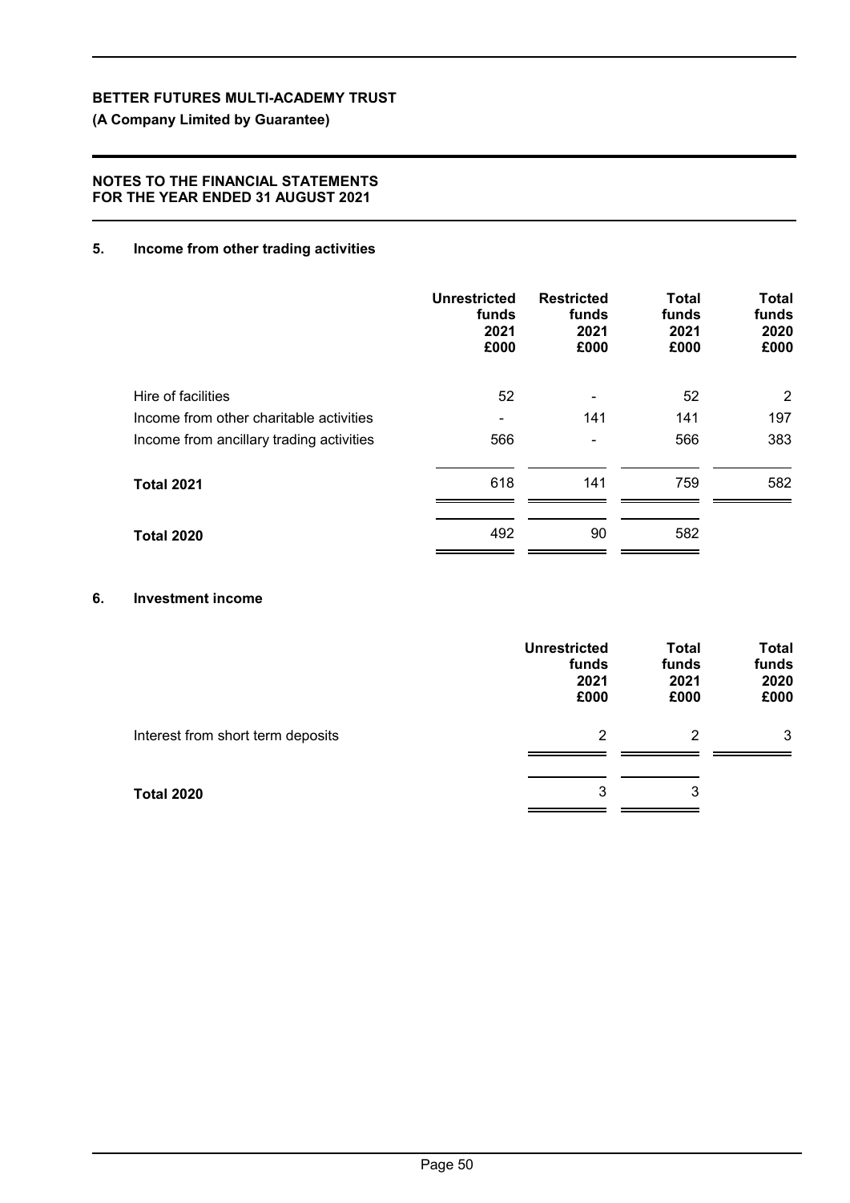**BETTER FUTURES MULTI-ACADEMY TRUST**

**(A Company Limited by Guarantee)**

**NOTES TO THE FINANCIAL STATEMENTS FOR THE YEAR ENDED 31 AUGUST 2021**

## 5. Income from other trading activities

| | Unrestricted funds 2021 £000 | Restricted funds 2021 £000 | Total funds 2021 £000 | Total funds 2020 £000 |
|---|---|---|---|---|
| Hire of facilities | 52 | - | 52 | 2 |
| Income from other charitable activities | - | 141 | 141 | 197 |
| Income from ancillary trading activities | 566 | - | 566 | 383 |
| **Total 2021** | 618 | 141 | 759 | 582 |
| **Total 2020** | 492 | 90 | 582 | |

## 6. Investment income

| | Unrestricted funds 2021 £000 | Total funds 2021 £000 | Total funds 2020 £000 |
|---|---|---|---|
| Interest from short term deposits | 2 | 2 | 3 |
| **Total 2020** | 3 | 3 | |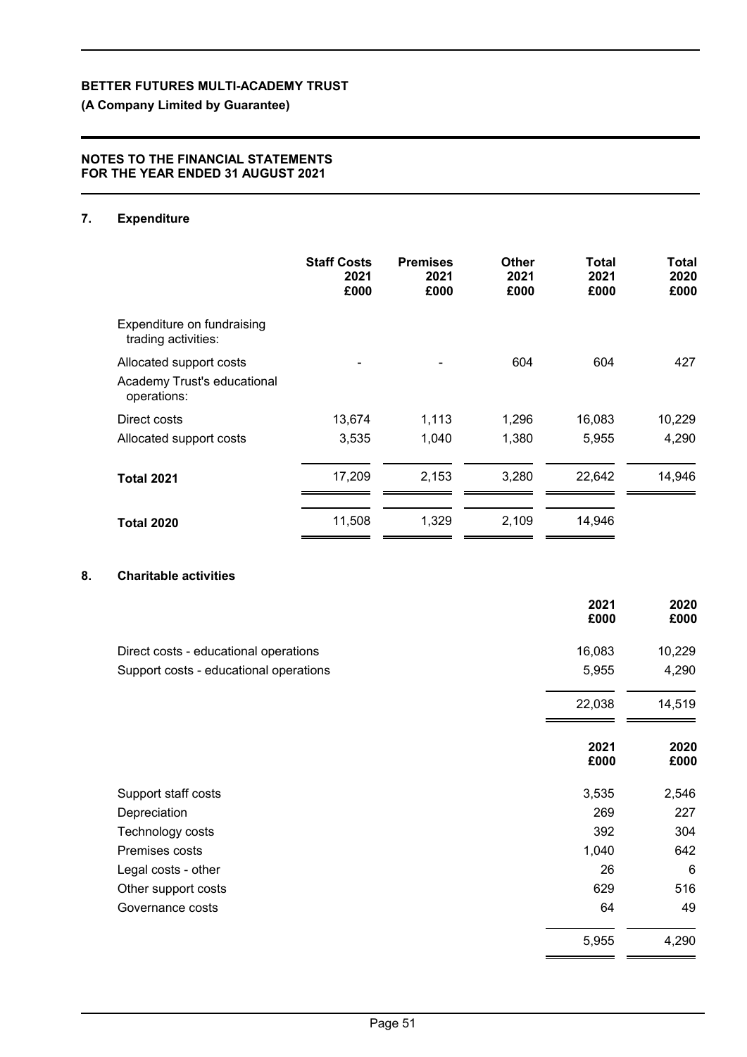**BETTER FUTURES MULTI-ACADEMY TRUST**

**(A Company Limited by Guarantee)**

**NOTES TO THE FINANCIAL STATEMENTS FOR THE YEAR ENDED 31 AUGUST 2021**

## 7. Expenditure

| | Staff Costs 2021 £000 | Premises 2021 £000 | Other 2021 £000 | Total 2021 £000 | Total 2020 £000 |
|---|---|---|---|---|---|
| Expenditure on fundraising trading activities: | | | | | |
| Allocated support costs | - | - | 604 | 604 | 427 |
| Academy Trust's educational operations: | | | | | |
| Direct costs | 13,674 | 1,113 | 1,296 | 16,083 | 10,229 |
| Allocated support costs | 3,535 | 1,040 | 1,380 | 5,955 | 4,290 |
| **Total 2021** | 17,209 | 2,153 | 3,280 | 22,642 | 14,946 |
| **Total 2020** | 11,508 | 1,329 | 2,109 | 14,946 | |

## 8. Charitable activities

| | 2021 £000 | 2020 £000 |
|---|---|---|
| Direct costs - educational operations | 16,083 | 10,229 |
| Support costs - educational operations | 5,955 | 4,290 |
| | 22,038 | 14,519 |

| | 2021 £000 | 2020 £000 |
|---|---|---|
| Support staff costs | 3,535 | 2,546 |
| Depreciation | 269 | 227 |
| Technology costs | 392 | 304 |
| Premises costs | 1,040 | 642 |
| Legal costs - other | 26 | 6 |
| Other support costs | 629 | 516 |
| Governance costs | 64 | 49 |
| | 5,955 | 4,290 |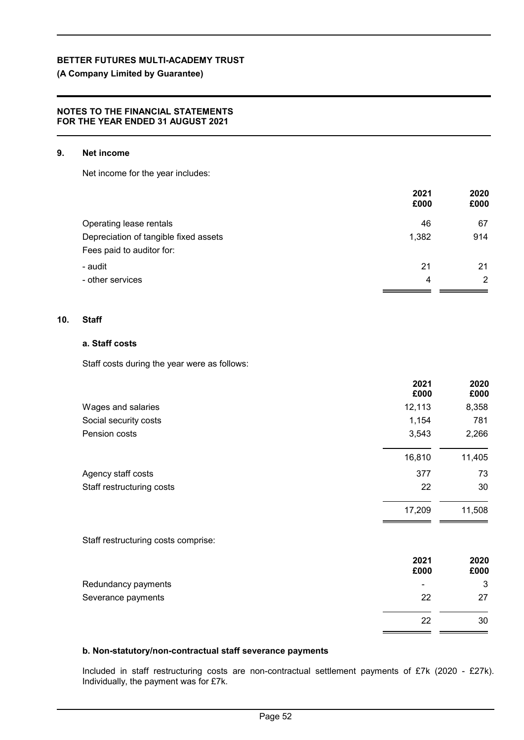## 9. Net income

Net income for the year includes:

| | 2021 £000 | 2020 £000 |
|---|---|---|
| Operating lease rentals | 46 | 67 |
| Depreciation of tangible fixed assets | 1,382 | 914 |
| Fees paid to auditor for: | | |
| - audit | 21 | 21 |
| - other services | 4 | 2 |

## 10. Staff

### a. Staff costs

Staff costs during the year were as follows:

| | 2021 £000 | 2020 £000 |
|---|---|---|
| Wages and salaries | 12,113 | 8,358 |
| Social security costs | 1,154 | 781 |
| Pension costs | 3,543 | 2,266 |
| | 16,810 | 11,405 |
| Agency staff costs | 377 | 73 |
| Staff restructuring costs | 22 | 30 |
| | 17,209 | 11,508 |

Staff restructuring costs comprise:

| | 2021 £000 | 2020 £000 |
|---|---|---|
| Redundancy payments | - | 3 |
| Severance payments | 22 | 27 |
| | 22 | 30 |

### b. Non-statutory/non-contractual staff severance payments

Included in staff restructuring costs are non-contractual settlement payments of £7k (2020 - £27k). Individually, the payment was for £7k.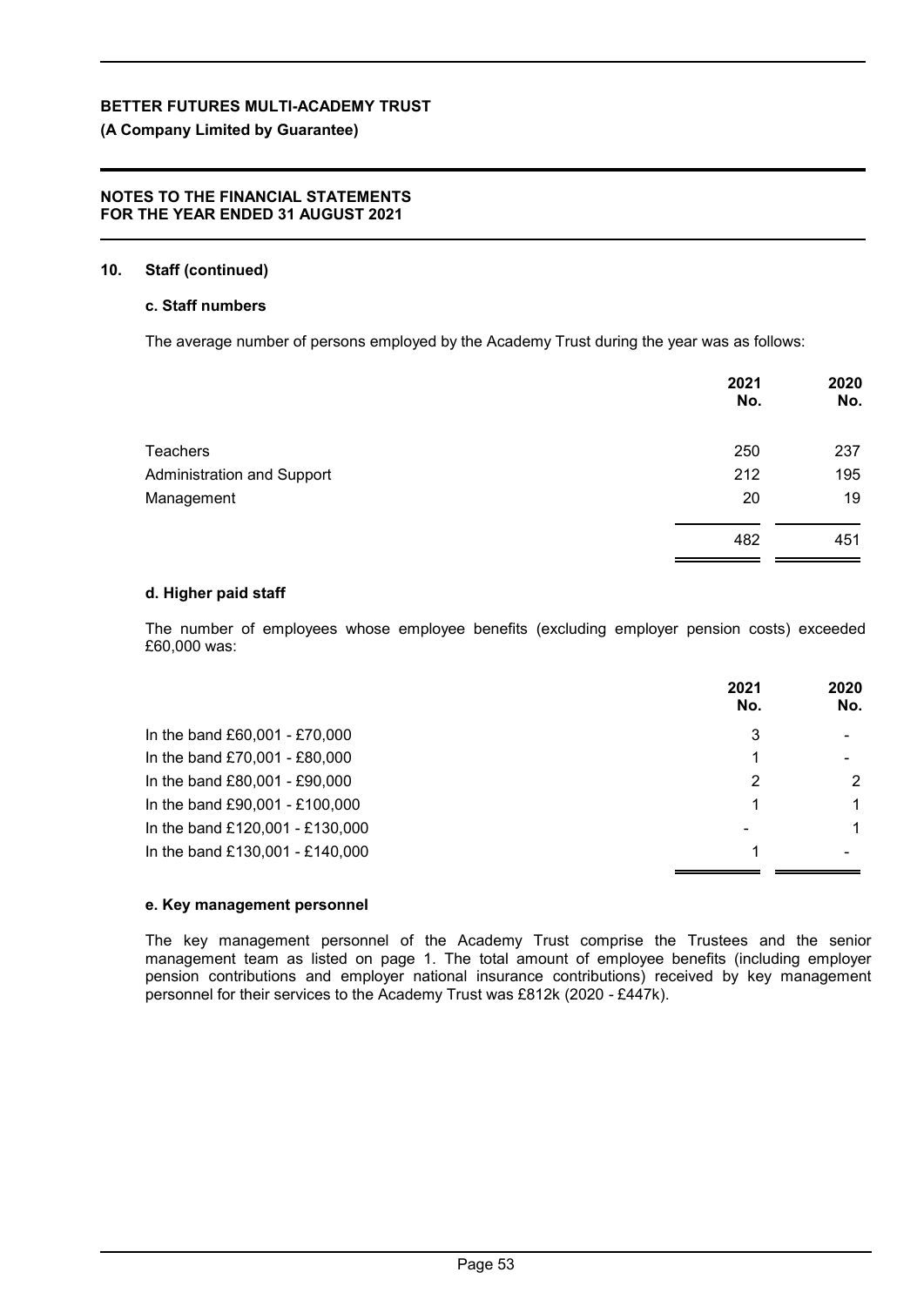## 10. Staff (continued)

### c. Staff numbers

The average number of persons employed by the Academy Trust during the year was as follows:

| | 2021 No. | 2020 No. |
|---|---|---|
| Teachers | 250 | 237 |
| Administration and Support | 212 | 195 |
| Management | 20 | 19 |
| | 482 | 451 |

### d. Higher paid staff

The number of employees whose employee benefits (excluding employer pension costs) exceeded £60,000 was:

| | 2021 No. | 2020 No. |
|---|---|---|
| In the band £60,001 - £70,000 | 3 | - |
| In the band £70,001 - £80,000 | 1 | - |
| In the band £80,001 - £90,000 | 2 | 2 |
| In the band £90,001 - £100,000 | 1 | 1 |
| In the band £120,001 - £130,000 | - | 1 |
| In the band £130,001 - £140,000 | 1 | - |

### e. Key management personnel

The key management personnel of the Academy Trust comprise the Trustees and the senior management team as listed on page 1. The total amount of employee benefits (including employer pension contributions and employer national insurance contributions) received by key management personnel for their services to the Academy Trust was £812k (2020 - £447k).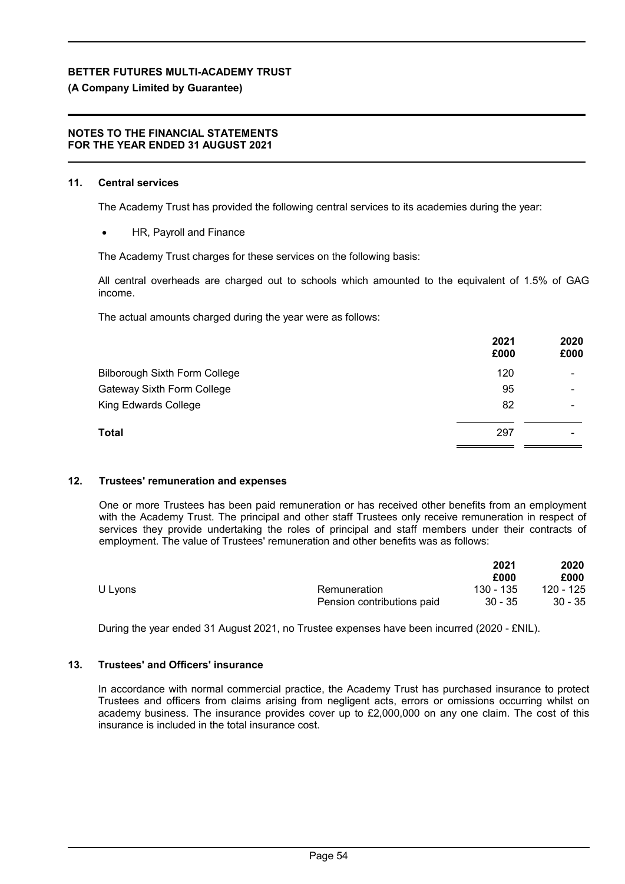## 11. Central services

The Academy Trust has provided the following central services to its academies during the year:

- HR, Payroll and Finance

The Academy Trust charges for these services on the following basis:

All central overheads are charged out to schools which amounted to the equivalent of 1.5% of GAG income.

The actual amounts charged during the year were as follows:

| | 2021 £000 | 2020 £000 |
|---|---|---|
| Bilborough Sixth Form College | 120 | - |
| Gateway Sixth Form College | 95 | - |
| King Edwards College | 82 | - |
| **Total** | 297 | - |

## 12. Trustees' remuneration and expenses

One or more Trustees has been paid remuneration or has received other benefits from an employment with the Academy Trust. The principal and other staff Trustees only receive remuneration in respect of services they provide undertaking the roles of principal and staff members under their contracts of employment. The value of Trustees' remuneration and other benefits was as follows:

| | | 2021 £000 | 2020 £000 |
|---|---|---|---|
| U Lyons | Remuneration | 130 - 135 | 120 - 125 |
| | Pension contributions paid | 30 - 35 | 30 - 35 |

During the year ended 31 August 2021, no Trustee expenses have been incurred (2020 - £NIL).

## 13. Trustees' and Officers' insurance

In accordance with normal commercial practice, the Academy Trust has purchased insurance to protect Trustees and officers from claims arising from negligent acts, errors or omissions occurring whilst on academy business. The insurance provides cover up to £2,000,000 on any one claim. The cost of this insurance is included in the total insurance cost.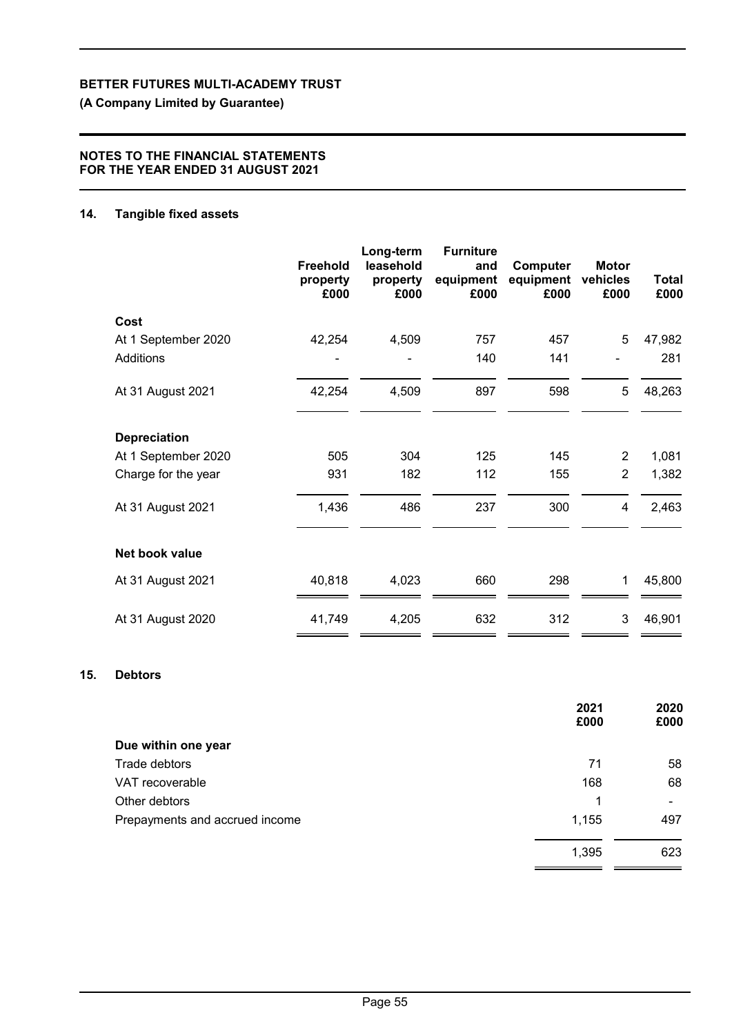**BETTER FUTURES MULTI-ACADEMY TRUST**

**(A Company Limited by Guarantee)**

**NOTES TO THE FINANCIAL STATEMENTS FOR THE YEAR ENDED 31 AUGUST 2021**

## 14. Tangible fixed assets

| | Freehold property £000 | Long-term leasehold property £000 | Furniture and equipment £000 | Computer equipment £000 | Motor vehicles £000 | Total £000 |
|---|---|---|---|---|---|---|
| **Cost** | | | | | | |
| At 1 September 2020 | 42,254 | 4,509 | 757 | 457 | 5 | 47,982 |
| Additions | - | - | 140 | 141 | - | 281 |
| At 31 August 2021 | 42,254 | 4,509 | 897 | 598 | 5 | 48,263 |
| **Depreciation** | | | | | | |
| At 1 September 2020 | 505 | 304 | 125 | 145 | 2 | 1,081 |
| Charge for the year | 931 | 182 | 112 | 155 | 2 | 1,382 |
| At 31 August 2021 | 1,436 | 486 | 237 | 300 | 4 | 2,463 |
| **Net book value** | | | | | | |
| At 31 August 2021 | 40,818 | 4,023 | 660 | 298 | 1 | 45,800 |
| At 31 August 2020 | 41,749 | 4,205 | 632 | 312 | 3 | 46,901 |

## 15. Debtors

| | 2021 £000 | 2020 £000 |
|---|---|---|
| **Due within one year** | | |
| Trade debtors | 71 | 58 |
| VAT recoverable | 168 | 68 |
| Other debtors | 1 | - |
| Prepayments and accrued income | 1,155 | 497 |
| | 1,395 | 623 |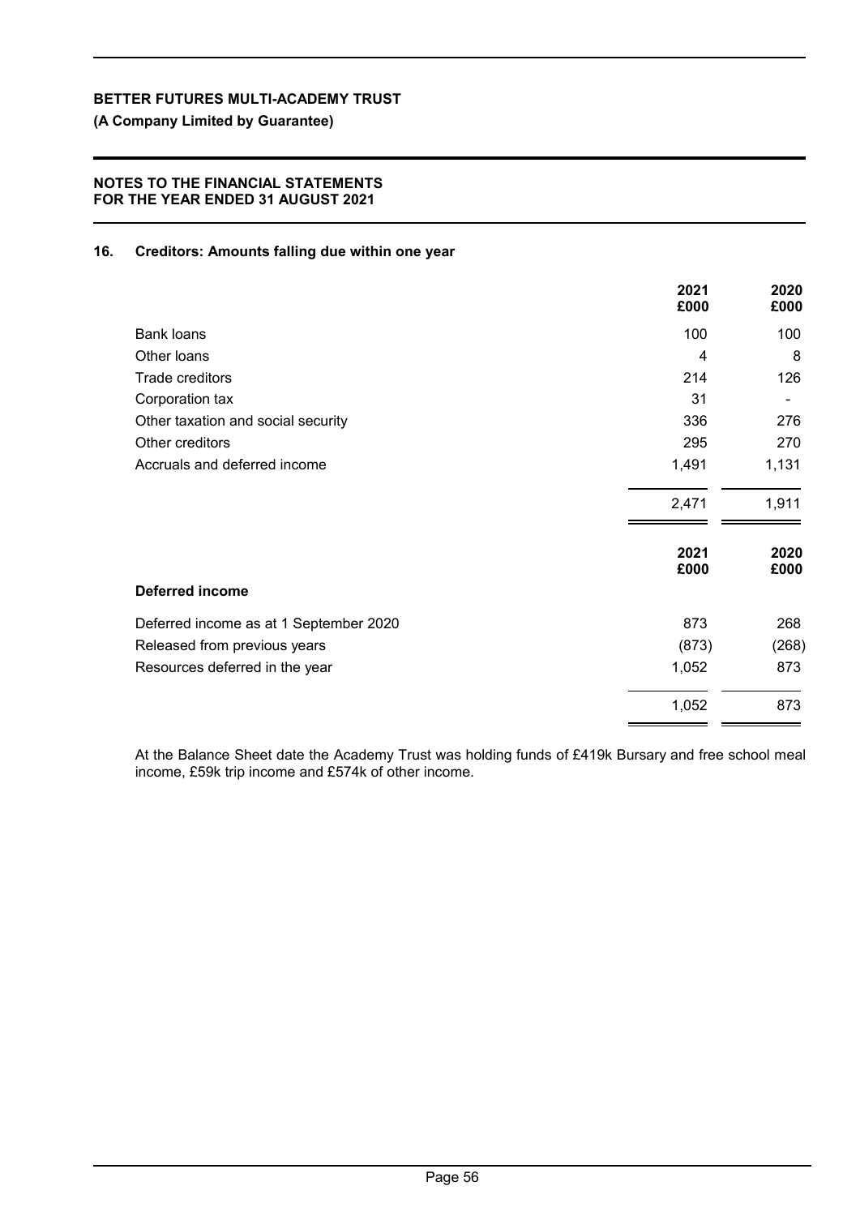## 16. Creditors: Amounts falling due within one year

| | 2021 £000 | 2020 £000 |
|---|---|---|
| Bank loans | 100 | 100 |
| Other loans | 4 | 8 |
| Trade creditors | 214 | 126 |
| Corporation tax | 31 | - |
| Other taxation and social security | 336 | 276 |
| Other creditors | 295 | 270 |
| Accruals and deferred income | 1,491 | 1,131 |
| | 2,471 | 1,911 |

| | 2021 £000 | 2020 £000 |
|---|---|---|
| **Deferred income** | | |
| Deferred income as at 1 September 2020 | 873 | 268 |
| Released from previous years | (873) | (268) |
| Resources deferred in the year | 1,052 | 873 |
| | 1,052 | 873 |

At the Balance Sheet date the Academy Trust was holding funds of £419k Bursary and free school meal income, £59k trip income and £574k of other income.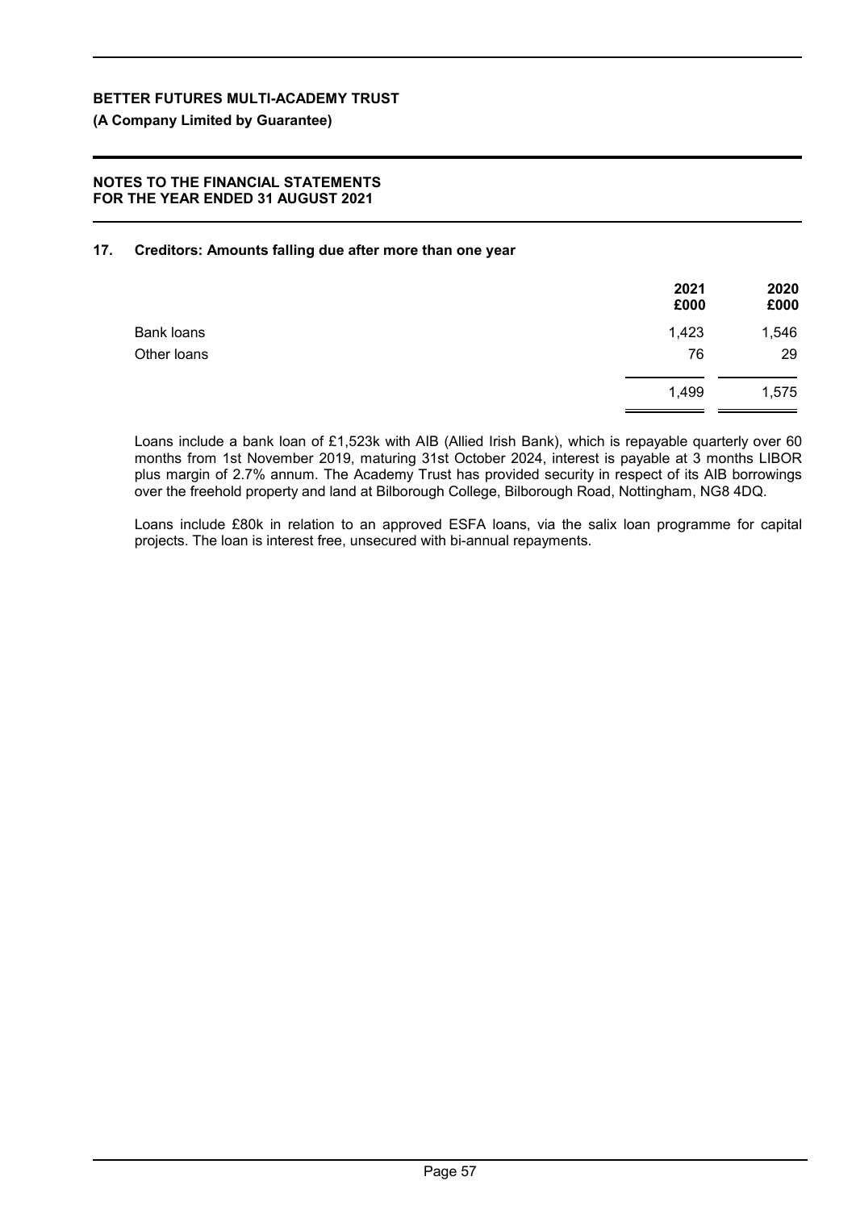## 17. Creditors: Amounts falling due after more than one year

| | 2021 £000 | 2020 £000 |
|---|---|---|
| Bank loans | 1,423 | 1,546 |
| Other loans | 76 | 29 |
| | 1,499 | 1,575 |

Loans include a bank loan of £1,523k with AIB (Allied Irish Bank), which is repayable quarterly over 60 months from 1st November 2019, maturing 31st October 2024, interest is payable at 3 months LIBOR plus margin of 2.7% annum. The Academy Trust has provided security in respect of its AIB borrowings over the freehold property and land at Bilborough College, Bilborough Road, Nottingham, NG8 4DQ.

Loans include £80k in relation to an approved ESFA loans, via the salix loan programme for capital projects. The loan is interest free, unsecured with bi-annual repayments.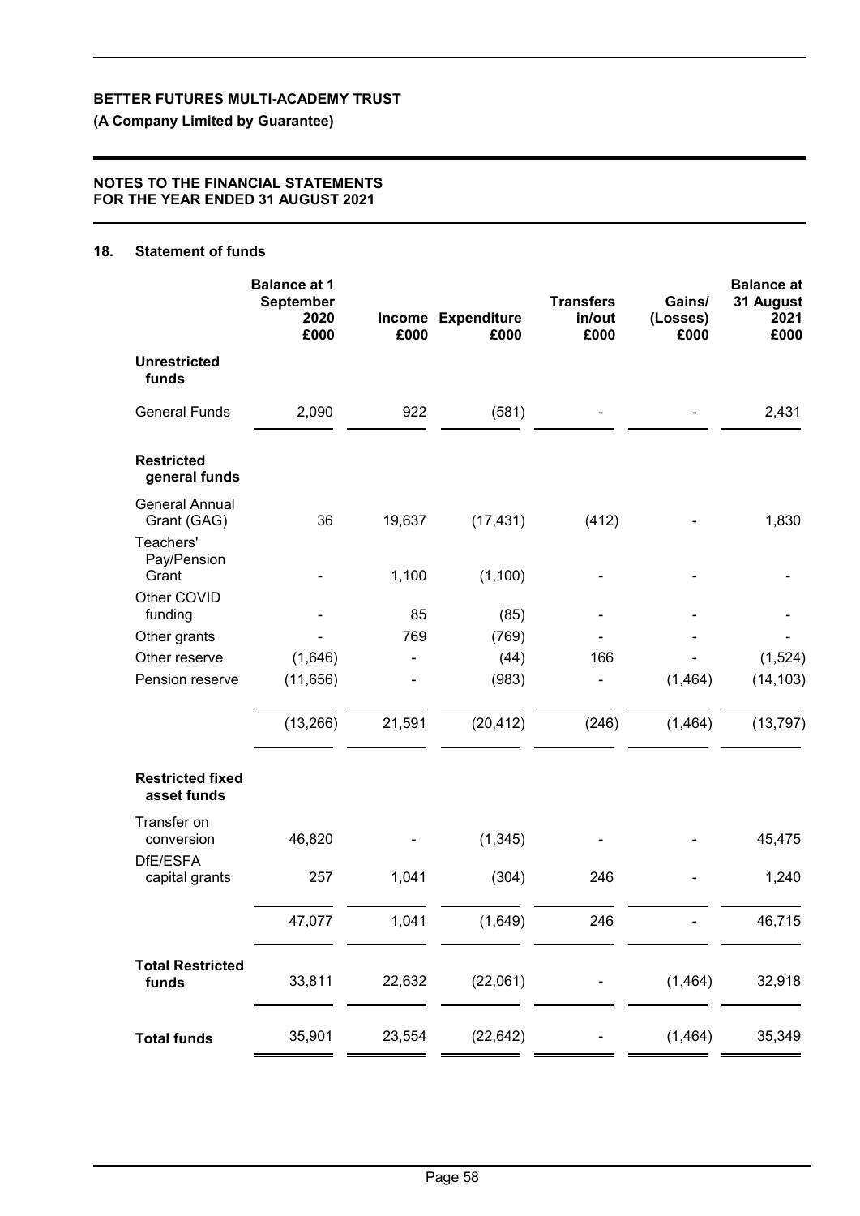**BETTER FUTURES MULTI-ACADEMY TRUST**

**(A Company Limited by Guarantee)**

**NOTES TO THE FINANCIAL STATEMENTS FOR THE YEAR ENDED 31 AUGUST 2021**

## 18. Statement of funds

| | Balance at 1 September 2020 £000 | Income £000 | Expenditure £000 | Transfers in/out £000 | Gains/ (Losses) £000 | Balance at 31 August 2021 £000 |
|---|---|---|---|---|---|---|
| **Unrestricted funds** | | | | | | |
| General Funds | 2,090 | 922 | (581) | - | - | 2,431 |
| **Restricted general funds** | | | | | | |
| General Annual Grant (GAG) | 36 | 19,637 | (17,431) | (412) | - | 1,830 |
| Teachers' Pay/Pension Grant | - | 1,100 | (1,100) | - | - | - |
| Other COVID funding | - | 85 | (85) | - | - | - |
| Other grants | - | 769 | (769) | - | - | - |
| Other reserve | (1,646) | - | (44) | 166 | - | (1,524) |
| Pension reserve | (11,656) | - | (983) | - | (1,464) | (14,103) |
| | (13,266) | 21,591 | (20,412) | (246) | (1,464) | (13,797) |
| **Restricted fixed asset funds** | | | | | | |
| Transfer on conversion | 46,820 | - | (1,345) | - | - | 45,475 |
| DfE/ESFA capital grants | 257 | 1,041 | (304) | 246 | - | 1,240 |
| | 47,077 | 1,041 | (1,649) | 246 | - | 46,715 |
| **Total Restricted funds** | 33,811 | 22,632 | (22,061) | - | (1,464) | 32,918 |
| **Total funds** | 35,901 | 23,554 | (22,642) | - | (1,464) | 35,349 |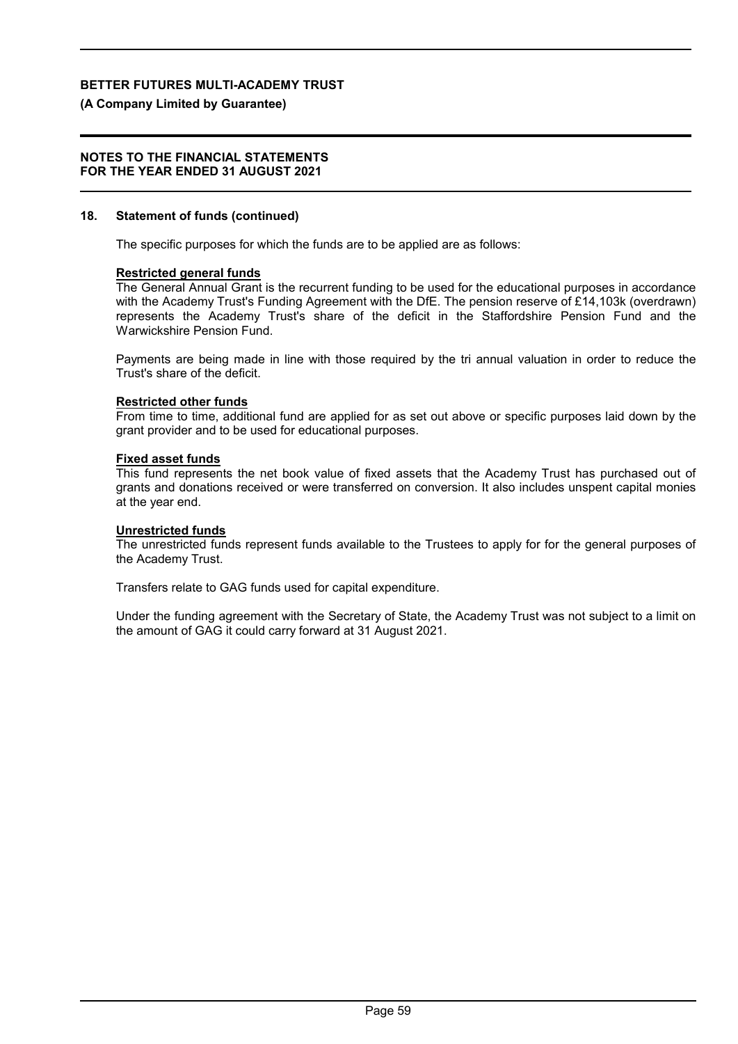## 18. Statement of funds (continued)

The specific purposes for which the funds are to be applied are as follows:

**Restricted general funds**

The General Annual Grant is the recurrent funding to be used for the educational purposes in accordance with the Academy Trust's Funding Agreement with the DfE. The pension reserve of £14,103k (overdrawn) represents the Academy Trust's share of the deficit in the Staffordshire Pension Fund and the Warwickshire Pension Fund.

Payments are being made in line with those required by the tri annual valuation in order to reduce the Trust's share of the deficit.

**Restricted other funds**

From time to time, additional fund are applied for as set out above or specific purposes laid down by the grant provider and to be used for educational purposes.

**Fixed asset funds**

This fund represents the net book value of fixed assets that the Academy Trust has purchased out of grants and donations received or were transferred on conversion. It also includes unspent capital monies at the year end.

**Unrestricted funds**

The unrestricted funds represent funds available to the Trustees to apply for for the general purposes of the Academy Trust.

Transfers relate to GAG funds used for capital expenditure.

Under the funding agreement with the Secretary of State, the Academy Trust was not subject to a limit on the amount of GAG it could carry forward at 31 August 2021.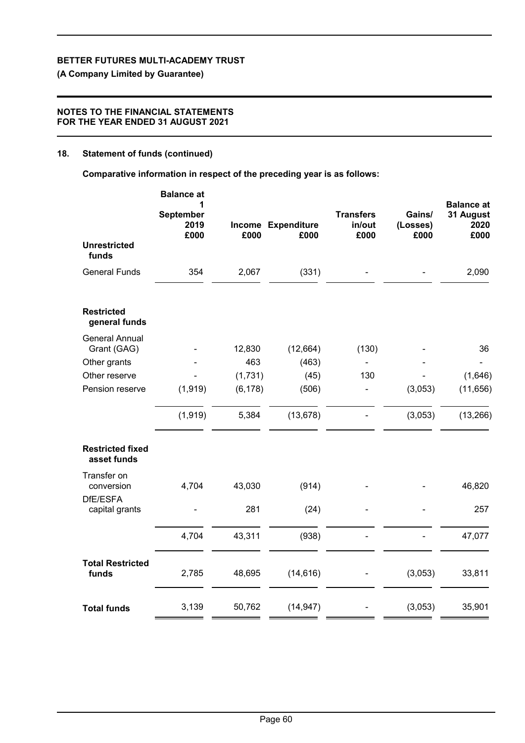## 18. Statement of funds (continued)

**Comparative information in respect of the preceding year is as follows:**

| | Balance at 1 September 2019 £000 | Income £000 | Expenditure £000 | Transfers in/out £000 | Gains/ (Losses) £000 | Balance at 31 August 2020 £000 |
|---|---|---|---|---|---|---|
| **Unrestricted funds** | | | | | | |
| General Funds | 354 | 2,067 | (331) | - | - | 2,090 |
| **Restricted general funds** | | | | | | |
| General Annual Grant (GAG) | - | 12,830 | (12,664) | (130) | - | 36 |
| Other grants | - | 463 | (463) | - | - | - |
| Other reserve | - | (1,731) | (45) | 130 | - | (1,646) |
| Pension reserve | (1,919) | (6,178) | (506) | - | (3,053) | (11,656) |
| | (1,919) | 5,384 | (13,678) | - | (3,053) | (13,266) |
| **Restricted fixed asset funds** | | | | | | |
| Transfer on conversion | 4,704 | 43,030 | (914) | - | - | 46,820 |
| DfE/ESFA capital grants | - | 281 | (24) | - | - | 257 |
| | 4,704 | 43,311 | (938) | - | - | 47,077 |
| **Total Restricted funds** | 2,785 | 48,695 | (14,616) | - | (3,053) | 33,811 |
| **Total funds** | 3,139 | 50,762 | (14,947) | - | (3,053) | 35,901 |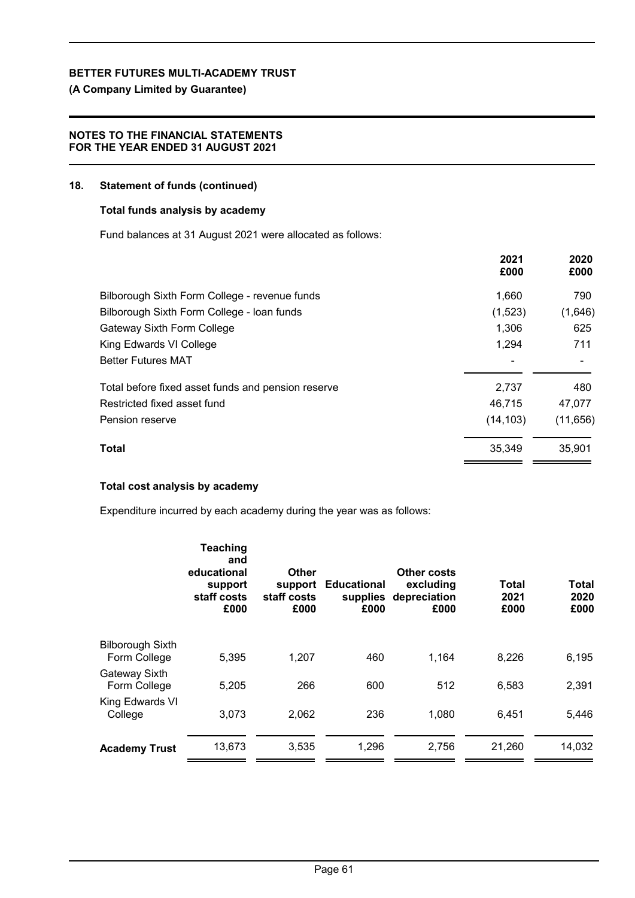## 18. Statement of funds (continued)

### Total funds analysis by academy

Fund balances at 31 August 2021 were allocated as follows:

| | 2021 £000 | 2020 £000 |
|---|---|---|
| Bilborough Sixth Form College - revenue funds | 1,660 | 790 |
| Bilborough Sixth Form College - loan funds | (1,523) | (1,646) |
| Gateway Sixth Form College | 1,306 | 625 |
| King Edwards VI College | 1,294 | 711 |
| Better Futures MAT | - | - |
| Total before fixed asset funds and pension reserve | 2,737 | 480 |
| Restricted fixed asset fund | 46,715 | 47,077 |
| Pension reserve | (14,103) | (11,656) |
| **Total** | 35,349 | 35,901 |

### Total cost analysis by academy

Expenditure incurred by each academy during the year was as follows:

| | Teaching and educational support staff costs £000 | Other support staff costs £000 | Educational supplies £000 | Other costs excluding depreciation £000 | Total 2021 £000 | Total 2020 £000 |
|---|---|---|---|---|---|---|
| Bilborough Sixth Form College | 5,395 | 1,207 | 460 | 1,164 | 8,226 | 6,195 |
| Gateway Sixth Form College | 5,205 | 266 | 600 | 512 | 6,583 | 2,391 |
| King Edwards VI College | 3,073 | 2,062 | 236 | 1,080 | 6,451 | 5,446 |
| **Academy Trust** | 13,673 | 3,535 | 1,296 | 2,756 | 21,260 | 14,032 |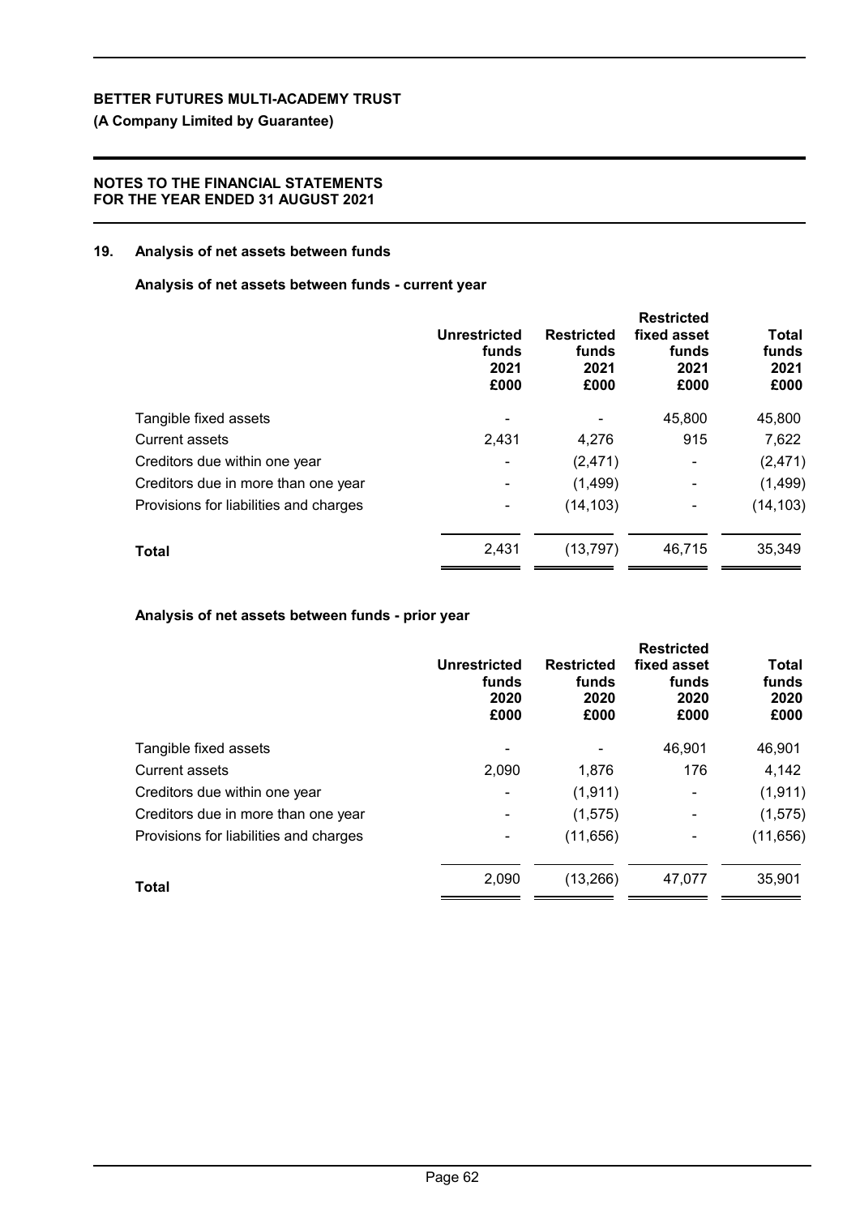## 19. Analysis of net assets between funds

### Analysis of net assets between funds - current year

| | Unrestricted funds 2021 £000 | Restricted funds 2021 £000 | Restricted fixed asset funds 2021 £000 | Total funds 2021 £000 |
|---|---|---|---|---|
| Tangible fixed assets | - | - | 45,800 | 45,800 |
| Current assets | 2,431 | 4,276 | 915 | 7,622 |
| Creditors due within one year | - | (2,471) | - | (2,471) |
| Creditors due in more than one year | - | (1,499) | - | (1,499) |
| Provisions for liabilities and charges | - | (14,103) | - | (14,103) |
| **Total** | 2,431 | (13,797) | 46,715 | 35,349 |

### Analysis of net assets between funds - prior year

| | Unrestricted funds 2020 £000 | Restricted funds 2020 £000 | Restricted fixed asset funds 2020 £000 | Total funds 2020 £000 |
|---|---|---|---|---|
| Tangible fixed assets | - | - | 46,901 | 46,901 |
| Current assets | 2,090 | 1,876 | 176 | 4,142 |
| Creditors due within one year | - | (1,911) | - | (1,911) |
| Creditors due in more than one year | - | (1,575) | - | (1,575) |
| Provisions for liabilities and charges | - | (11,656) | - | (11,656) |
| **Total** | 2,090 | (13,266) | 47,077 | 35,901 |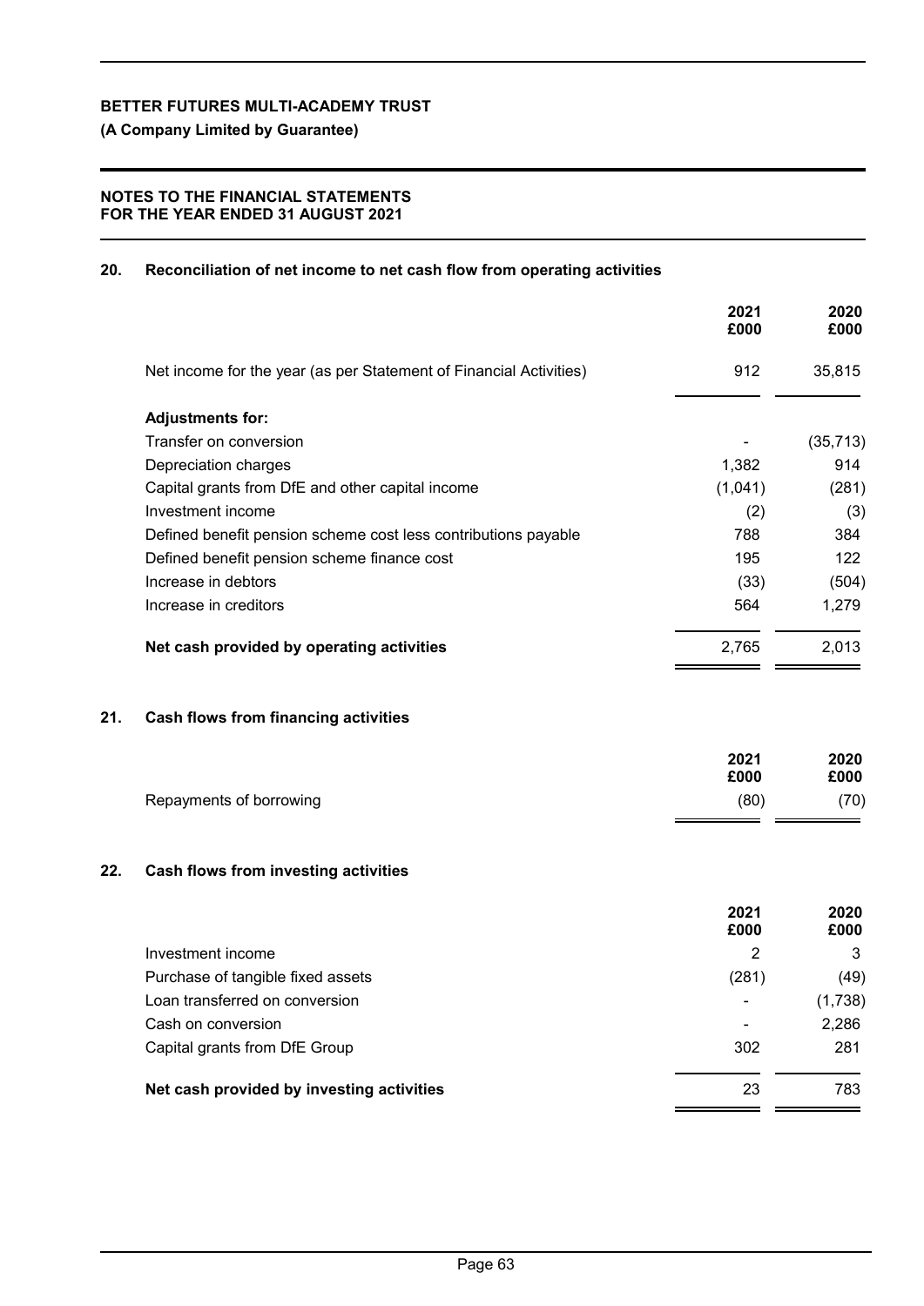## 20. Reconciliation of net income to net cash flow from operating activities

| | 2021 £000 | 2020 £000 |
|---|---|---|
| Net income for the year (as per Statement of Financial Activities) | 912 | 35,815 |
| **Adjustments for:** | | |
| Transfer on conversion | - | (35,713) |
| Depreciation charges | 1,382 | 914 |
| Capital grants from DfE and other capital income | (1,041) | (281) |
| Investment income | (2) | (3) |
| Defined benefit pension scheme cost less contributions payable | 788 | 384 |
| Defined benefit pension scheme finance cost | 195 | 122 |
| Increase in debtors | (33) | (504) |
| Increase in creditors | 564 | 1,279 |
| **Net cash provided by operating activities** | 2,765 | 2,013 |

## 21. Cash flows from financing activities

| | 2021 £000 | 2020 £000 |
|---|---|---|
| Repayments of borrowing | (80) | (70) |

## 22. Cash flows from investing activities

| | 2021 £000 | 2020 £000 |
|---|---|---|
| Investment income | 2 | 3 |
| Purchase of tangible fixed assets | (281) | (49) |
| Loan transferred on conversion | - | (1,738) |
| Cash on conversion | - | 2,286 |
| Capital grants from DfE Group | 302 | 281 |
| **Net cash provided by investing activities** | 23 | 783 |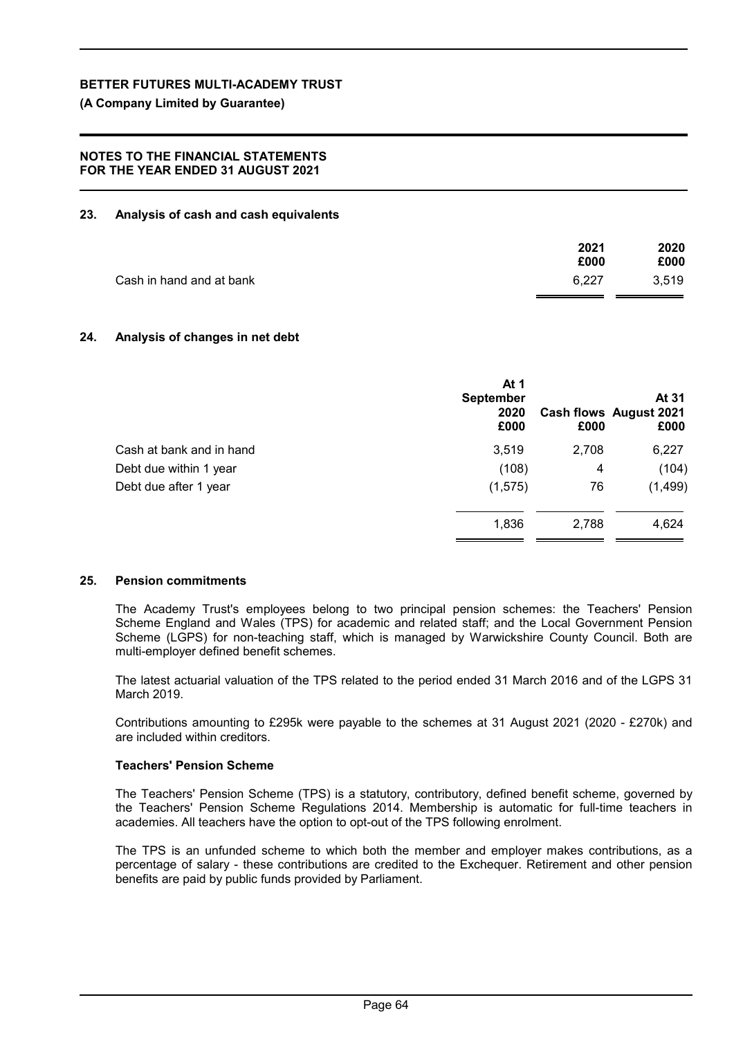## 23. Analysis of cash and cash equivalents

| | 2021 £000 | 2020 £000 |
|---|---|---|
| Cash in hand and at bank | 6,227 | 3,519 |

## 24. Analysis of changes in net debt

| | At 1 September 2020 £000 | Cash flows £000 | At 31 August 2021 £000 |
|---|---|---|---|
| Cash at bank and in hand | 3,519 | 2,708 | 6,227 |
| Debt due within 1 year | (108) | 4 | (104) |
| Debt due after 1 year | (1,575) | 76 | (1,499) |
| | 1,836 | 2,788 | 4,624 |

## 25. Pension commitments

The Academy Trust's employees belong to two principal pension schemes: the Teachers' Pension Scheme England and Wales (TPS) for academic and related staff; and the Local Government Pension Scheme (LGPS) for non-teaching staff, which is managed by Warwickshire County Council. Both are multi-employer defined benefit schemes.

The latest actuarial valuation of the TPS related to the period ended 31 March 2016 and of the LGPS 31 March 2019.

Contributions amounting to £295k were payable to the schemes at 31 August 2021 (2020 - £270k) and are included within creditors.

### Teachers' Pension Scheme

The Teachers' Pension Scheme (TPS) is a statutory, contributory, defined benefit scheme, governed by the Teachers' Pension Scheme Regulations 2014. Membership is automatic for full-time teachers in academies. All teachers have the option to opt-out of the TPS following enrolment.

The TPS is an unfunded scheme to which both the member and employer makes contributions, as a percentage of salary - these contributions are credited to the Exchequer. Retirement and other pension benefits are paid by public funds provided by Parliament.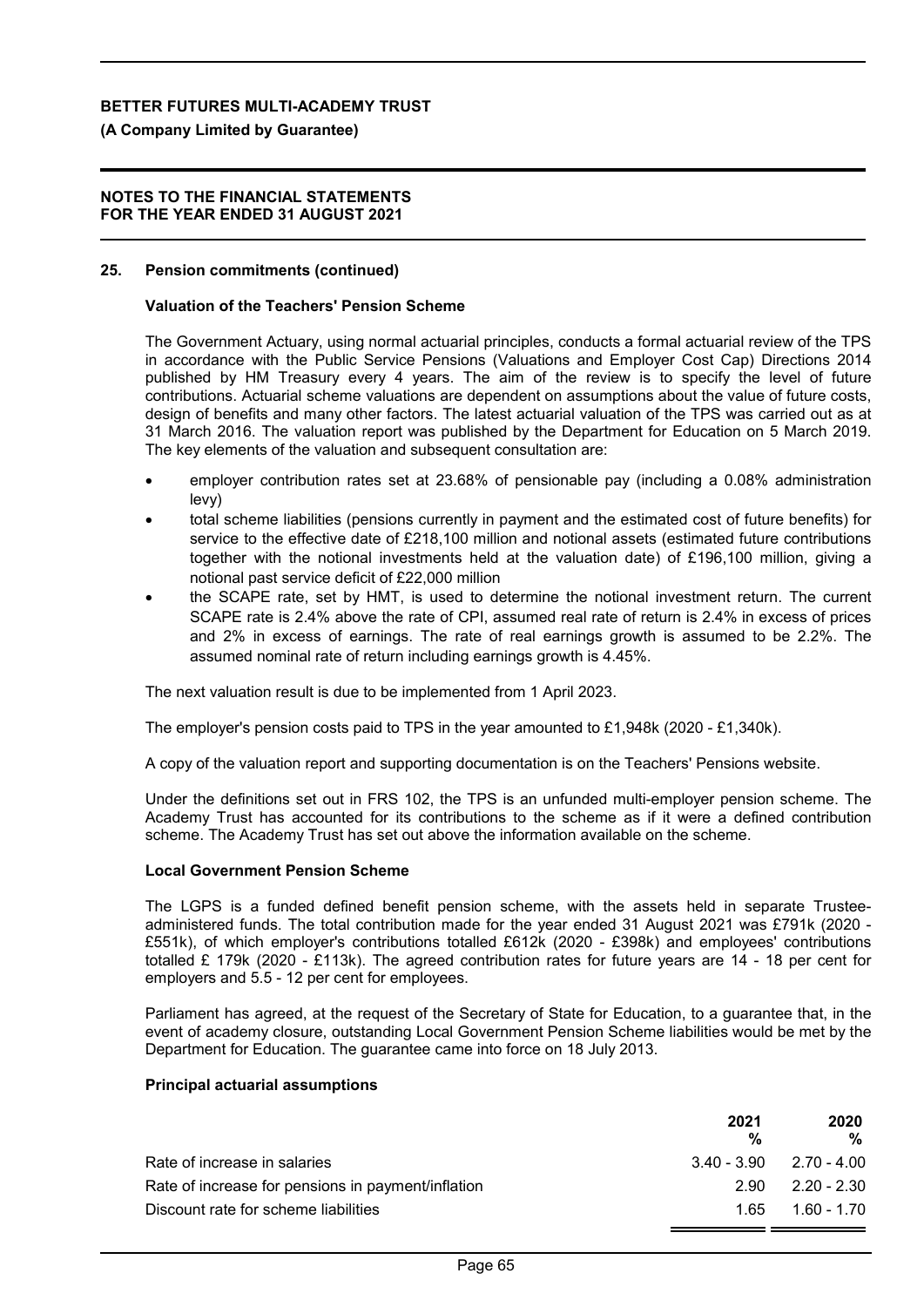**25. Pension commitments (continued)**

**Valuation of the Teachers' Pension Scheme**

The Government Actuary, using normal actuarial principles, conducts a formal actuarial review of the TPS in accordance with the Public Service Pensions (Valuations and Employer Cost Cap) Directions 2014 published by HM Treasury every 4 years. The aim of the review is to specify the level of future contributions. Actuarial scheme valuations are dependent on assumptions about the value of future costs, design of benefits and many other factors. The latest actuarial valuation of the TPS was carried out as at 31 March 2016. The valuation report was published by the Department for Education on 5 March 2019. The key elements of the valuation and subsequent consultation are:

- employer contribution rates set at 23.68% of pensionable pay (including a 0.08% administration levy)
- total scheme liabilities (pensions currently in payment and the estimated cost of future benefits) for service to the effective date of £218,100 million and notional assets (estimated future contributions together with the notional investments held at the valuation date) of £196,100 million, giving a notional past service deficit of £22,000 million
- the SCAPE rate, set by HMT, is used to determine the notional investment return. The current SCAPE rate is 2.4% above the rate of CPI, assumed real rate of return is 2.4% in excess of prices and 2% in excess of earnings. The rate of real earnings growth is assumed to be 2.2%. The assumed nominal rate of return including earnings growth is 4.45%.

The next valuation result is due to be implemented from 1 April 2023.

The employer's pension costs paid to TPS in the year amounted to £1,948k (2020 - £1,340k).

A copy of the valuation report and supporting documentation is on the Teachers' Pensions website.

Under the definitions set out in FRS 102, the TPS is an unfunded multi-employer pension scheme. The Academy Trust has accounted for its contributions to the scheme as if it were a defined contribution scheme. The Academy Trust has set out above the information available on the scheme.

**Local Government Pension Scheme**

The LGPS is a funded defined benefit pension scheme, with the assets held in separate Trustee-administered funds. The total contribution made for the year ended 31 August 2021 was £791k (2020 - £551k), of which employer's contributions totalled £612k (2020 - £398k) and employees' contributions totalled £ 179k (2020 - £113k). The agreed contribution rates for future years are 14 - 18 per cent for employers and 5.5 - 12 per cent for employees.

Parliament has agreed, at the request of the Secretary of State for Education, to a guarantee that, in the event of academy closure, outstanding Local Government Pension Scheme liabilities would be met by the Department for Education. The guarantee came into force on 18 July 2013.

**Principal actuarial assumptions**

| | 2021 % | 2020 % |
|---|---|---|
| Rate of increase in salaries | 3.40 - 3.90 | 2.70 - 4.00 |
| Rate of increase for pensions in payment/inflation | 2.90 | 2.20 - 2.30 |
| Discount rate for scheme liabilities | 1.65 | 1.60 - 1.70 |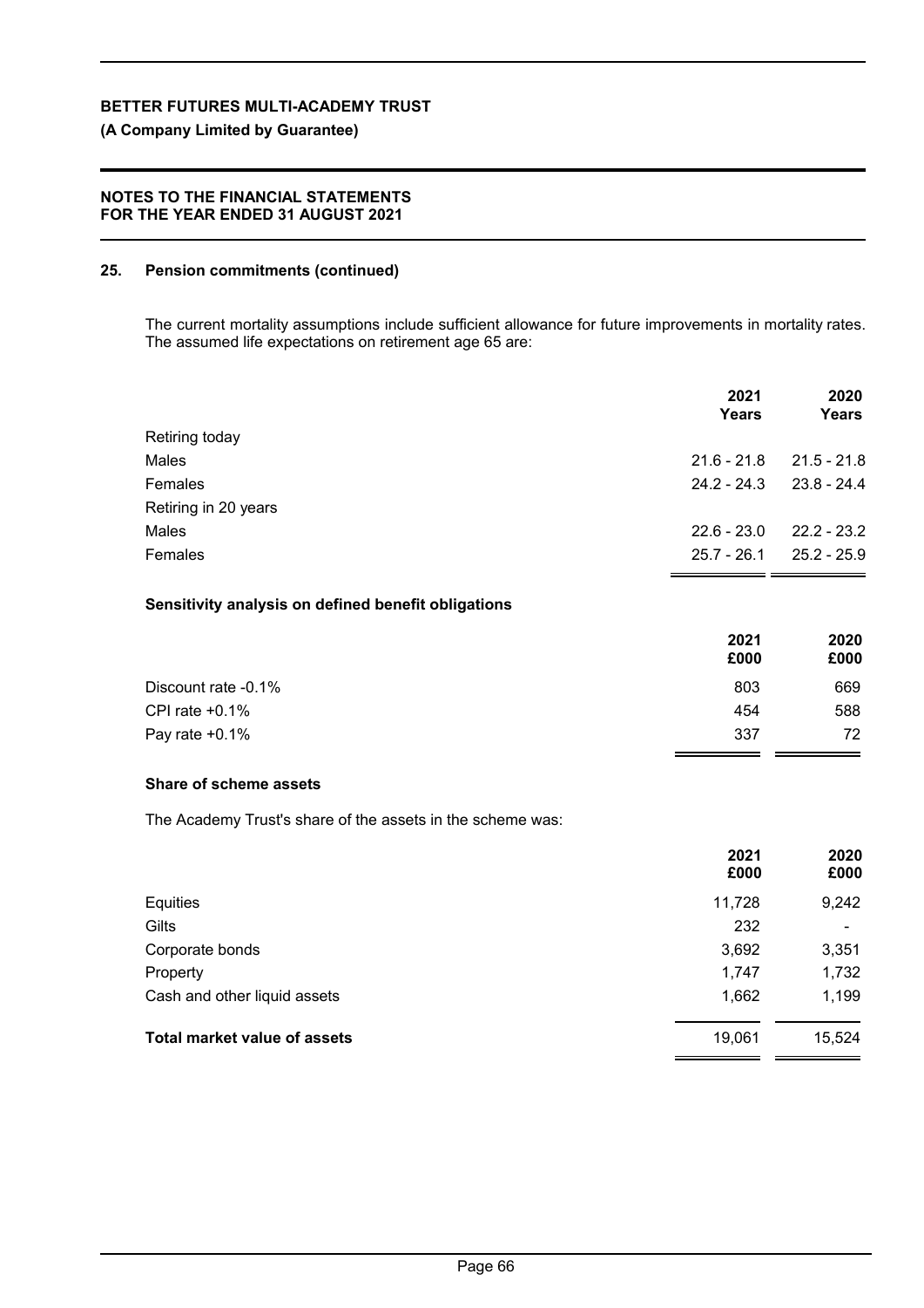## 25. Pension commitments (continued)

The current mortality assumptions include sufficient allowance for future improvements in mortality rates. The assumed life expectations on retirement age 65 are:

| | 2021 Years | 2020 Years |
|---|---|---|
| Retiring today | | |
| Males | 21.6 - 21.8 | 21.5 - 21.8 |
| Females | 24.2 - 24.3 | 23.8 - 24.4 |
| Retiring in 20 years | | |
| Males | 22.6 - 23.0 | 22.2 - 23.2 |
| Females | 25.7 - 26.1 | 25.2 - 25.9 |

### Sensitivity analysis on defined benefit obligations

| | 2021 £000 | 2020 £000 |
|---|---|---|
| Discount rate -0.1% | 803 | 669 |
| CPI rate +0.1% | 454 | 588 |
| Pay rate +0.1% | 337 | 72 |

### Share of scheme assets

The Academy Trust's share of the assets in the scheme was:

| | 2021 £000 | 2020 £000 |
|---|---|---|
| Equities | 11,728 | 9,242 |
| Gilts | 232 | - |
| Corporate bonds | 3,692 | 3,351 |
| Property | 1,747 | 1,732 |
| Cash and other liquid assets | 1,662 | 1,199 |
| **Total market value of assets** | 19,061 | 15,524 |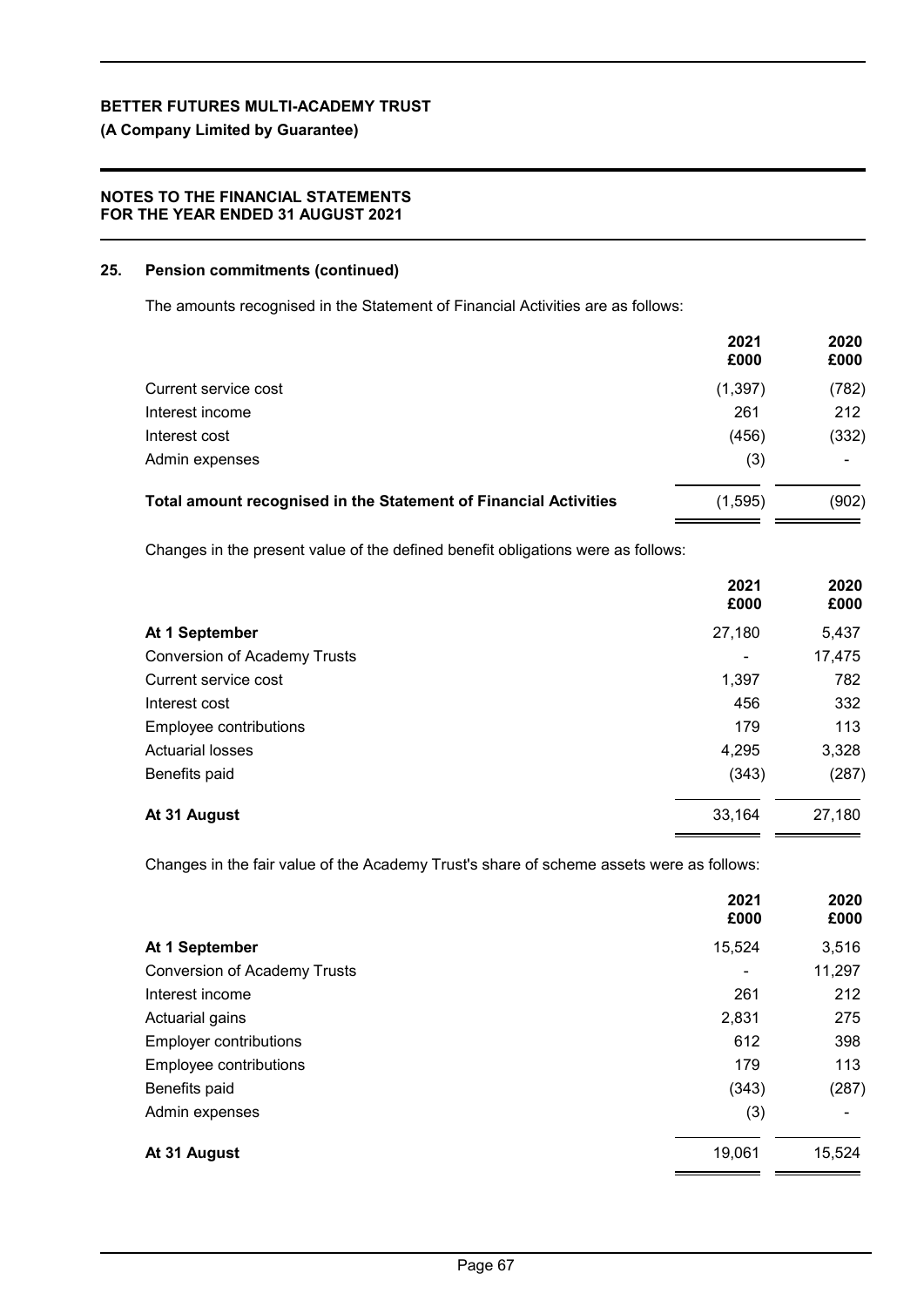## 25. Pension commitments (continued)

The amounts recognised in the Statement of Financial Activities are as follows:

| | 2021 £000 | 2020 £000 |
|---|---|---|
| Current service cost | (1,397) | (782) |
| Interest income | 261 | 212 |
| Interest cost | (456) | (332) |
| Admin expenses | (3) | - |
| **Total amount recognised in the Statement of Financial Activities** | (1,595) | (902) |

Changes in the present value of the defined benefit obligations were as follows:

| | 2021 £000 | 2020 £000 |
|---|---|---|
| **At 1 September** | 27,180 | 5,437 |
| Conversion of Academy Trusts | - | 17,475 |
| Current service cost | 1,397 | 782 |
| Interest cost | 456 | 332 |
| Employee contributions | 179 | 113 |
| Actuarial losses | 4,295 | 3,328 |
| Benefits paid | (343) | (287) |
| **At 31 August** | 33,164 | 27,180 |

Changes in the fair value of the Academy Trust's share of scheme assets were as follows:

| | 2021 £000 | 2020 £000 |
|---|---|---|
| **At 1 September** | 15,524 | 3,516 |
| Conversion of Academy Trusts | - | 11,297 |
| Interest income | 261 | 212 |
| Actuarial gains | 2,831 | 275 |
| Employer contributions | 612 | 398 |
| Employee contributions | 179 | 113 |
| Benefits paid | (343) | (287) |
| Admin expenses | (3) | - |
| **At 31 August** | 19,061 | 15,524 |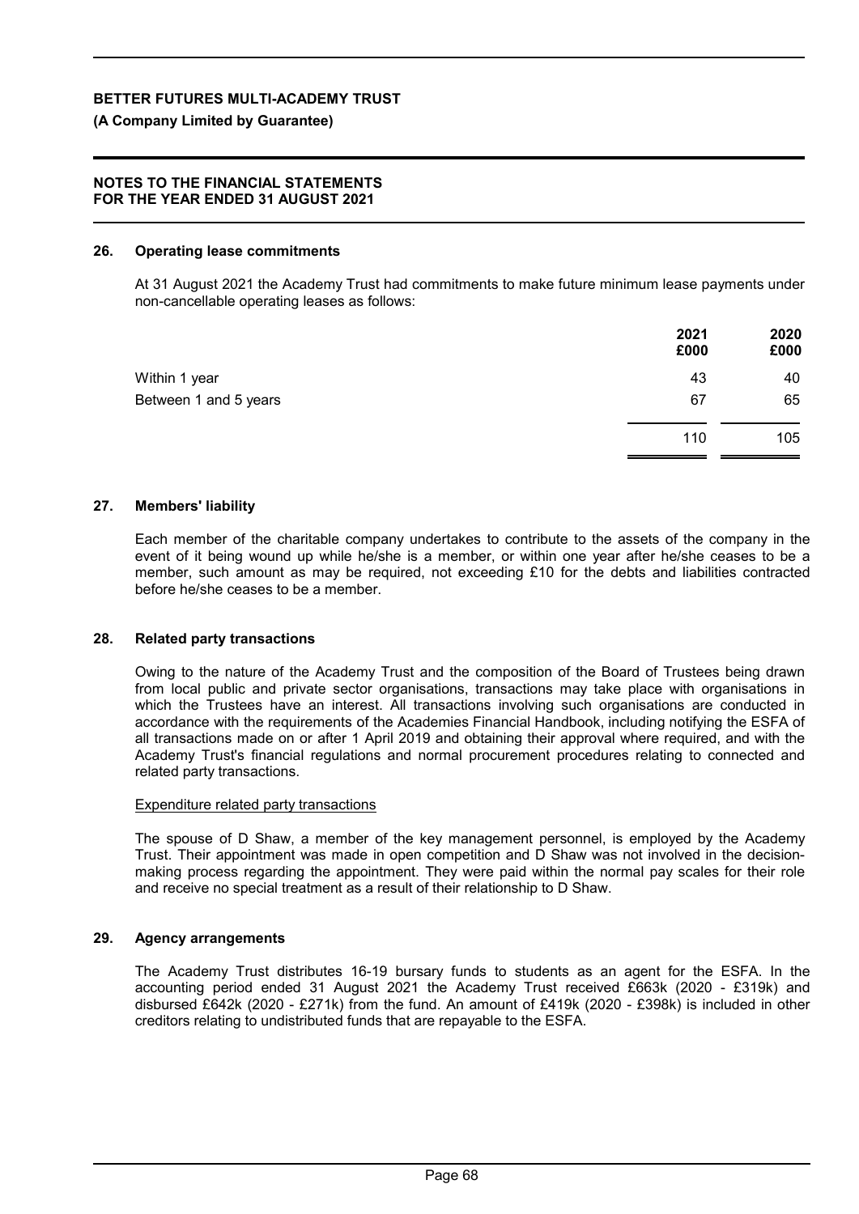## 26. Operating lease commitments

At 31 August 2021 the Academy Trust had commitments to make future minimum lease payments under non-cancellable operating leases as follows:

| | 2021 £000 | 2020 £000 |
|---|---|---|
| Within 1 year | 43 | 40 |
| Between 1 and 5 years | 67 | 65 |
| | 110 | 105 |

## 27. Members' liability

Each member of the charitable company undertakes to contribute to the assets of the company in the event of it being wound up while he/she is a member, or within one year after he/she ceases to be a member, such amount as may be required, not exceeding £10 for the debts and liabilities contracted before he/she ceases to be a member.

## 28. Related party transactions

Owing to the nature of the Academy Trust and the composition of the Board of Trustees being drawn from local public and private sector organisations, transactions may take place with organisations in which the Trustees have an interest. All transactions involving such organisations are conducted in accordance with the requirements of the Academies Financial Handbook, including notifying the ESFA of all transactions made on or after 1 April 2019 and obtaining their approval where required, and with the Academy Trust's financial regulations and normal procurement procedures relating to connected and related party transactions.

Expenditure related party transactions

The spouse of D Shaw, a member of the key management personnel, is employed by the Academy Trust. Their appointment was made in open competition and D Shaw was not involved in the decision-making process regarding the appointment. They were paid within the normal pay scales for their role and receive no special treatment as a result of their relationship to D Shaw.

## 29. Agency arrangements

The Academy Trust distributes 16-19 bursary funds to students as an agent for the ESFA. In the accounting period ended 31 August 2021 the Academy Trust received £663k (2020 - £319k) and disbursed £642k (2020 - £271k) from the fund. An amount of £419k (2020 - £398k) is included in other creditors relating to undistributed funds that are repayable to the ESFA.